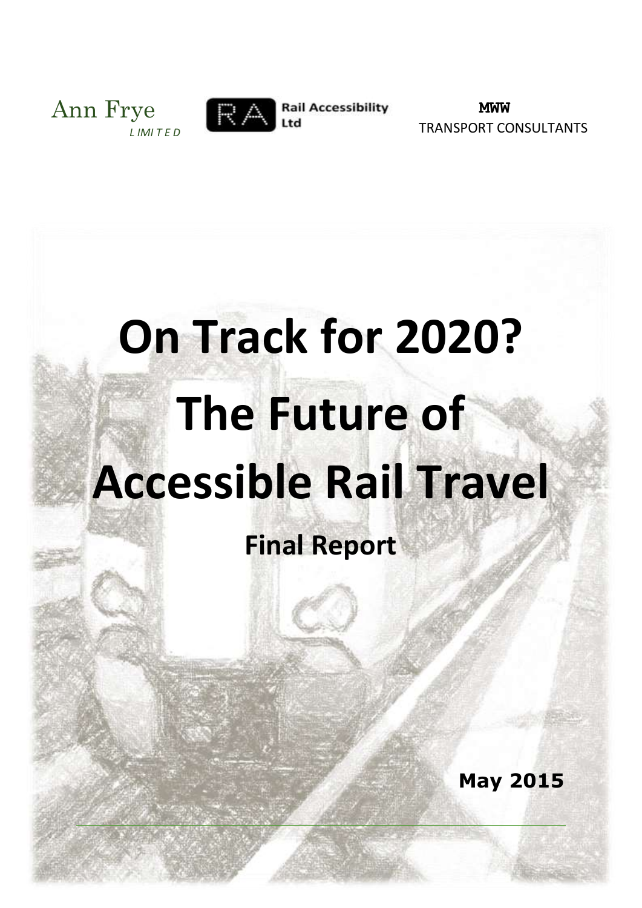Ann Frye
*LIMITED*

RA Rail Accessibility Ltd

MWW
TRANSPORT CONSULTANTS

# On Track for 2020? The Future of Accessible Rail Travel

## Final Report

**May 2015**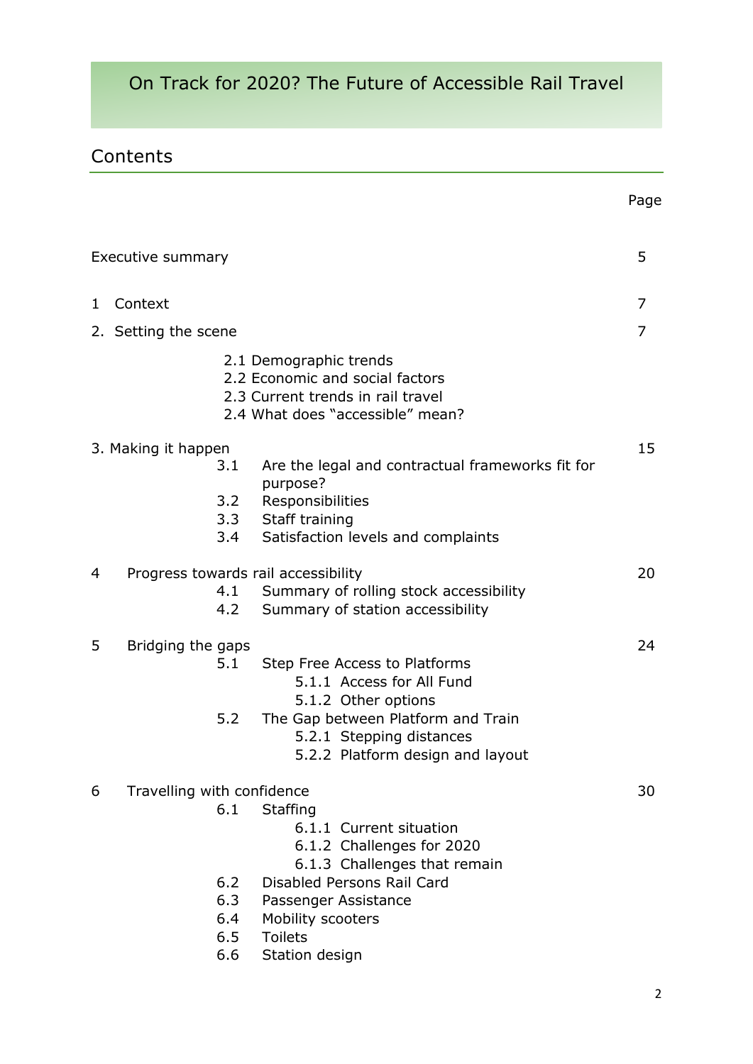# On Track for 2020? The Future of Accessible Rail Travel

## Contents

| | Page |
|---|---|
| Executive summary | 5 |
| 1 Context | 7 |
| 2. Setting the scene | 7 |
| 2.1 Demographic trends | |
| 2.2 Economic and social factors | |
| 2.3 Current trends in rail travel | |
| 2.4 What does "accessible" mean? | |
| 3. Making it happen | 15 |
| 3.1 Are the legal and contractual frameworks fit for purpose? | |
| 3.2 Responsibilities | |
| 3.3 Staff training | |
| 3.4 Satisfaction levels and complaints | |
| 4 Progress towards rail accessibility | 20 |
| 4.1 Summary of rolling stock accessibility | |
| 4.2 Summary of station accessibility | |
| 5 Bridging the gaps | 24 |
| 5.1 Step Free Access to Platforms | |
| 5.1.1 Access for All Fund | |
| 5.1.2 Other options | |
| 5.2 The Gap between Platform and Train | |
| 5.2.1 Stepping distances | |
| 5.2.2 Platform design and layout | |
| 6 Travelling with confidence | 30 |
| 6.1 Staffing | |
| 6.1.1 Current situation | |
| 6.1.2 Challenges for 2020 | |
| 6.1.3 Challenges that remain | |
| 6.2 Disabled Persons Rail Card | |
| 6.3 Passenger Assistance | |
| 6.4 Mobility scooters | |
| 6.5 Toilets | |
| 6.6 Station design | |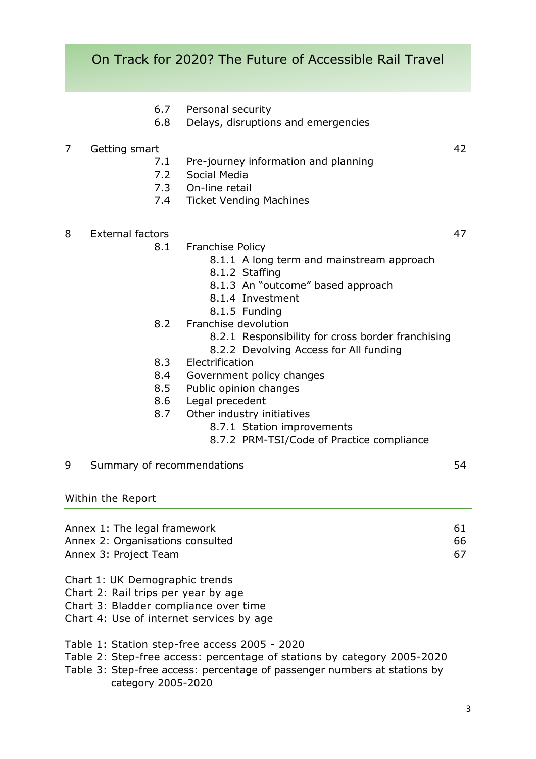- 6.7 Personal security
- 6.8 Delays, disruptions and emergencies

7 Getting smart — 42

- 7.1 Pre-journey information and planning
- 7.2 Social Media
- 7.3 On-line retail
- 7.4 Ticket Vending Machines

8 External factors — 47

- 8.1 Franchise Policy
  - 8.1.1 A long term and mainstream approach
  - 8.1.2 Staffing
  - 8.1.3 An "outcome" based approach
  - 8.1.4 Investment
  - 8.1.5 Funding
- 8.2 Franchise devolution
  - 8.2.1 Responsibility for cross border franchising
  - 8.2.2 Devolving Access for All funding
- 8.3 Electrification
- 8.4 Government policy changes
- 8.5 Public opinion changes
- 8.6 Legal precedent
- 8.7 Other industry initiatives
  - 8.7.1 Station improvements
  - 8.7.2 PRM-TSI/Code of Practice compliance

9 Summary of recommendations — 54

## Within the Report

Annex 1: The legal framework — 61
Annex 2: Organisations consulted — 66
Annex 3: Project Team — 67

Chart 1: UK Demographic trends
Chart 2: Rail trips per year by age
Chart 3: Bladder compliance over time
Chart 4: Use of internet services by age

Table 1: Station step-free access 2005 - 2020
Table 2: Step-free access: percentage of stations by category 2005-2020
Table 3: Step-free access: percentage of passenger numbers at stations by category 2005-2020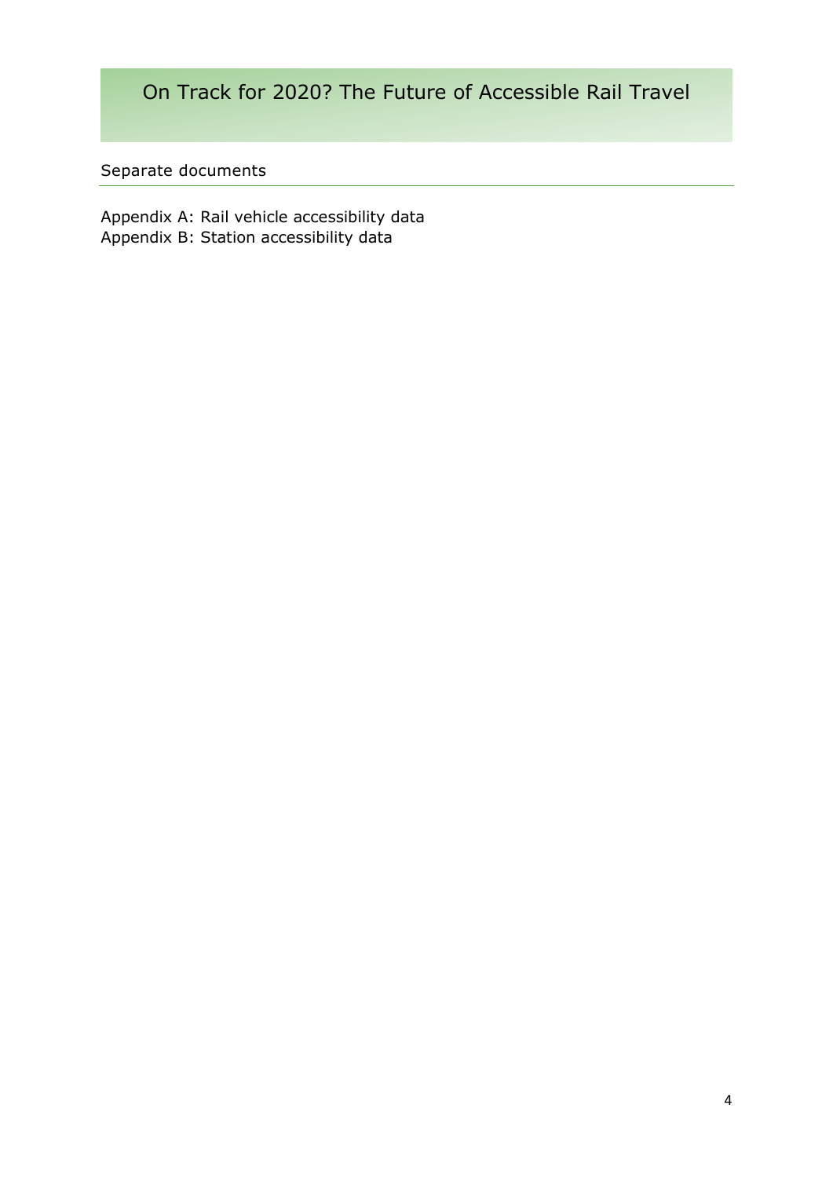## Separate documents

Appendix A: Rail vehicle accessibility data
Appendix B: Station accessibility data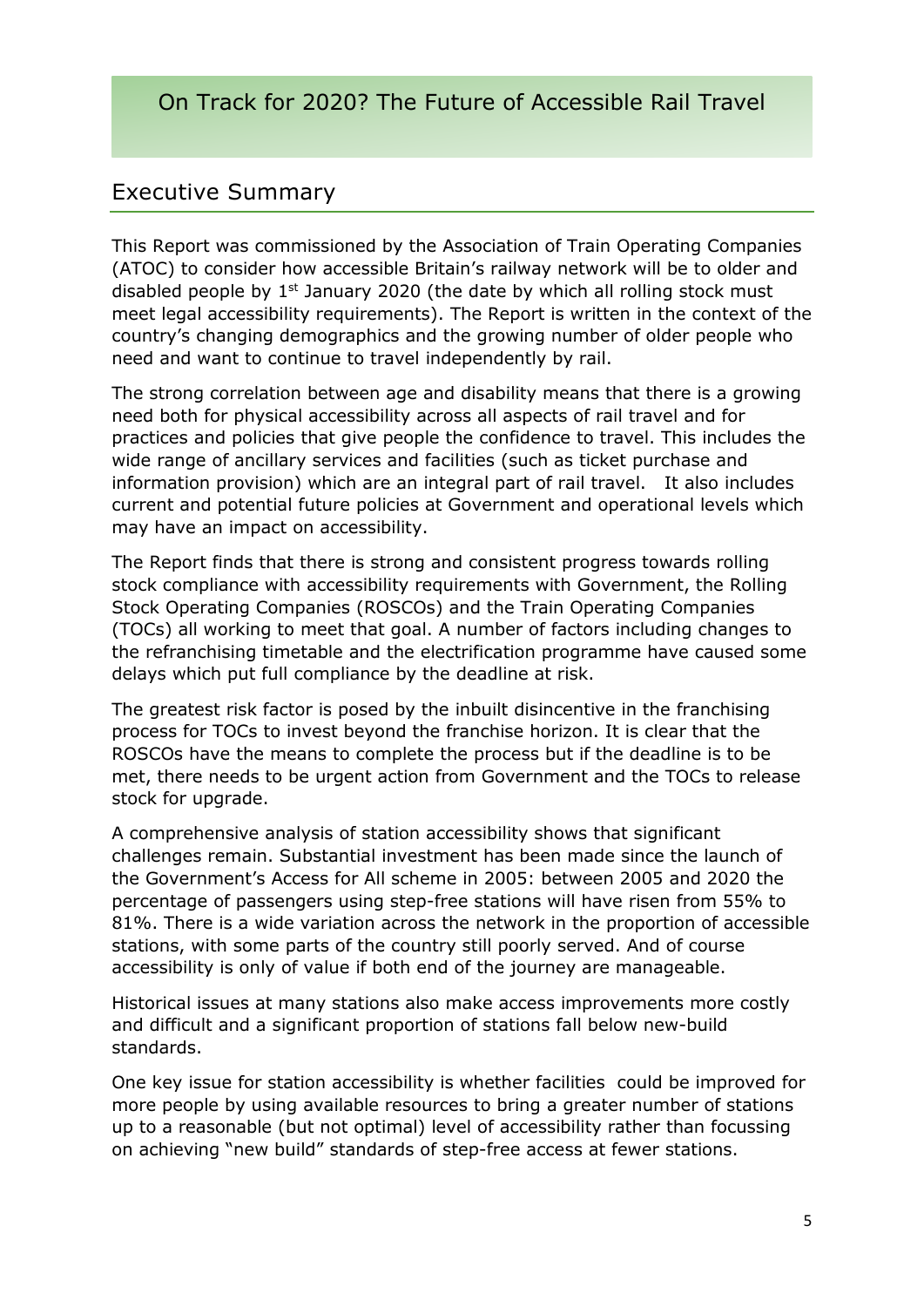# On Track for 2020? The Future of Accessible Rail Travel

## Executive Summary

This Report was commissioned by the Association of Train Operating Companies (ATOC) to consider how accessible Britain's railway network will be to older and disabled people by 1st January 2020 (the date by which all rolling stock must meet legal accessibility requirements). The Report is written in the context of the country's changing demographics and the growing number of older people who need and want to continue to travel independently by rail.

The strong correlation between age and disability means that there is a growing need both for physical accessibility across all aspects of rail travel and for practices and policies that give people the confidence to travel. This includes the wide range of ancillary services and facilities (such as ticket purchase and information provision) which are an integral part of rail travel. It also includes current and potential future policies at Government and operational levels which may have an impact on accessibility.

The Report finds that there is strong and consistent progress towards rolling stock compliance with accessibility requirements with Government, the Rolling Stock Operating Companies (ROSCOs) and the Train Operating Companies (TOCs) all working to meet that goal. A number of factors including changes to the refranchising timetable and the electrification programme have caused some delays which put full compliance by the deadline at risk.

The greatest risk factor is posed by the inbuilt disincentive in the franchising process for TOCs to invest beyond the franchise horizon. It is clear that the ROSCOs have the means to complete the process but if the deadline is to be met, there needs to be urgent action from Government and the TOCs to release stock for upgrade.

A comprehensive analysis of station accessibility shows that significant challenges remain. Substantial investment has been made since the launch of the Government's Access for All scheme in 2005: between 2005 and 2020 the percentage of passengers using step-free stations will have risen from 55% to 81%. There is a wide variation across the network in the proportion of accessible stations, with some parts of the country still poorly served. And of course accessibility is only of value if both end of the journey are manageable.

Historical issues at many stations also make access improvements more costly and difficult and a significant proportion of stations fall below new-build standards.

One key issue for station accessibility is whether facilities could be improved for more people by using available resources to bring a greater number of stations up to a reasonable (but not optimal) level of accessibility rather than focussing on achieving "new build" standards of step-free access at fewer stations.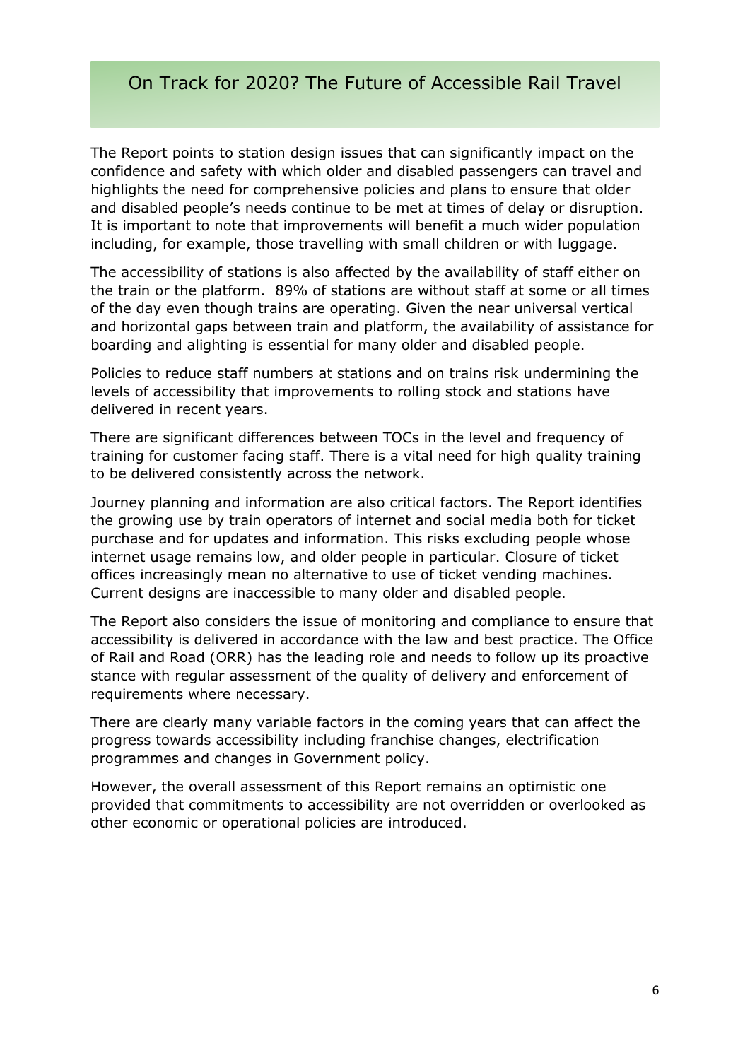## On Track for 2020? The Future of Accessible Rail Travel

The Report points to station design issues that can significantly impact on the confidence and safety with which older and disabled passengers can travel and highlights the need for comprehensive policies and plans to ensure that older and disabled people's needs continue to be met at times of delay or disruption. It is important to note that improvements will benefit a much wider population including, for example, those travelling with small children or with luggage.

The accessibility of stations is also affected by the availability of staff either on the train or the platform. 89% of stations are without staff at some or all times of the day even though trains are operating. Given the near universal vertical and horizontal gaps between train and platform, the availability of assistance for boarding and alighting is essential for many older and disabled people.

Policies to reduce staff numbers at stations and on trains risk undermining the levels of accessibility that improvements to rolling stock and stations have delivered in recent years.

There are significant differences between TOCs in the level and frequency of training for customer facing staff. There is a vital need for high quality training to be delivered consistently across the network.

Journey planning and information are also critical factors. The Report identifies the growing use by train operators of internet and social media both for ticket purchase and for updates and information. This risks excluding people whose internet usage remains low, and older people in particular. Closure of ticket offices increasingly mean no alternative to use of ticket vending machines. Current designs are inaccessible to many older and disabled people.

The Report also considers the issue of monitoring and compliance to ensure that accessibility is delivered in accordance with the law and best practice. The Office of Rail and Road (ORR) has the leading role and needs to follow up its proactive stance with regular assessment of the quality of delivery and enforcement of requirements where necessary.

There are clearly many variable factors in the coming years that can affect the progress towards accessibility including franchise changes, electrification programmes and changes in Government policy.

However, the overall assessment of this Report remains an optimistic one provided that commitments to accessibility are not overridden or overlooked as other economic or operational policies are introduced.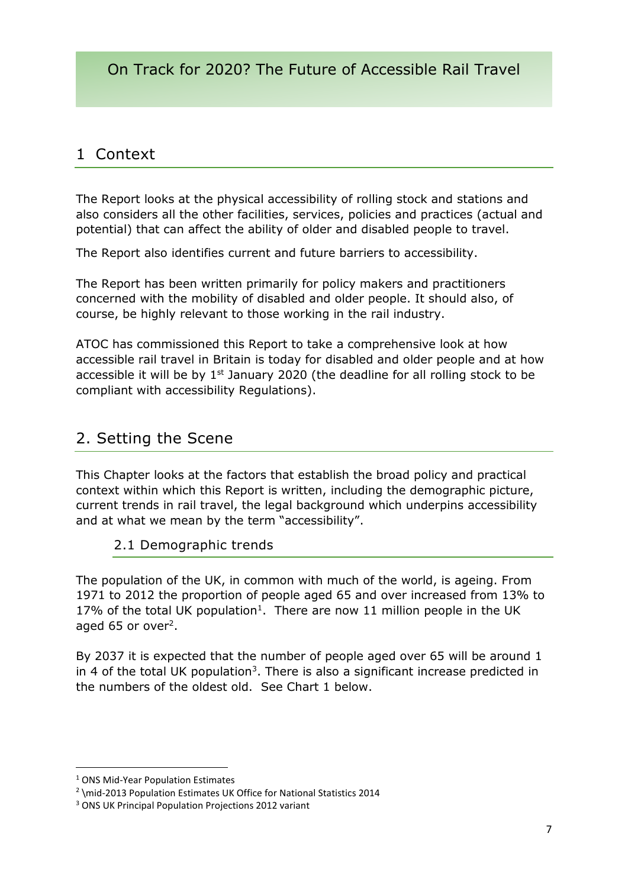# On Track for 2020? The Future of Accessible Rail Travel

## 1 Context

The Report looks at the physical accessibility of rolling stock and stations and also considers all the other facilities, services, policies and practices (actual and potential) that can affect the ability of older and disabled people to travel.

The Report also identifies current and future barriers to accessibility.

The Report has been written primarily for policy makers and practitioners concerned with the mobility of disabled and older people. It should also, of course, be highly relevant to those working in the rail industry.

ATOC has commissioned this Report to take a comprehensive look at how accessible rail travel in Britain is today for disabled and older people and at how accessible it will be by 1st January 2020 (the deadline for all rolling stock to be compliant with accessibility Regulations).

## 2. Setting the Scene

This Chapter looks at the factors that establish the broad policy and practical context within which this Report is written, including the demographic picture, current trends in rail travel, the legal background which underpins accessibility and at what we mean by the term "accessibility".

### 2.1 Demographic trends

The population of the UK, in common with much of the world, is ageing. From 1971 to 2012 the proportion of people aged 65 and over increased from 13% to 17% of the total UK population[1]. There are now 11 million people in the UK aged 65 or over[2].

By 2037 it is expected that the number of people aged over 65 will be around 1 in 4 of the total UK population[3]. There is also a significant increase predicted in the numbers of the oldest old. See Chart 1 below.

---

[1] ONS Mid-Year Population Estimates

[2] \mid-2013 Population Estimates UK Office for National Statistics 2014

[3] ONS UK Principal Population Projections 2012 variant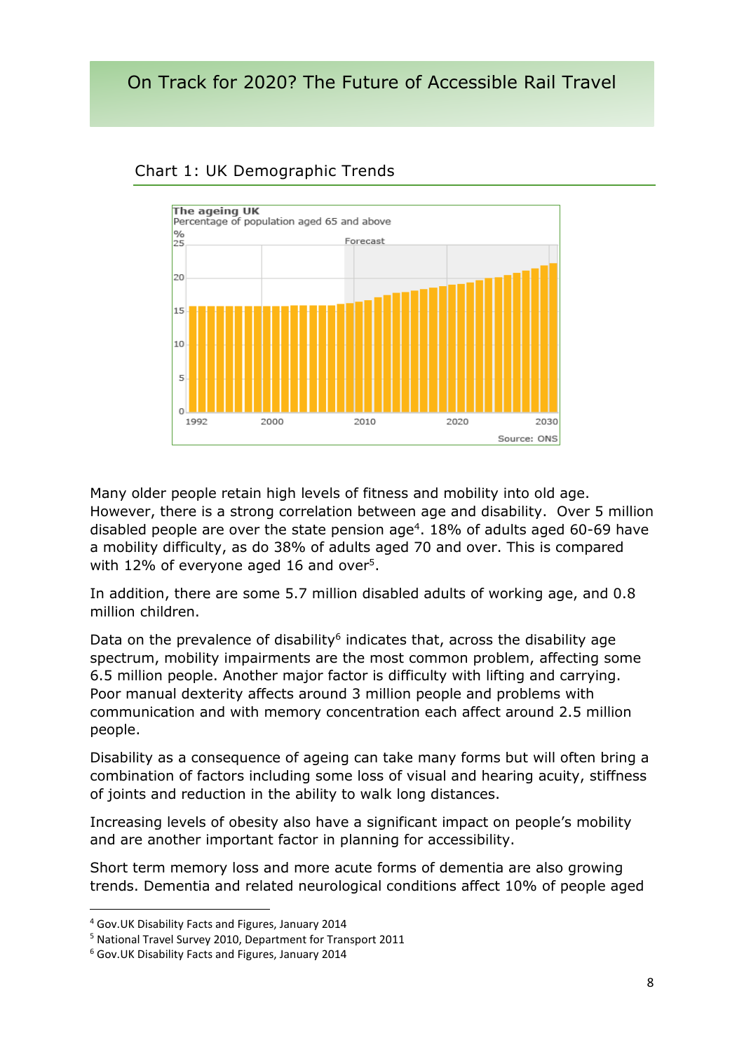## Chart 1: UK Demographic Trends

Many older people retain high levels of fitness and mobility into old age. However, there is a strong correlation between age and disability. Over 5 million disabled people are over the state pension age[4]. 18% of adults aged 60-69 have a mobility difficulty, as do 38% of adults aged 70 and over. This is compared with 12% of everyone aged 16 and over[5].

In addition, there are some 5.7 million disabled adults of working age, and 0.8 million children.

Data on the prevalence of disability[6] indicates that, across the disability age spectrum, mobility impairments are the most common problem, affecting some 6.5 million people. Another major factor is difficulty with lifting and carrying. Poor manual dexterity affects around 3 million people and problems with communication and with memory concentration each affect around 2.5 million people.

Disability as a consequence of ageing can take many forms but will often bring a combination of factors including some loss of visual and hearing acuity, stiffness of joints and reduction in the ability to walk long distances.

Increasing levels of obesity also have a significant impact on people's mobility and are another important factor in planning for accessibility.

Short term memory loss and more acute forms of dementia are also growing trends. Dementia and related neurological conditions affect 10% of people aged

---

[4] Gov.UK Disability Facts and Figures, January 2014

[5] National Travel Survey 2010, Department for Transport 2011

[6] Gov.UK Disability Facts and Figures, January 2014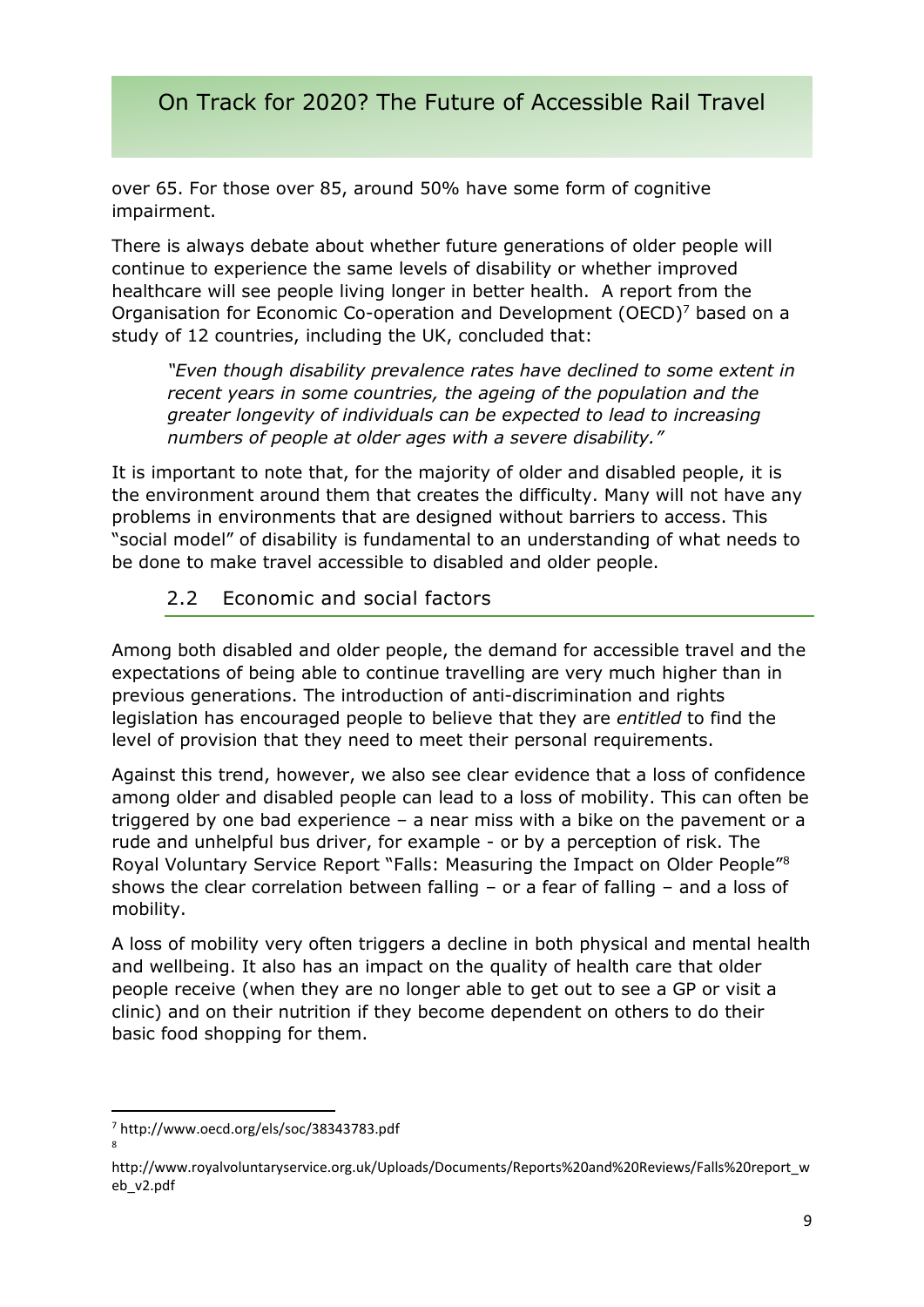over 65. For those over 85, around 50% have some form of cognitive impairment.

There is always debate about whether future generations of older people will continue to experience the same levels of disability or whether improved healthcare will see people living longer in better health. A report from the Organisation for Economic Co-operation and Development (OECD)[7] based on a study of 12 countries, including the UK, concluded that:

> *"Even though disability prevalence rates have declined to some extent in recent years in some countries, the ageing of the population and the greater longevity of individuals can be expected to lead to increasing numbers of people at older ages with a severe disability."*

It is important to note that, for the majority of older and disabled people, it is the environment around them that creates the difficulty. Many will not have any problems in environments that are designed without barriers to access. This "social model" of disability is fundamental to an understanding of what needs to be done to make travel accessible to disabled and older people.

## 2.2 Economic and social factors

Among both disabled and older people, the demand for accessible travel and the expectations of being able to continue travelling are very much higher than in previous generations. The introduction of anti-discrimination and rights legislation has encouraged people to believe that they are *entitled* to find the level of provision that they need to meet their personal requirements.

Against this trend, however, we also see clear evidence that a loss of confidence among older and disabled people can lead to a loss of mobility. This can often be triggered by one bad experience – a near miss with a bike on the pavement or a rude and unhelpful bus driver, for example - or by a perception of risk. The Royal Voluntary Service Report "Falls: Measuring the Impact on Older People"[8] shows the clear correlation between falling – or a fear of falling – and a loss of mobility.

A loss of mobility very often triggers a decline in both physical and mental health and wellbeing. It also has an impact on the quality of health care that older people receive (when they are no longer able to get out to see a GP or visit a clinic) and on their nutrition if they become dependent on others to do their basic food shopping for them.

---

[7] http://www.oecd.org/els/soc/38343783.pdf

[8] http://www.royalvoluntaryservice.org.uk/Uploads/Documents/Reports%20and%20Reviews/Falls%20report_web_v2.pdf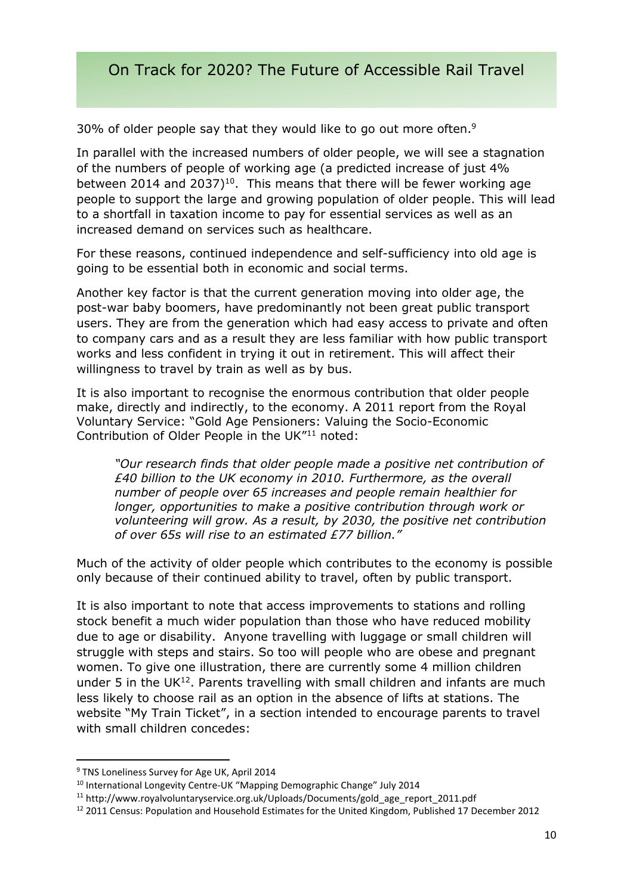30% of older people say that they would like to go out more often.[9]

In parallel with the increased numbers of older people, we will see a stagnation of the numbers of people of working age (a predicted increase of just 4% between 2014 and 2037)[10]. This means that there will be fewer working age people to support the large and growing population of older people. This will lead to a shortfall in taxation income to pay for essential services as well as an increased demand on services such as healthcare.

For these reasons, continued independence and self-sufficiency into old age is going to be essential both in economic and social terms.

Another key factor is that the current generation moving into older age, the post-war baby boomers, have predominantly not been great public transport users. They are from the generation which had easy access to private and often to company cars and as a result they are less familiar with how public transport works and less confident in trying it out in retirement. This will affect their willingness to travel by train as well as by bus.

It is also important to recognise the enormous contribution that older people make, directly and indirectly, to the economy. A 2011 report from the Royal Voluntary Service: "Gold Age Pensioners: Valuing the Socio-Economic Contribution of Older People in the UK"[11] noted:

> *"Our research finds that older people made a positive net contribution of £40 billion to the UK economy in 2010. Furthermore, as the overall number of people over 65 increases and people remain healthier for longer, opportunities to make a positive contribution through work or volunteering will grow. As a result, by 2030, the positive net contribution of over 65s will rise to an estimated £77 billion."*

Much of the activity of older people which contributes to the economy is possible only because of their continued ability to travel, often by public transport.

It is also important to note that access improvements to stations and rolling stock benefit a much wider population than those who have reduced mobility due to age or disability. Anyone travelling with luggage or small children will struggle with steps and stairs. So too will people who are obese and pregnant women. To give one illustration, there are currently some 4 million children under 5 in the UK[12]. Parents travelling with small children and infants are much less likely to choose rail as an option in the absence of lifts at stations. The website "My Train Ticket", in a section intended to encourage parents to travel with small children concedes:

---

[9] TNS Loneliness Survey for Age UK, April 2014

[10] International Longevity Centre-UK "Mapping Demographic Change" July 2014

[11] http://www.royalvoluntaryservice.org.uk/Uploads/Documents/gold_age_report_2011.pdf

[12] 2011 Census: Population and Household Estimates for the United Kingdom, Published 17 December 2012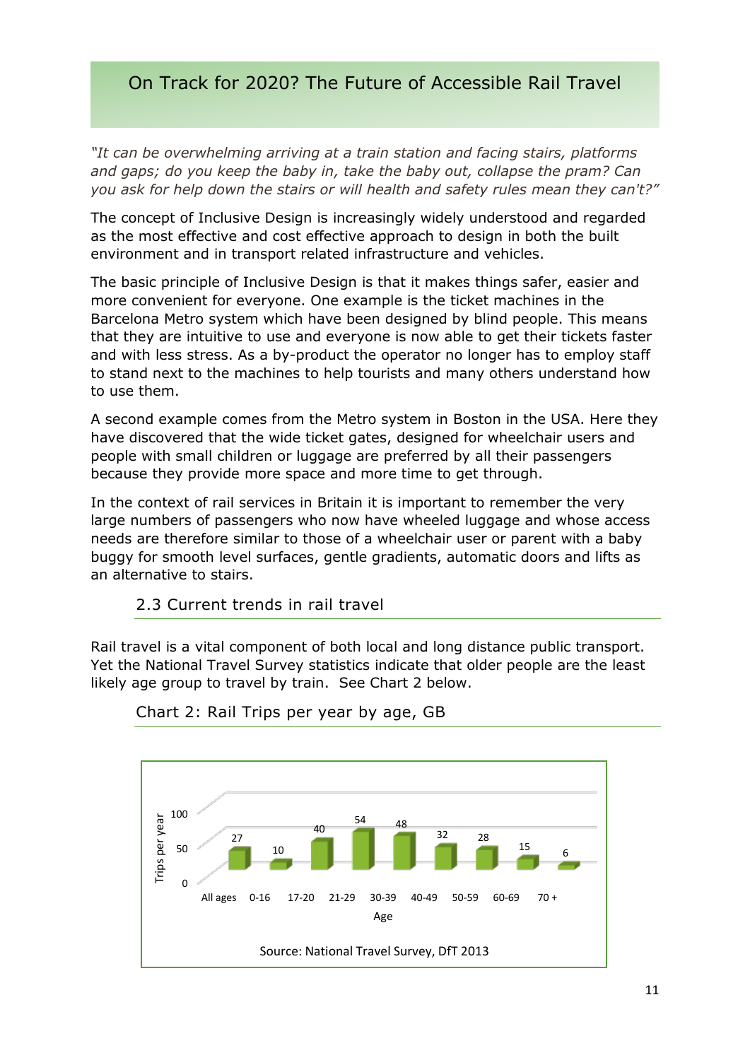## On Track for 2020? The Future of Accessible Rail Travel

*"It can be overwhelming arriving at a train station and facing stairs, platforms and gaps; do you keep the baby in, take the baby out, collapse the pram? Can you ask for help down the stairs or will health and safety rules mean they can't?"*

The concept of Inclusive Design is increasingly widely understood and regarded as the most effective and cost effective approach to design in both the built environment and in transport related infrastructure and vehicles.

The basic principle of Inclusive Design is that it makes things safer, easier and more convenient for everyone. One example is the ticket machines in the Barcelona Metro system which have been designed by blind people. This means that they are intuitive to use and everyone is now able to get their tickets faster and with less stress. As a by-product the operator no longer has to employ staff to stand next to the machines to help tourists and many others understand how to use them.

A second example comes from the Metro system in Boston in the USA. Here they have discovered that the wide ticket gates, designed for wheelchair users and people with small children or luggage are preferred by all their passengers because they provide more space and more time to get through.

In the context of rail services in Britain it is important to remember the very large numbers of passengers who now have wheeled luggage and whose access needs are therefore similar to those of a wheelchair user or parent with a baby buggy for smooth level surfaces, gentle gradients, automatic doors and lifts as an alternative to stairs.

### 2.3 Current trends in rail travel

Rail travel is a vital component of both local and long distance public transport. Yet the National Travel Survey statistics indicate that older people are the least likely age group to travel by train. See Chart 2 below.

### Chart 2: Rail Trips per year by age, GB

| Age | Trips per year |
|---|---|
| All ages | 27 |
| 0-16 | 10 |
| 17-20 | 40 |
| 21-29 | 54 |
| 30-39 | 48 |
| 40-49 | 32 |
| 50-59 | 28 |
| 60-69 | 15 |
| 70 + | 6 |

Source: National Travel Survey, DfT 2013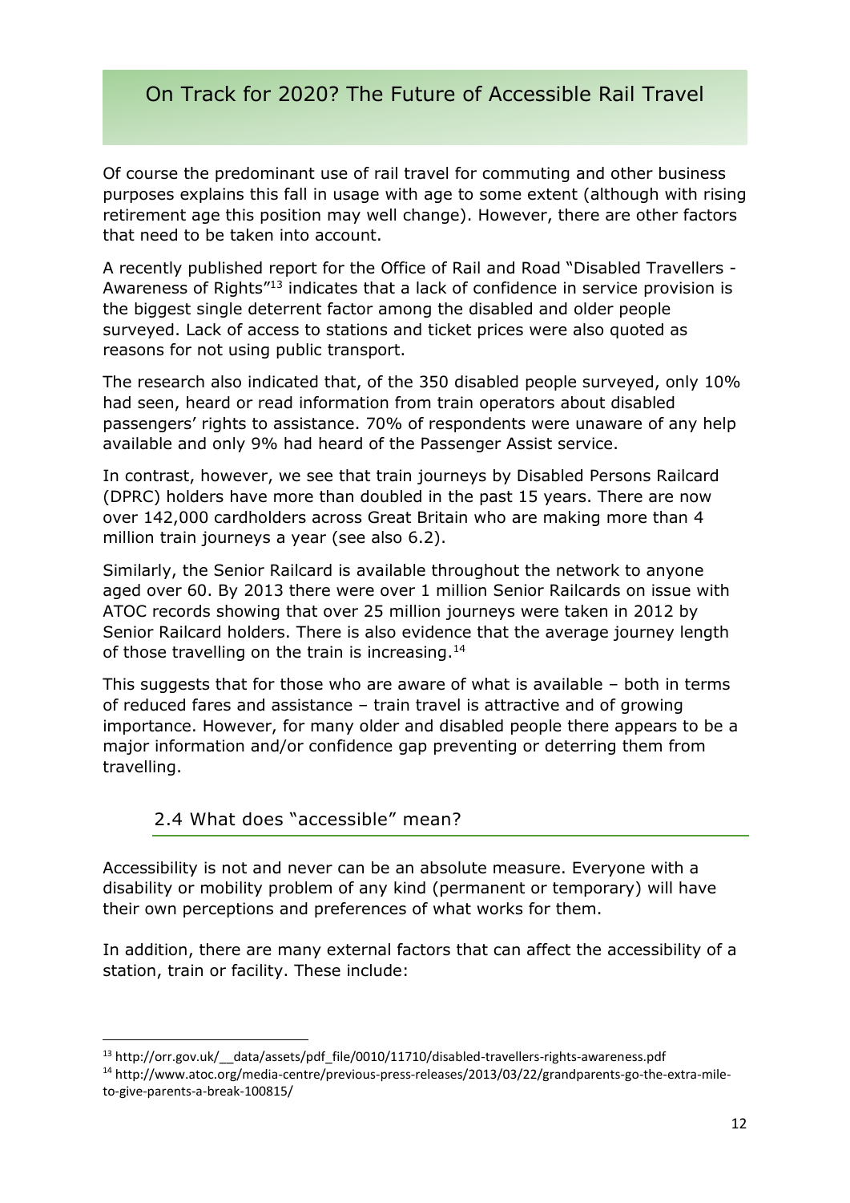Of course the predominant use of rail travel for commuting and other business purposes explains this fall in usage with age to some extent (although with rising retirement age this position may well change). However, there are other factors that need to be taken into account.

A recently published report for the Office of Rail and Road "Disabled Travellers - Awareness of Rights"[13] indicates that a lack of confidence in service provision is the biggest single deterrent factor among the disabled and older people surveyed. Lack of access to stations and ticket prices were also quoted as reasons for not using public transport.

The research also indicated that, of the 350 disabled people surveyed, only 10% had seen, heard or read information from train operators about disabled passengers' rights to assistance. 70% of respondents were unaware of any help available and only 9% had heard of the Passenger Assist service.

In contrast, however, we see that train journeys by Disabled Persons Railcard (DPRC) holders have more than doubled in the past 15 years. There are now over 142,000 cardholders across Great Britain who are making more than 4 million train journeys a year (see also 6.2).

Similarly, the Senior Railcard is available throughout the network to anyone aged over 60. By 2013 there were over 1 million Senior Railcards on issue with ATOC records showing that over 25 million journeys were taken in 2012 by Senior Railcard holders. There is also evidence that the average journey length of those travelling on the train is increasing.[14]

This suggests that for those who are aware of what is available – both in terms of reduced fares and assistance – train travel is attractive and of growing importance. However, for many older and disabled people there appears to be a major information and/or confidence gap preventing or deterring them from travelling.

## 2.4 What does "accessible" mean?

Accessibility is not and never can be an absolute measure. Everyone with a disability or mobility problem of any kind (permanent or temporary) will have their own perceptions and preferences of what works for them.

In addition, there are many external factors that can affect the accessibility of a station, train or facility. These include:

---

[13] http://orr.gov.uk/__data/assets/pdf_file/0010/11710/disabled-travellers-rights-awareness.pdf

[14] http://www.atoc.org/media-centre/previous-press-releases/2013/03/22/grandparents-go-the-extra-mile-to-give-parents-a-break-100815/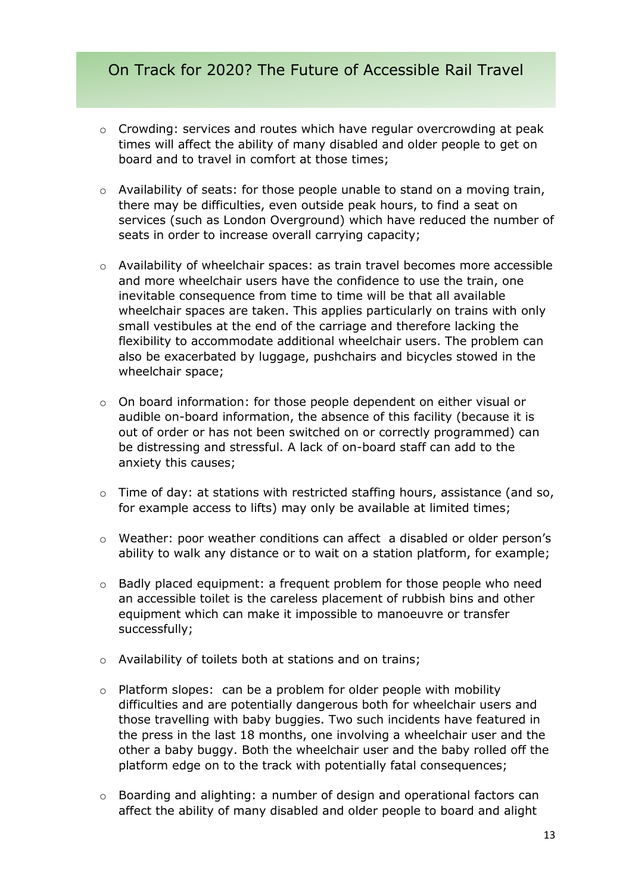- Crowding: services and routes which have regular overcrowding at peak times will affect the ability of many disabled and older people to get on board and to travel in comfort at those times;

- Availability of seats: for those people unable to stand on a moving train, there may be difficulties, even outside peak hours, to find a seat on services (such as London Overground) which have reduced the number of seats in order to increase overall carrying capacity;

- Availability of wheelchair spaces: as train travel becomes more accessible and more wheelchair users have the confidence to use the train, one inevitable consequence from time to time will be that all available wheelchair spaces are taken. This applies particularly on trains with only small vestibules at the end of the carriage and therefore lacking the flexibility to accommodate additional wheelchair users. The problem can also be exacerbated by luggage, pushchairs and bicycles stowed in the wheelchair space;

- On board information: for those people dependent on either visual or audible on-board information, the absence of this facility (because it is out of order or has not been switched on or correctly programmed) can be distressing and stressful. A lack of on-board staff can add to the anxiety this causes;

- Time of day: at stations with restricted staffing hours, assistance (and so, for example access to lifts) may only be available at limited times;

- Weather: poor weather conditions can affect a disabled or older person's ability to walk any distance or to wait on a station platform, for example;

- Badly placed equipment: a frequent problem for those people who need an accessible toilet is the careless placement of rubbish bins and other equipment which can make it impossible to manoeuvre or transfer successfully;

- Availability of toilets both at stations and on trains;

- Platform slopes: can be a problem for older people with mobility difficulties and are potentially dangerous both for wheelchair users and those travelling with baby buggies. Two such incidents have featured in the press in the last 18 months, one involving a wheelchair user and the other a baby buggy. Both the wheelchair user and the baby rolled off the platform edge on to the track with potentially fatal consequences;

- Boarding and alighting: a number of design and operational factors can affect the ability of many disabled and older people to board and alight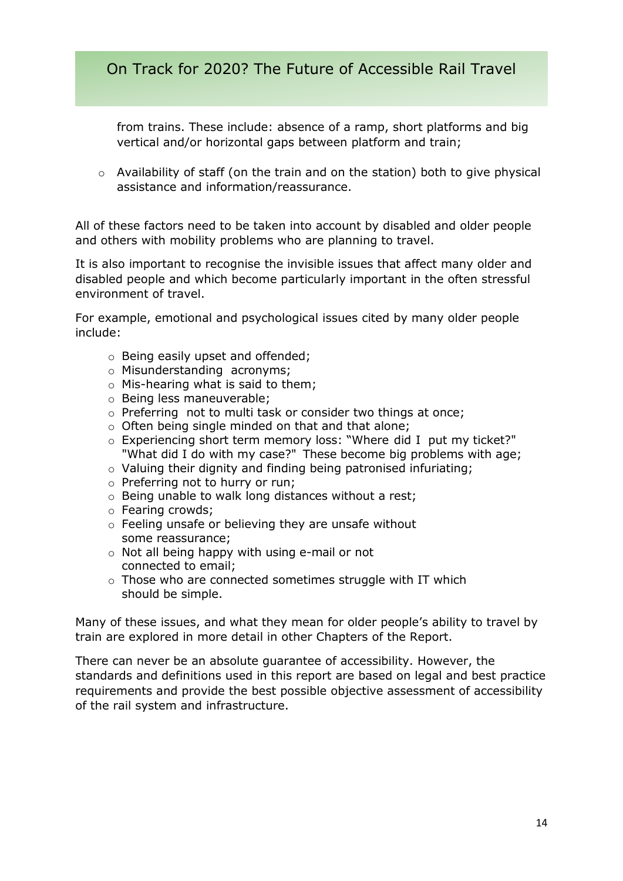from trains. These include: absence of a ramp, short platforms and big vertical and/or horizontal gaps between platform and train;

- Availability of staff (on the train and on the station) both to give physical assistance and information/reassurance.

All of these factors need to be taken into account by disabled and older people and others with mobility problems who are planning to travel.

It is also important to recognise the invisible issues that affect many older and disabled people and which become particularly important in the often stressful environment of travel.

For example, emotional and psychological issues cited by many older people include:

- Being easily upset and offended;
- Misunderstanding acronyms;
- Mis-hearing what is said to them;
- Being less maneuverable;
- Preferring not to multi task or consider two things at once;
- Often being single minded on that and that alone;
- Experiencing short term memory loss: "Where did I put my ticket?" "What did I do with my case?" These become big problems with age;
- Valuing their dignity and finding being patronised infuriating;
- Preferring not to hurry or run;
- Being unable to walk long distances without a rest;
- Fearing crowds;
- Feeling unsafe or believing they are unsafe without some reassurance;
- Not all being happy with using e-mail or not connected to email;
- Those who are connected sometimes struggle with IT which should be simple.

Many of these issues, and what they mean for older people's ability to travel by train are explored in more detail in other Chapters of the Report.

There can never be an absolute guarantee of accessibility. However, the standards and definitions used in this report are based on legal and best practice requirements and provide the best possible objective assessment of accessibility of the rail system and infrastructure.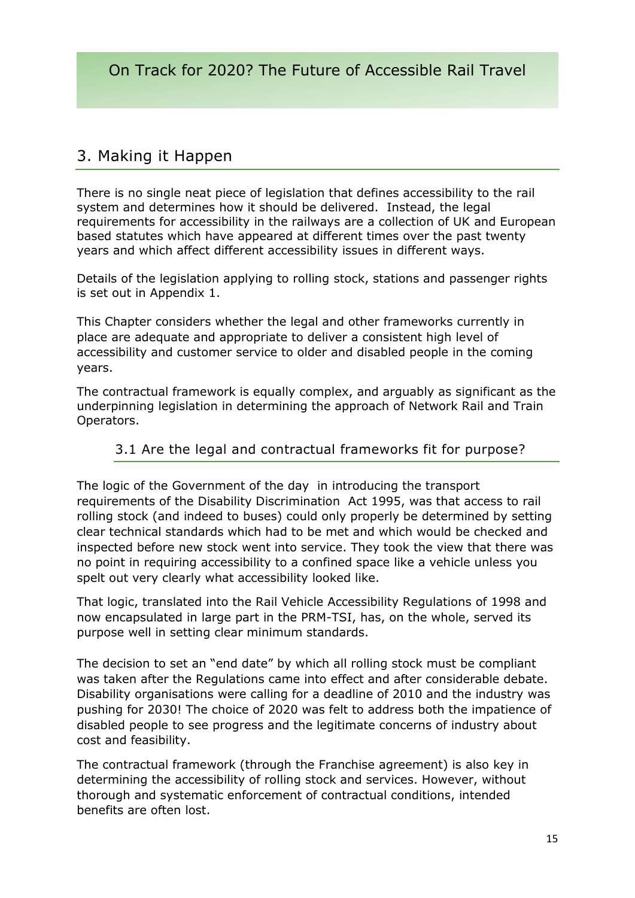## 3. Making it Happen

There is no single neat piece of legislation that defines accessibility to the rail system and determines how it should be delivered. Instead, the legal requirements for accessibility in the railways are a collection of UK and European based statutes which have appeared at different times over the past twenty years and which affect different accessibility issues in different ways.

Details of the legislation applying to rolling stock, stations and passenger rights is set out in Appendix 1.

This Chapter considers whether the legal and other frameworks currently in place are adequate and appropriate to deliver a consistent high level of accessibility and customer service to older and disabled people in the coming years.

The contractual framework is equally complex, and arguably as significant as the underpinning legislation in determining the approach of Network Rail and Train Operators.

### 3.1 Are the legal and contractual frameworks fit for purpose?

The logic of the Government of the day in introducing the transport requirements of the Disability Discrimination Act 1995, was that access to rail rolling stock (and indeed to buses) could only properly be determined by setting clear technical standards which had to be met and which would be checked and inspected before new stock went into service. They took the view that there was no point in requiring accessibility to a confined space like a vehicle unless you spelt out very clearly what accessibility looked like.

That logic, translated into the Rail Vehicle Accessibility Regulations of 1998 and now encapsulated in large part in the PRM-TSI, has, on the whole, served its purpose well in setting clear minimum standards.

The decision to set an "end date" by which all rolling stock must be compliant was taken after the Regulations came into effect and after considerable debate. Disability organisations were calling for a deadline of 2010 and the industry was pushing for 2030! The choice of 2020 was felt to address both the impatience of disabled people to see progress and the legitimate concerns of industry about cost and feasibility.

The contractual framework (through the Franchise agreement) is also key in determining the accessibility of rolling stock and services. However, without thorough and systematic enforcement of contractual conditions, intended benefits are often lost.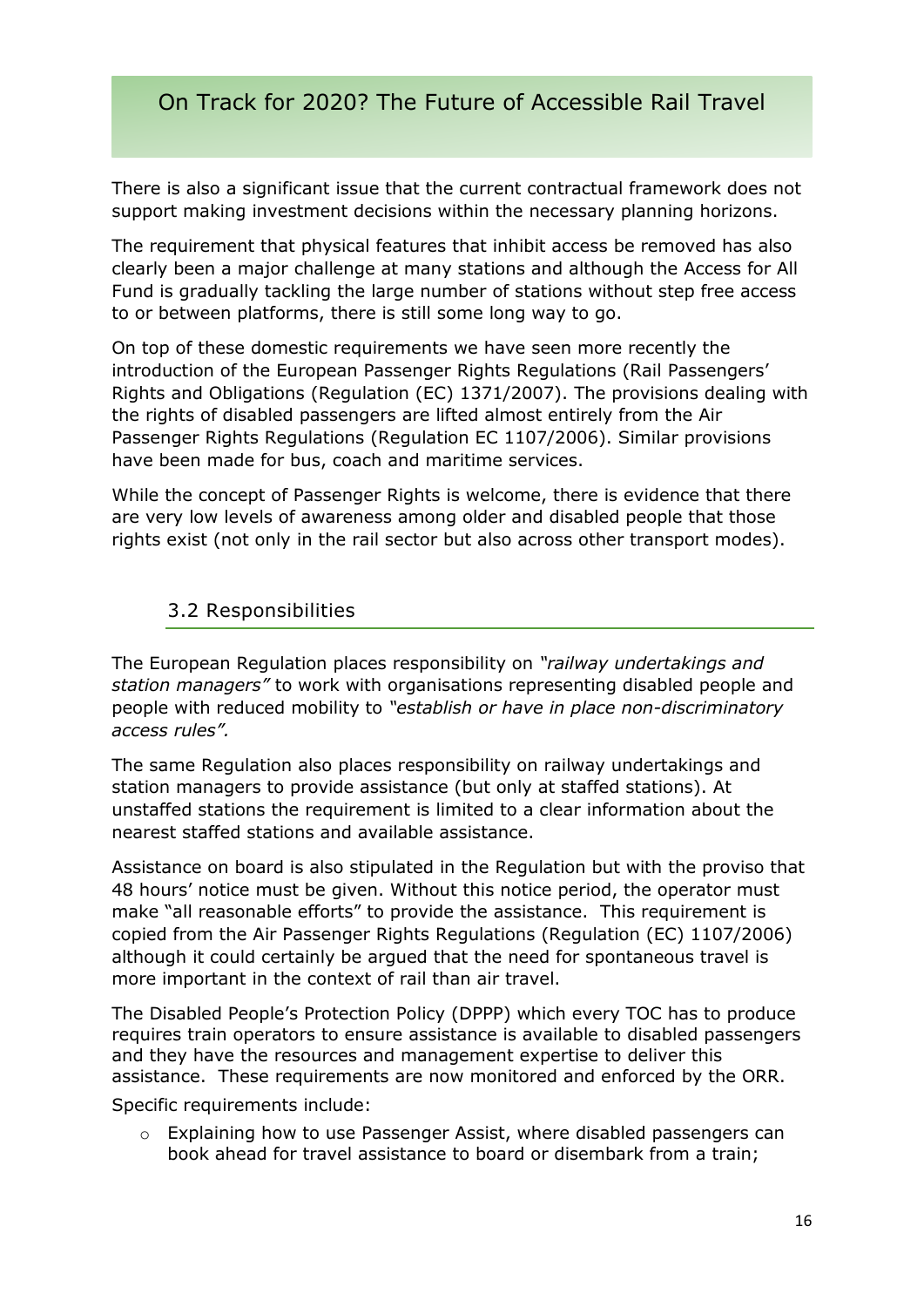There is also a significant issue that the current contractual framework does not support making investment decisions within the necessary planning horizons.

The requirement that physical features that inhibit access be removed has also clearly been a major challenge at many stations and although the Access for All Fund is gradually tackling the large number of stations without step free access to or between platforms, there is still some long way to go.

On top of these domestic requirements we have seen more recently the introduction of the European Passenger Rights Regulations (Rail Passengers' Rights and Obligations (Regulation (EC) 1371/2007). The provisions dealing with the rights of disabled passengers are lifted almost entirely from the Air Passenger Rights Regulations (Regulation EC 1107/2006). Similar provisions have been made for bus, coach and maritime services.

While the concept of Passenger Rights is welcome, there is evidence that there are very low levels of awareness among older and disabled people that those rights exist (not only in the rail sector but also across other transport modes).

## 3.2 Responsibilities

The European Regulation places responsibility on *"railway undertakings and station managers"* to work with organisations representing disabled people and people with reduced mobility to *"establish or have in place non-discriminatory access rules".*

The same Regulation also places responsibility on railway undertakings and station managers to provide assistance (but only at staffed stations). At unstaffed stations the requirement is limited to a clear information about the nearest staffed stations and available assistance.

Assistance on board is also stipulated in the Regulation but with the proviso that 48 hours' notice must be given. Without this notice period, the operator must make "all reasonable efforts" to provide the assistance. This requirement is copied from the Air Passenger Rights Regulations (Regulation (EC) 1107/2006) although it could certainly be argued that the need for spontaneous travel is more important in the context of rail than air travel.

The Disabled People's Protection Policy (DPPP) which every TOC has to produce requires train operators to ensure assistance is available to disabled passengers and they have the resources and management expertise to deliver this assistance. These requirements are now monitored and enforced by the ORR.

Specific requirements include:

- Explaining how to use Passenger Assist, where disabled passengers can book ahead for travel assistance to board or disembark from a train;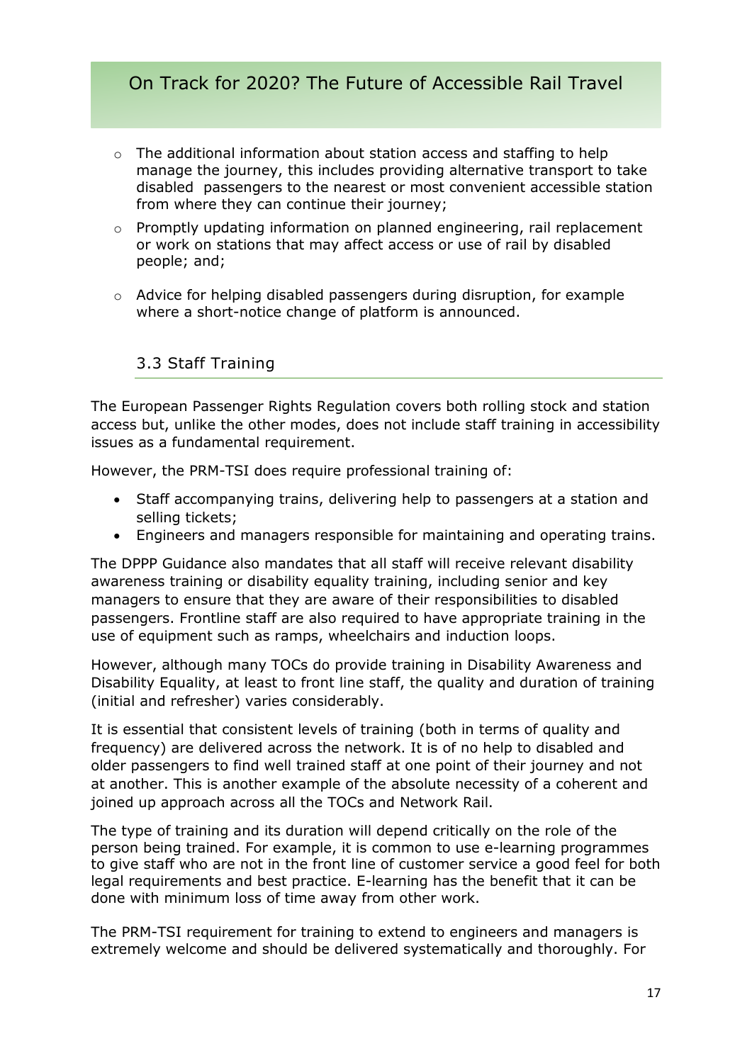- The additional information about station access and staffing to help manage the journey, this includes providing alternative transport to take disabled passengers to the nearest or most convenient accessible station from where they can continue their journey;
- Promptly updating information on planned engineering, rail replacement or work on stations that may affect access or use of rail by disabled people; and;
- Advice for helping disabled passengers during disruption, for example where a short-notice change of platform is announced.

### 3.3 Staff Training

The European Passenger Rights Regulation covers both rolling stock and station access but, unlike the other modes, does not include staff training in accessibility issues as a fundamental requirement.

However, the PRM-TSI does require professional training of:

- Staff accompanying trains, delivering help to passengers at a station and selling tickets;
- Engineers and managers responsible for maintaining and operating trains.

The DPPP Guidance also mandates that all staff will receive relevant disability awareness training or disability equality training, including senior and key managers to ensure that they are aware of their responsibilities to disabled passengers. Frontline staff are also required to have appropriate training in the use of equipment such as ramps, wheelchairs and induction loops.

However, although many TOCs do provide training in Disability Awareness and Disability Equality, at least to front line staff, the quality and duration of training (initial and refresher) varies considerably.

It is essential that consistent levels of training (both in terms of quality and frequency) are delivered across the network. It is of no help to disabled and older passengers to find well trained staff at one point of their journey and not at another. This is another example of the absolute necessity of a coherent and joined up approach across all the TOCs and Network Rail.

The type of training and its duration will depend critically on the role of the person being trained. For example, it is common to use e-learning programmes to give staff who are not in the front line of customer service a good feel for both legal requirements and best practice. E-learning has the benefit that it can be done with minimum loss of time away from other work.

The PRM-TSI requirement for training to extend to engineers and managers is extremely welcome and should be delivered systematically and thoroughly. For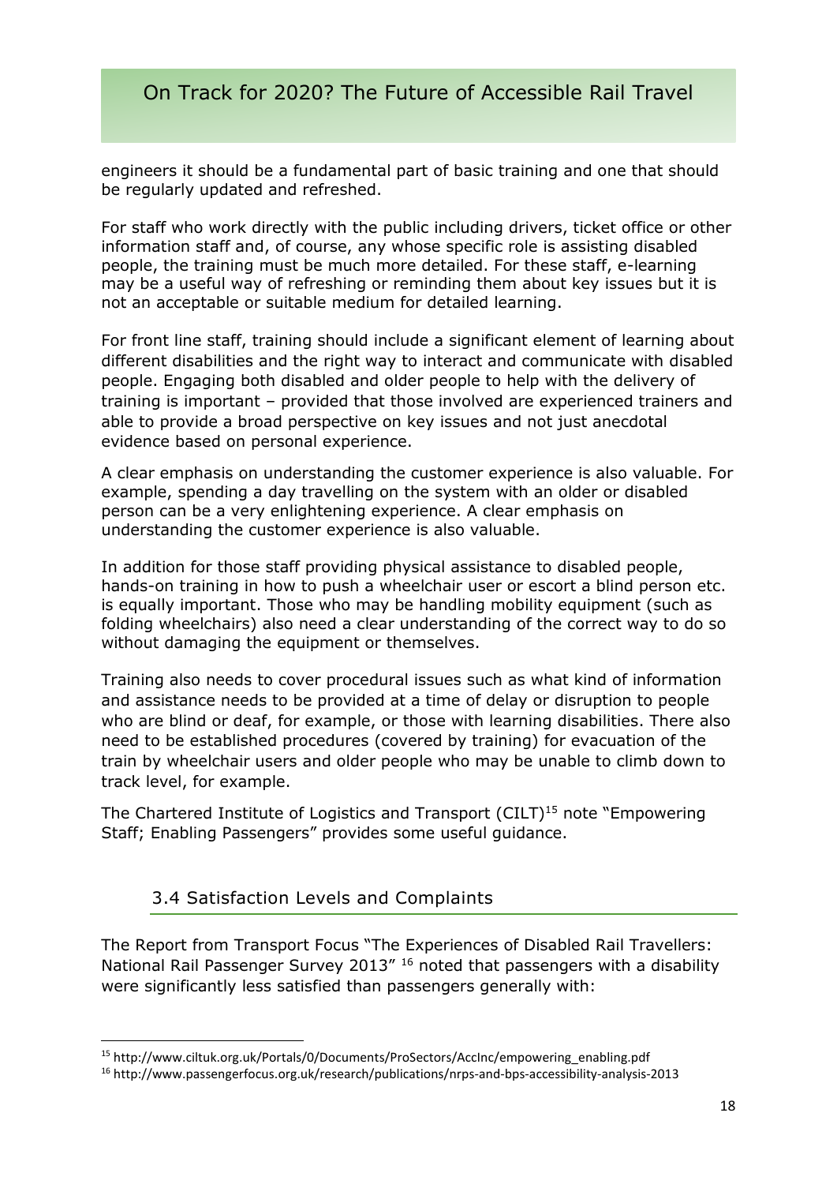engineers it should be a fundamental part of basic training and one that should be regularly updated and refreshed.

For staff who work directly with the public including drivers, ticket office or other information staff and, of course, any whose specific role is assisting disabled people, the training must be much more detailed. For these staff, e-learning may be a useful way of refreshing or reminding them about key issues but it is not an acceptable or suitable medium for detailed learning.

For front line staff, training should include a significant element of learning about different disabilities and the right way to interact and communicate with disabled people. Engaging both disabled and older people to help with the delivery of training is important – provided that those involved are experienced trainers and able to provide a broad perspective on key issues and not just anecdotal evidence based on personal experience.

A clear emphasis on understanding the customer experience is also valuable. For example, spending a day travelling on the system with an older or disabled person can be a very enlightening experience. A clear emphasis on understanding the customer experience is also valuable.

In addition for those staff providing physical assistance to disabled people, hands-on training in how to push a wheelchair user or escort a blind person etc. is equally important. Those who may be handling mobility equipment (such as folding wheelchairs) also need a clear understanding of the correct way to do so without damaging the equipment or themselves.

Training also needs to cover procedural issues such as what kind of information and assistance needs to be provided at a time of delay or disruption to people who are blind or deaf, for example, or those with learning disabilities. There also need to be established procedures (covered by training) for evacuation of the train by wheelchair users and older people who may be unable to climb down to track level, for example.

The Chartered Institute of Logistics and Transport (CILT)[15] note "Empowering Staff; Enabling Passengers" provides some useful guidance.

## 3.4 Satisfaction Levels and Complaints

The Report from Transport Focus "The Experiences of Disabled Rail Travellers: National Rail Passenger Survey 2013" [16] noted that passengers with a disability were significantly less satisfied than passengers generally with:

---

[15] http://www.ciltuk.org.uk/Portals/0/Documents/ProSectors/AccInc/empowering_enabling.pdf

[16] http://www.passengerfocus.org.uk/research/publications/nrps-and-bps-accessibility-analysis-2013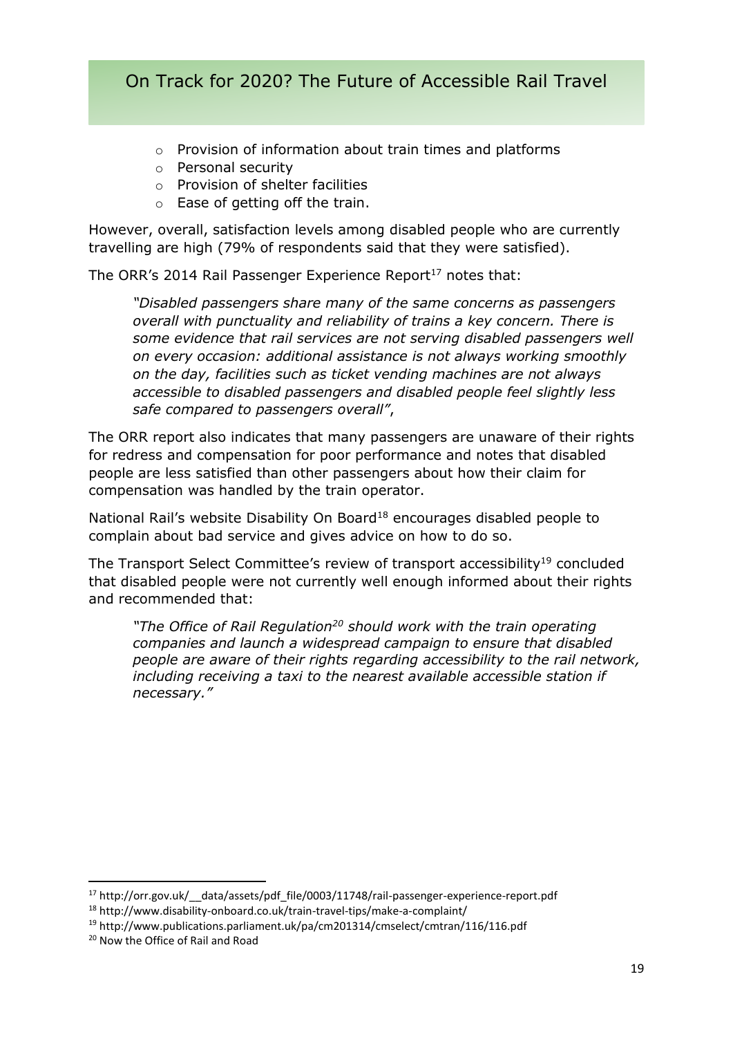- Provision of information about train times and platforms
- Personal security
- Provision of shelter facilities
- Ease of getting off the train.

However, overall, satisfaction levels among disabled people who are currently travelling are high (79% of respondents said that they were satisfied).

The ORR's 2014 Rail Passenger Experience Report[17] notes that:

> *"Disabled passengers share many of the same concerns as passengers overall with punctuality and reliability of trains a key concern. There is some evidence that rail services are not serving disabled passengers well on every occasion: additional assistance is not always working smoothly on the day, facilities such as ticket vending machines are not always accessible to disabled passengers and disabled people feel slightly less safe compared to passengers overall"*,

The ORR report also indicates that many passengers are unaware of their rights for redress and compensation for poor performance and notes that disabled people are less satisfied than other passengers about how their claim for compensation was handled by the train operator.

National Rail's website Disability On Board[18] encourages disabled people to complain about bad service and gives advice on how to do so.

The Transport Select Committee's review of transport accessibility[19] concluded that disabled people were not currently well enough informed about their rights and recommended that:

> *"The Office of Rail Regulation[20] should work with the train operating companies and launch a widespread campaign to ensure that disabled people are aware of their rights regarding accessibility to the rail network, including receiving a taxi to the nearest available accessible station if necessary."*

---

[17] http://orr.gov.uk/__data/assets/pdf_file/0003/11748/rail-passenger-experience-report.pdf

[18] http://www.disability-onboard.co.uk/train-travel-tips/make-a-complaint/

[19] http://www.publications.parliament.uk/pa/cm201314/cmselect/cmtran/116/116.pdf

[20] Now the Office of Rail and Road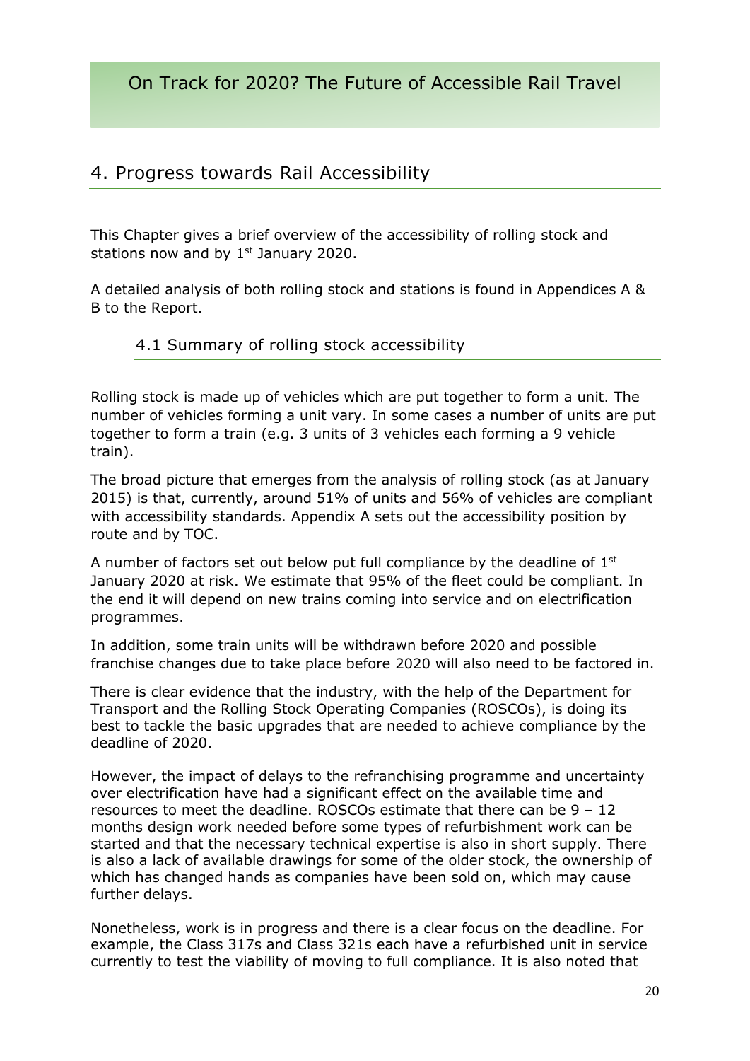## 4. Progress towards Rail Accessibility

This Chapter gives a brief overview of the accessibility of rolling stock and stations now and by 1st January 2020.

A detailed analysis of both rolling stock and stations is found in Appendices A & B to the Report.

### 4.1 Summary of rolling stock accessibility

Rolling stock is made up of vehicles which are put together to form a unit. The number of vehicles forming a unit vary. In some cases a number of units are put together to form a train (e.g. 3 units of 3 vehicles each forming a 9 vehicle train).

The broad picture that emerges from the analysis of rolling stock (as at January 2015) is that, currently, around 51% of units and 56% of vehicles are compliant with accessibility standards. Appendix A sets out the accessibility position by route and by TOC.

A number of factors set out below put full compliance by the deadline of 1st January 2020 at risk. We estimate that 95% of the fleet could be compliant. In the end it will depend on new trains coming into service and on electrification programmes.

In addition, some train units will be withdrawn before 2020 and possible franchise changes due to take place before 2020 will also need to be factored in.

There is clear evidence that the industry, with the help of the Department for Transport and the Rolling Stock Operating Companies (ROSCOs), is doing its best to tackle the basic upgrades that are needed to achieve compliance by the deadline of 2020.

However, the impact of delays to the refranchising programme and uncertainty over electrification have had a significant effect on the available time and resources to meet the deadline. ROSCOs estimate that there can be 9 – 12 months design work needed before some types of refurbishment work can be started and that the necessary technical expertise is also in short supply. There is also a lack of available drawings for some of the older stock, the ownership of which has changed hands as companies have been sold on, which may cause further delays.

Nonetheless, work is in progress and there is a clear focus on the deadline. For example, the Class 317s and Class 321s each have a refurbished unit in service currently to test the viability of moving to full compliance. It is also noted that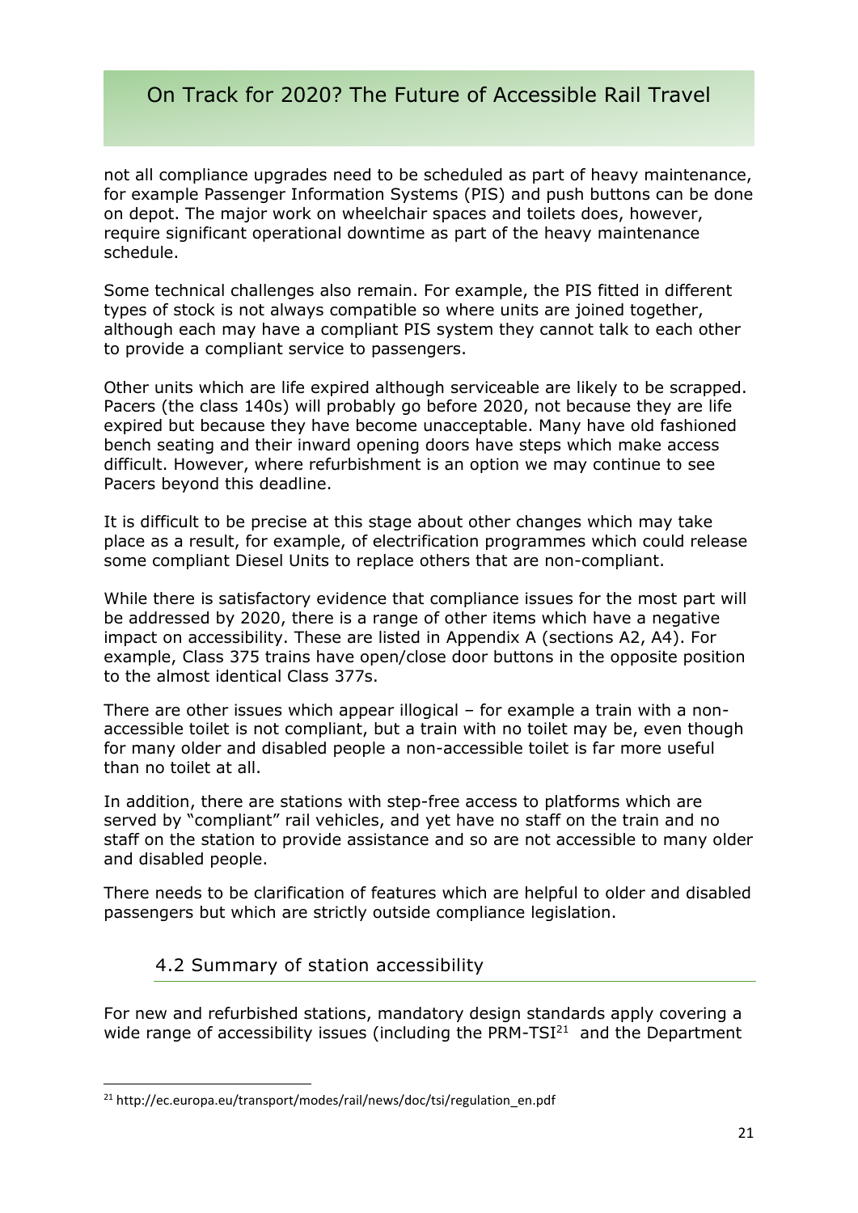not all compliance upgrades need to be scheduled as part of heavy maintenance, for example Passenger Information Systems (PIS) and push buttons can be done on depot. The major work on wheelchair spaces and toilets does, however, require significant operational downtime as part of the heavy maintenance schedule.

Some technical challenges also remain. For example, the PIS fitted in different types of stock is not always compatible so where units are joined together, although each may have a compliant PIS system they cannot talk to each other to provide a compliant service to passengers.

Other units which are life expired although serviceable are likely to be scrapped. Pacers (the class 140s) will probably go before 2020, not because they are life expired but because they have become unacceptable. Many have old fashioned bench seating and their inward opening doors have steps which make access difficult. However, where refurbishment is an option we may continue to see Pacers beyond this deadline.

It is difficult to be precise at this stage about other changes which may take place as a result, for example, of electrification programmes which could release some compliant Diesel Units to replace others that are non-compliant.

While there is satisfactory evidence that compliance issues for the most part will be addressed by 2020, there is a range of other items which have a negative impact on accessibility. These are listed in Appendix A (sections A2, A4). For example, Class 375 trains have open/close door buttons in the opposite position to the almost identical Class 377s.

There are other issues which appear illogical – for example a train with a non-accessible toilet is not compliant, but a train with no toilet may be, even though for many older and disabled people a non-accessible toilet is far more useful than no toilet at all.

In addition, there are stations with step-free access to platforms which are served by "compliant" rail vehicles, and yet have no staff on the train and no staff on the station to provide assistance and so are not accessible to many older and disabled people.

There needs to be clarification of features which are helpful to older and disabled passengers but which are strictly outside compliance legislation.

## 4.2 Summary of station accessibility

For new and refurbished stations, mandatory design standards apply covering a wide range of accessibility issues (including the PRM-TSI[21] and the Department

[21] http://ec.europa.eu/transport/modes/rail/news/doc/tsi/regulation_en.pdf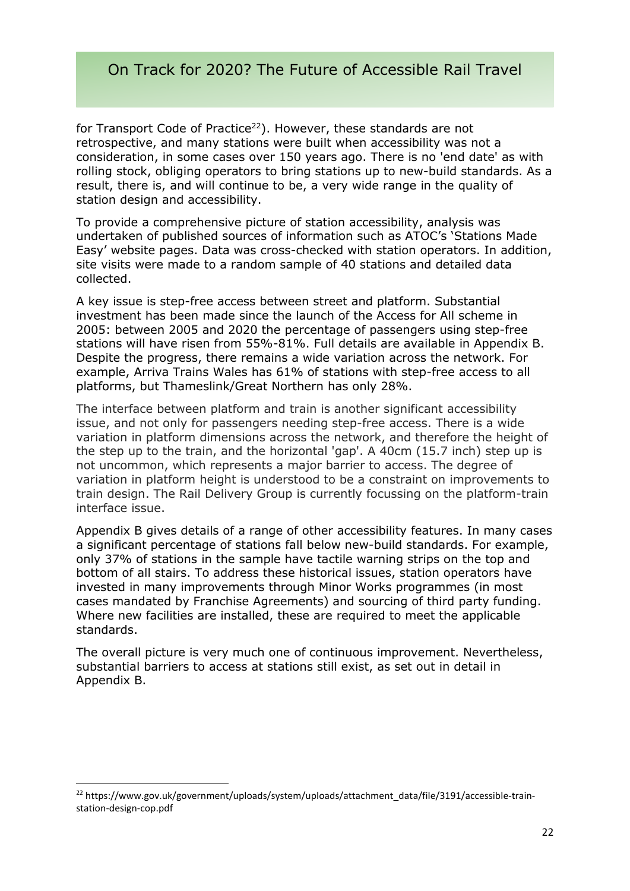for Transport Code of Practice[22]). However, these standards are not retrospective, and many stations were built when accessibility was not a consideration, in some cases over 150 years ago. There is no 'end date' as with rolling stock, obliging operators to bring stations up to new-build standards. As a result, there is, and will continue to be, a very wide range in the quality of station design and accessibility.

To provide a comprehensive picture of station accessibility, analysis was undertaken of published sources of information such as ATOC's 'Stations Made Easy' website pages. Data was cross-checked with station operators. In addition, site visits were made to a random sample of 40 stations and detailed data collected.

A key issue is step-free access between street and platform. Substantial investment has been made since the launch of the Access for All scheme in 2005: between 2005 and 2020 the percentage of passengers using step-free stations will have risen from 55%-81%. Full details are available in Appendix B. Despite the progress, there remains a wide variation across the network. For example, Arriva Trains Wales has 61% of stations with step-free access to all platforms, but Thameslink/Great Northern has only 28%.

The interface between platform and train is another significant accessibility issue, and not only for passengers needing step-free access. There is a wide variation in platform dimensions across the network, and therefore the height of the step up to the train, and the horizontal 'gap'. A 40cm (15.7 inch) step up is not uncommon, which represents a major barrier to access. The degree of variation in platform height is understood to be a constraint on improvements to train design. The Rail Delivery Group is currently focussing on the platform-train interface issue.

Appendix B gives details of a range of other accessibility features. In many cases a significant percentage of stations fall below new-build standards. For example, only 37% of stations in the sample have tactile warning strips on the top and bottom of all stairs. To address these historical issues, station operators have invested in many improvements through Minor Works programmes (in most cases mandated by Franchise Agreements) and sourcing of third party funding. Where new facilities are installed, these are required to meet the applicable standards.

The overall picture is very much one of continuous improvement. Nevertheless, substantial barriers to access at stations still exist, as set out in detail in Appendix B.

[22] https://www.gov.uk/government/uploads/system/uploads/attachment_data/file/3191/accessible-train-station-design-cop.pdf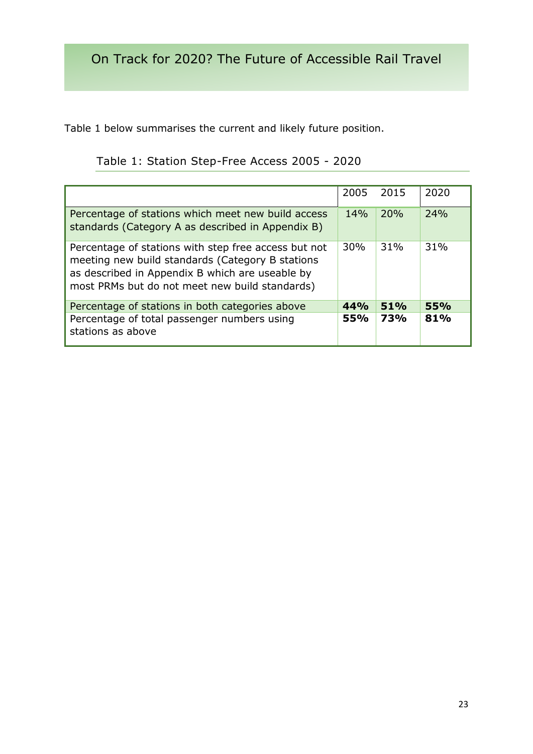Table 1 below summarises the current and likely future position.

Table 1: Station Step-Free Access 2005 - 2020

| | 2005 | 2015 | 2020 |
|---|---|---|---|
| Percentage of stations which meet new build access standards (Category A as described in Appendix B) | 14% | 20% | 24% |
| Percentage of stations with step free access but not meeting new build standards (Category B stations as described in Appendix B which are useable by most PRMs but do not meet new build standards) | 30% | 31% | 31% |
| Percentage of stations in both categories above | **44%** | **51%** | **55%** |
| Percentage of total passenger numbers using stations as above | **55%** | **73%** | **81%** |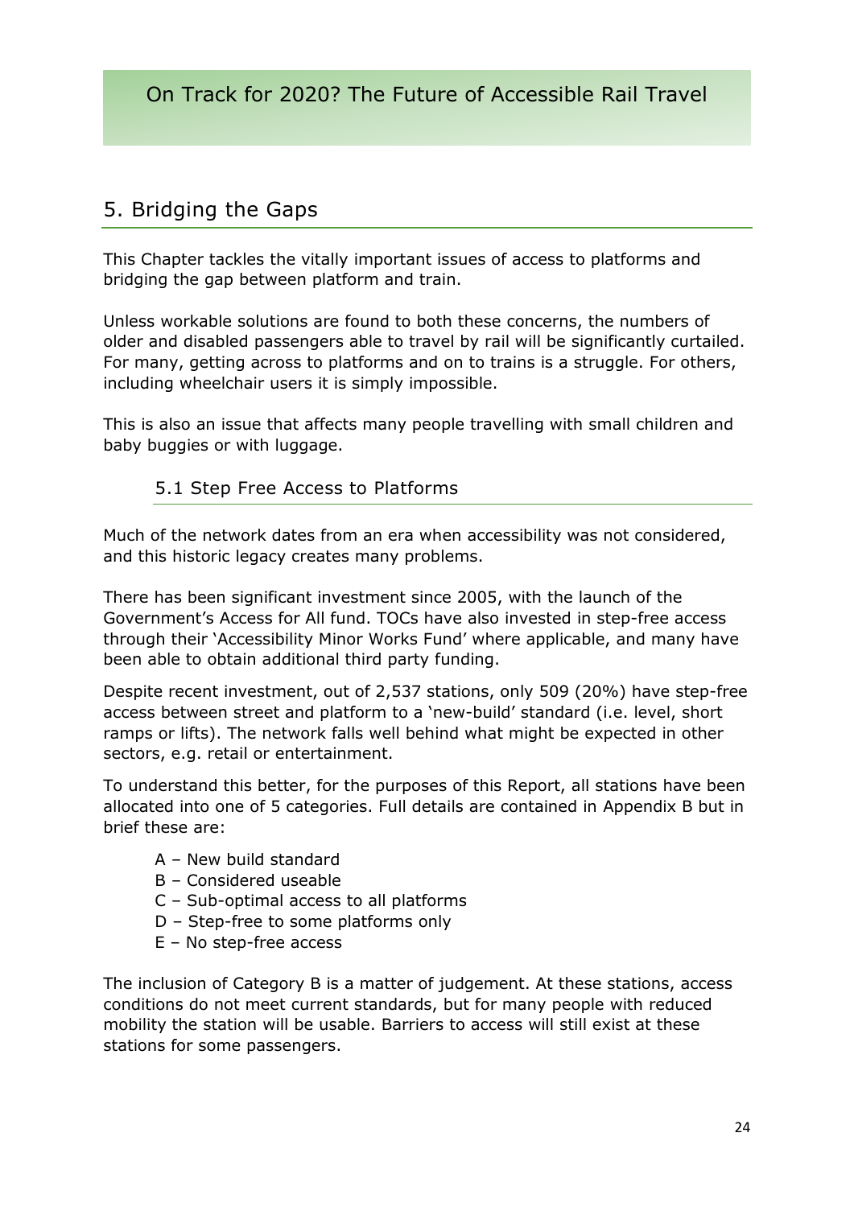## 5. Bridging the Gaps

This Chapter tackles the vitally important issues of access to platforms and bridging the gap between platform and train.

Unless workable solutions are found to both these concerns, the numbers of older and disabled passengers able to travel by rail will be significantly curtailed. For many, getting across to platforms and on to trains is a struggle. For others, including wheelchair users it is simply impossible.

This is also an issue that affects many people travelling with small children and baby buggies or with luggage.

### 5.1 Step Free Access to Platforms

Much of the network dates from an era when accessibility was not considered, and this historic legacy creates many problems.

There has been significant investment since 2005, with the launch of the Government's Access for All fund. TOCs have also invested in step-free access through their 'Accessibility Minor Works Fund' where applicable, and many have been able to obtain additional third party funding.

Despite recent investment, out of 2,537 stations, only 509 (20%) have step-free access between street and platform to a 'new-build' standard (i.e. level, short ramps or lifts). The network falls well behind what might be expected in other sectors, e.g. retail or entertainment.

To understand this better, for the purposes of this Report, all stations have been allocated into one of 5 categories. Full details are contained in Appendix B but in brief these are:

- A – New build standard
- B – Considered useable
- C – Sub-optimal access to all platforms
- D – Step-free to some platforms only
- E – No step-free access

The inclusion of Category B is a matter of judgement. At these stations, access conditions do not meet current standards, but for many people with reduced mobility the station will be usable. Barriers to access will still exist at these stations for some passengers.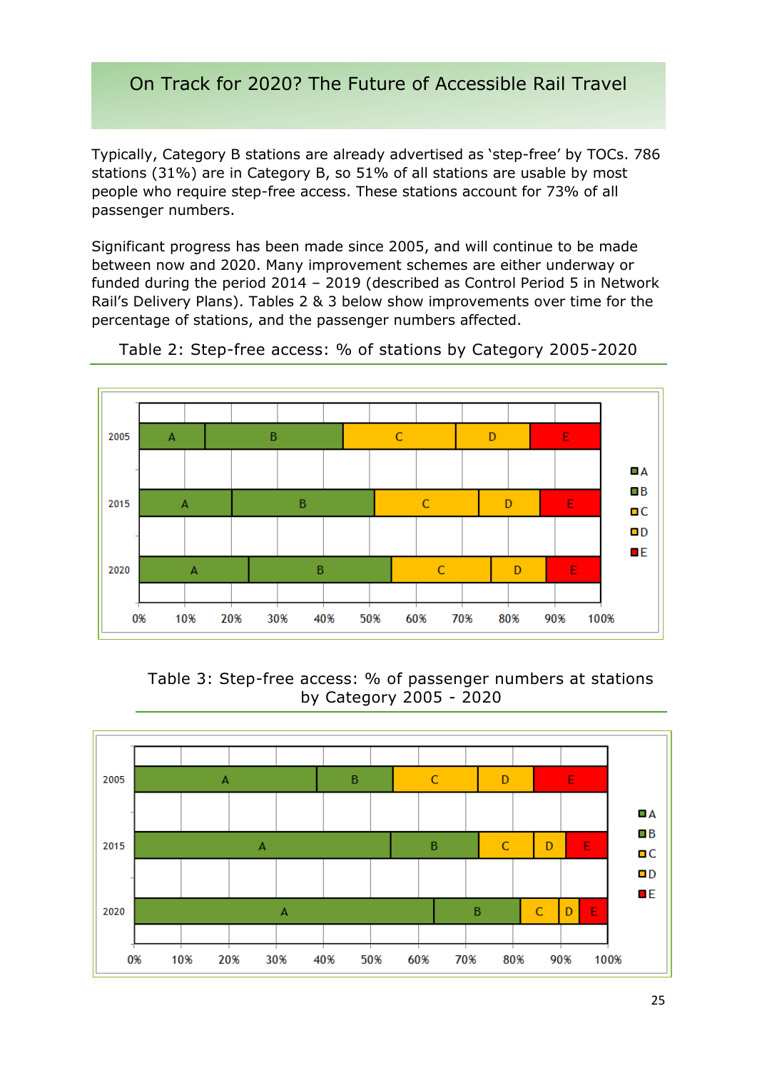## On Track for 2020? The Future of Accessible Rail Travel

Typically, Category B stations are already advertised as 'step-free' by TOCs. 786 stations (31%) are in Category B, so 51% of all stations are usable by most people who require step-free access. These stations account for 73% of all passenger numbers.

Significant progress has been made since 2005, and will continue to be made between now and 2020. Many improvement schemes are either underway or funded during the period 2014 – 2019 (described as Control Period 5 in Network Rail's Delivery Plans). Tables 2 & 3 below show improvements over time for the percentage of stations, and the passenger numbers affected.

Table 2: Step-free access: % of stations by Category 2005-2020

Table 3: Step-free access: % of passenger numbers at stations by Category 2005 - 2020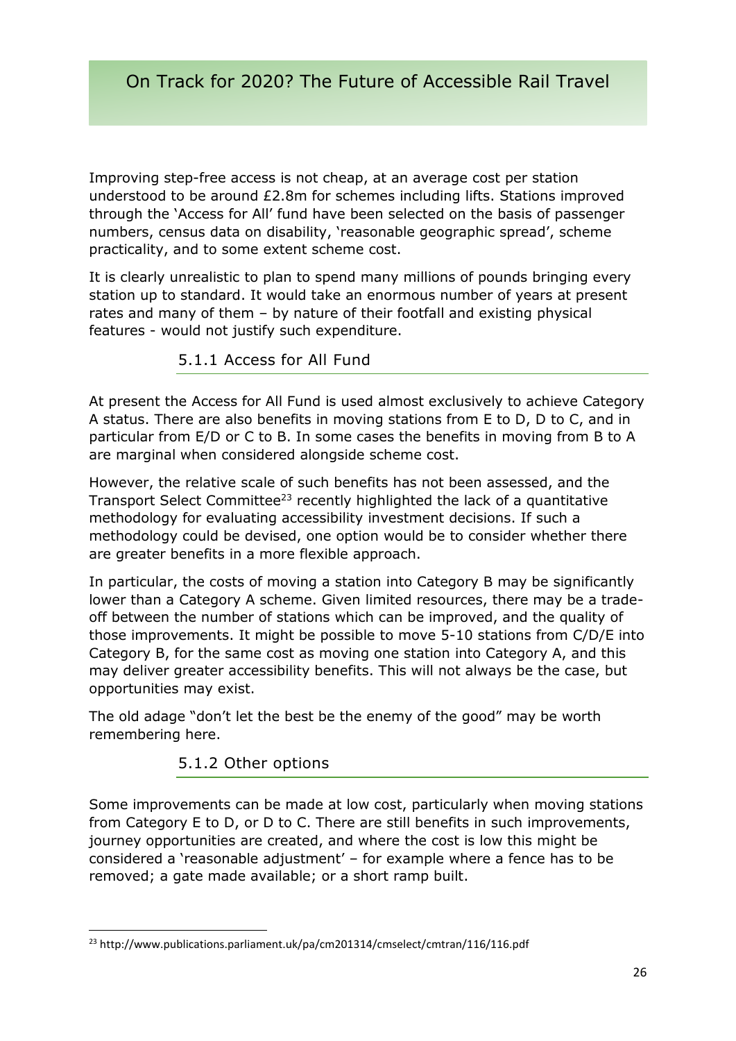Improving step-free access is not cheap, at an average cost per station understood to be around £2.8m for schemes including lifts. Stations improved through the 'Access for All' fund have been selected on the basis of passenger numbers, census data on disability, 'reasonable geographic spread', scheme practicality, and to some extent scheme cost.

It is clearly unrealistic to plan to spend many millions of pounds bringing every station up to standard. It would take an enormous number of years at present rates and many of them – by nature of their footfall and existing physical features - would not justify such expenditure.

### 5.1.1 Access for All Fund

At present the Access for All Fund is used almost exclusively to achieve Category A status. There are also benefits in moving stations from E to D, D to C, and in particular from E/D or C to B. In some cases the benefits in moving from B to A are marginal when considered alongside scheme cost.

However, the relative scale of such benefits has not been assessed, and the Transport Select Committee[23] recently highlighted the lack of a quantitative methodology for evaluating accessibility investment decisions. If such a methodology could be devised, one option would be to consider whether there are greater benefits in a more flexible approach.

In particular, the costs of moving a station into Category B may be significantly lower than a Category A scheme. Given limited resources, there may be a trade-off between the number of stations which can be improved, and the quality of those improvements. It might be possible to move 5-10 stations from C/D/E into Category B, for the same cost as moving one station into Category A, and this may deliver greater accessibility benefits. This will not always be the case, but opportunities may exist.

The old adage "don't let the best be the enemy of the good" may be worth remembering here.

### 5.1.2 Other options

Some improvements can be made at low cost, particularly when moving stations from Category E to D, or D to C. There are still benefits in such improvements, journey opportunities are created, and where the cost is low this might be considered a 'reasonable adjustment' – for example where a fence has to be removed; a gate made available; or a short ramp built.

[23] http://www.publications.parliament.uk/pa/cm201314/cmselect/cmtran/116/116.pdf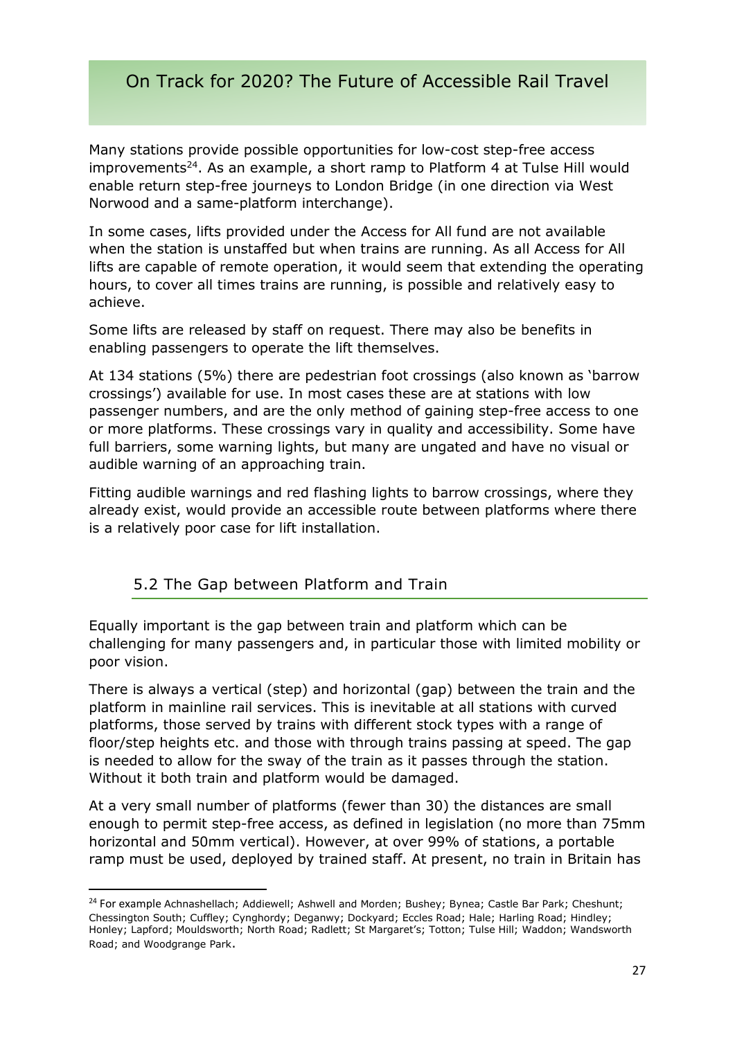Many stations provide possible opportunities for low-cost step-free access improvements[24]. As an example, a short ramp to Platform 4 at Tulse Hill would enable return step-free journeys to London Bridge (in one direction via West Norwood and a same-platform interchange).

In some cases, lifts provided under the Access for All fund are not available when the station is unstaffed but when trains are running. As all Access for All lifts are capable of remote operation, it would seem that extending the operating hours, to cover all times trains are running, is possible and relatively easy to achieve.

Some lifts are released by staff on request. There may also be benefits in enabling passengers to operate the lift themselves.

At 134 stations (5%) there are pedestrian foot crossings (also known as 'barrow crossings') available for use. In most cases these are at stations with low passenger numbers, and are the only method of gaining step-free access to one or more platforms. These crossings vary in quality and accessibility. Some have full barriers, some warning lights, but many are ungated and have no visual or audible warning of an approaching train.

Fitting audible warnings and red flashing lights to barrow crossings, where they already exist, would provide an accessible route between platforms where there is a relatively poor case for lift installation.

## 5.2 The Gap between Platform and Train

Equally important is the gap between train and platform which can be challenging for many passengers and, in particular those with limited mobility or poor vision.

There is always a vertical (step) and horizontal (gap) between the train and the platform in mainline rail services. This is inevitable at all stations with curved platforms, those served by trains with different stock types with a range of floor/step heights etc. and those with through trains passing at speed. The gap is needed to allow for the sway of the train as it passes through the station. Without it both train and platform would be damaged.

At a very small number of platforms (fewer than 30) the distances are small enough to permit step-free access, as defined in legislation (no more than 75mm horizontal and 50mm vertical). However, at over 99% of stations, a portable ramp must be used, deployed by trained staff. At present, no train in Britain has

---

[24] For example Achnashellach; Addiewell; Ashwell and Morden; Bushey; Bynea; Castle Bar Park; Cheshunt; Chessington South; Cuffley; Cynghordy; Deganwy; Dockyard; Eccles Road; Hale; Harling Road; Hindley; Honley; Lapford; Mouldsworth; North Road; Radlett; St Margaret's; Totton; Tulse Hill; Waddon; Wandsworth Road; and Woodgrange Park.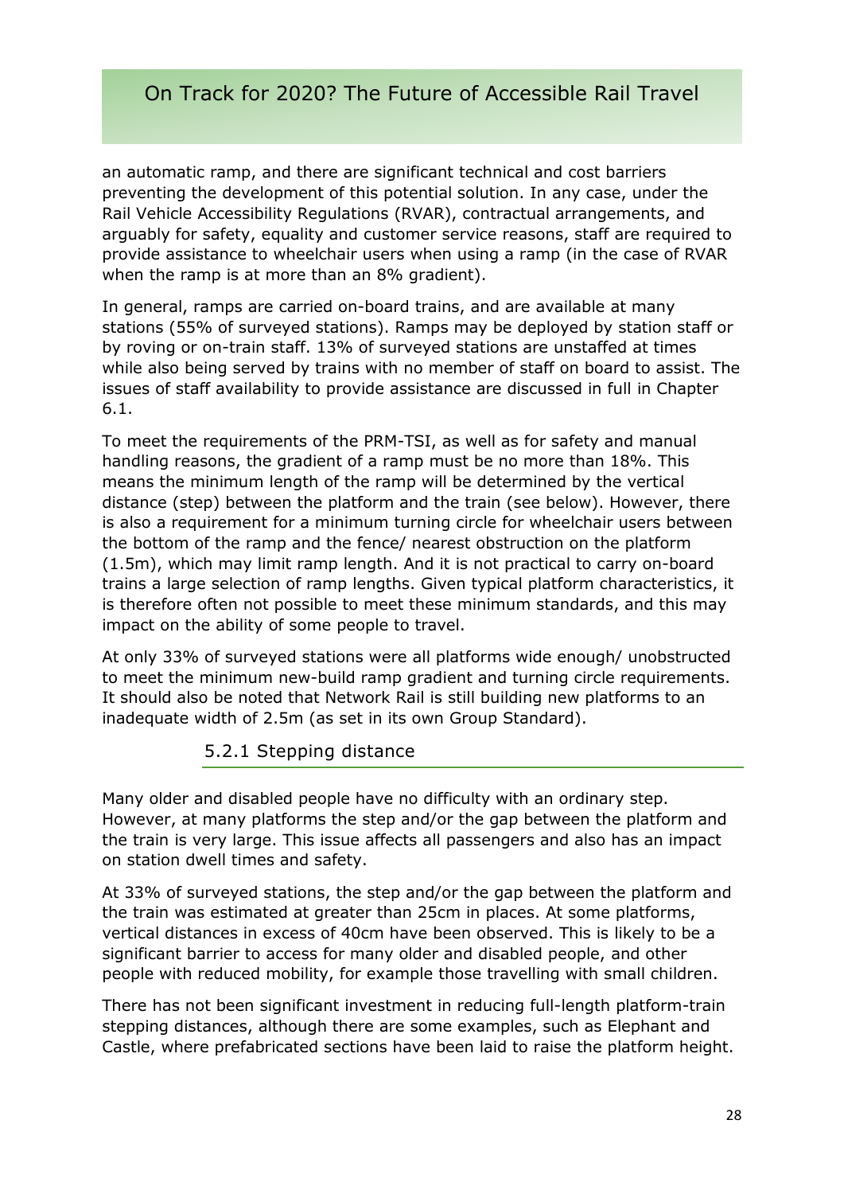an automatic ramp, and there are significant technical and cost barriers preventing the development of this potential solution. In any case, under the Rail Vehicle Accessibility Regulations (RVAR), contractual arrangements, and arguably for safety, equality and customer service reasons, staff are required to provide assistance to wheelchair users when using a ramp (in the case of RVAR when the ramp is at more than an 8% gradient).

In general, ramps are carried on-board trains, and are available at many stations (55% of surveyed stations). Ramps may be deployed by station staff or by roving or on-train staff. 13% of surveyed stations are unstaffed at times while also being served by trains with no member of staff on board to assist. The issues of staff availability to provide assistance are discussed in full in Chapter 6.1.

To meet the requirements of the PRM-TSI, as well as for safety and manual handling reasons, the gradient of a ramp must be no more than 18%. This means the minimum length of the ramp will be determined by the vertical distance (step) between the platform and the train (see below). However, there is also a requirement for a minimum turning circle for wheelchair users between the bottom of the ramp and the fence/ nearest obstruction on the platform (1.5m), which may limit ramp length. And it is not practical to carry on-board trains a large selection of ramp lengths. Given typical platform characteristics, it is therefore often not possible to meet these minimum standards, and this may impact on the ability of some people to travel.

At only 33% of surveyed stations were all platforms wide enough/ unobstructed to meet the minimum new-build ramp gradient and turning circle requirements. It should also be noted that Network Rail is still building new platforms to an inadequate width of 2.5m (as set in its own Group Standard).

### 5.2.1 Stepping distance

Many older and disabled people have no difficulty with an ordinary step. However, at many platforms the step and/or the gap between the platform and the train is very large. This issue affects all passengers and also has an impact on station dwell times and safety.

At 33% of surveyed stations, the step and/or the gap between the platform and the train was estimated at greater than 25cm in places. At some platforms, vertical distances in excess of 40cm have been observed. This is likely to be a significant barrier to access for many older and disabled people, and other people with reduced mobility, for example those travelling with small children.

There has not been significant investment in reducing full-length platform-train stepping distances, although there are some examples, such as Elephant and Castle, where prefabricated sections have been laid to raise the platform height.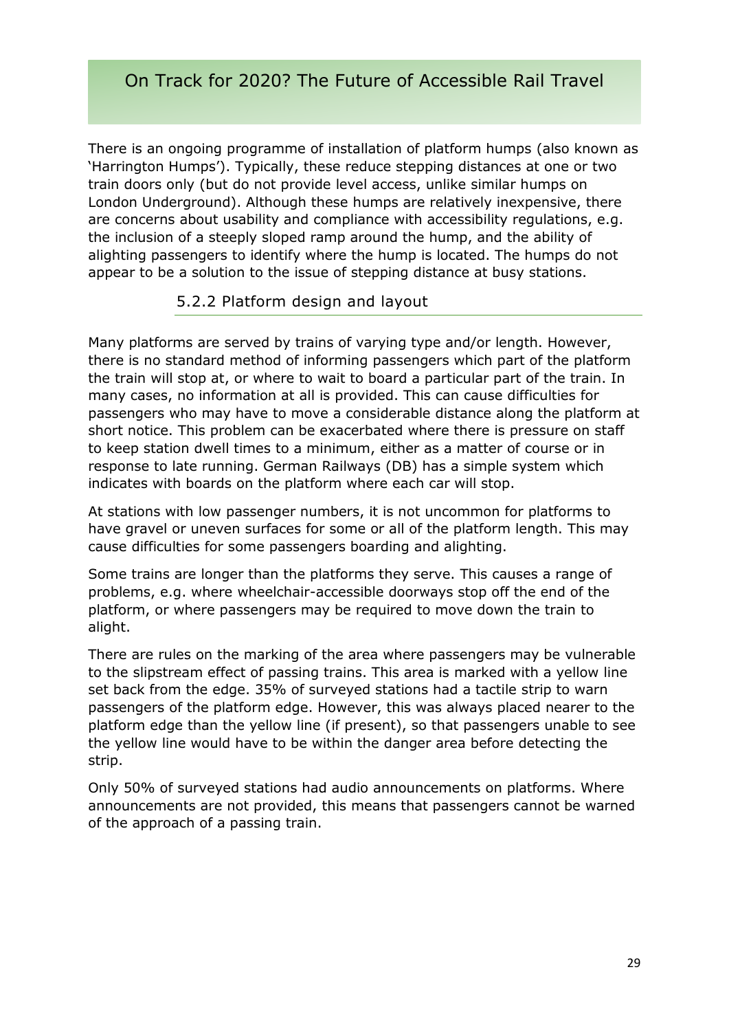There is an ongoing programme of installation of platform humps (also known as 'Harrington Humps'). Typically, these reduce stepping distances at one or two train doors only (but do not provide level access, unlike similar humps on London Underground). Although these humps are relatively inexpensive, there are concerns about usability and compliance with accessibility regulations, e.g. the inclusion of a steeply sloped ramp around the hump, and the ability of alighting passengers to identify where the hump is located. The humps do not appear to be a solution to the issue of stepping distance at busy stations.

### 5.2.2 Platform design and layout

Many platforms are served by trains of varying type and/or length. However, there is no standard method of informing passengers which part of the platform the train will stop at, or where to wait to board a particular part of the train. In many cases, no information at all is provided. This can cause difficulties for passengers who may have to move a considerable distance along the platform at short notice. This problem can be exacerbated where there is pressure on staff to keep station dwell times to a minimum, either as a matter of course or in response to late running. German Railways (DB) has a simple system which indicates with boards on the platform where each car will stop.

At stations with low passenger numbers, it is not uncommon for platforms to have gravel or uneven surfaces for some or all of the platform length. This may cause difficulties for some passengers boarding and alighting.

Some trains are longer than the platforms they serve. This causes a range of problems, e.g. where wheelchair-accessible doorways stop off the end of the platform, or where passengers may be required to move down the train to alight.

There are rules on the marking of the area where passengers may be vulnerable to the slipstream effect of passing trains. This area is marked with a yellow line set back from the edge. 35% of surveyed stations had a tactile strip to warn passengers of the platform edge. However, this was always placed nearer to the platform edge than the yellow line (if present), so that passengers unable to see the yellow line would have to be within the danger area before detecting the strip.

Only 50% of surveyed stations had audio announcements on platforms. Where announcements are not provided, this means that passengers cannot be warned of the approach of a passing train.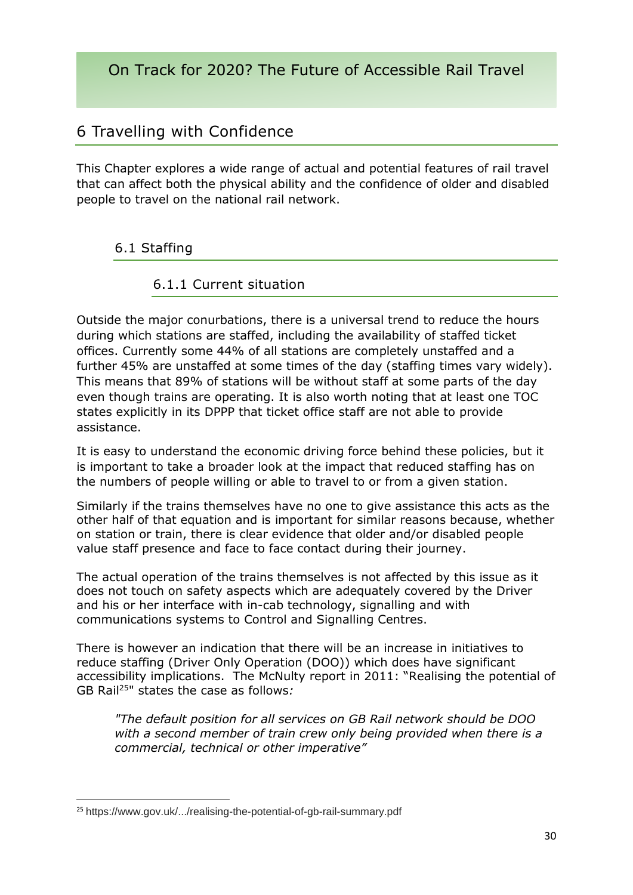## 6 Travelling with Confidence

This Chapter explores a wide range of actual and potential features of rail travel that can affect both the physical ability and the confidence of older and disabled people to travel on the national rail network.

### 6.1 Staffing

#### 6.1.1 Current situation

Outside the major conurbations, there is a universal trend to reduce the hours during which stations are staffed, including the availability of staffed ticket offices. Currently some 44% of all stations are completely unstaffed and a further 45% are unstaffed at some times of the day (staffing times vary widely). This means that 89% of stations will be without staff at some parts of the day even though trains are operating. It is also worth noting that at least one TOC states explicitly in its DPPP that ticket office staff are not able to provide assistance.

It is easy to understand the economic driving force behind these policies, but it is important to take a broader look at the impact that reduced staffing has on the numbers of people willing or able to travel to or from a given station.

Similarly if the trains themselves have no one to give assistance this acts as the other half of that equation and is important for similar reasons because, whether on station or train, there is clear evidence that older and/or disabled people value staff presence and face to face contact during their journey.

The actual operation of the trains themselves is not affected by this issue as it does not touch on safety aspects which are adequately covered by the Driver and his or her interface with in-cab technology, signalling and with communications systems to Control and Signalling Centres.

There is however an indication that there will be an increase in initiatives to reduce staffing (Driver Only Operation (DOO)) which does have significant accessibility implications. The McNulty report in 2011: "Realising the potential of GB Rail[25]" states the case as follows*:*

> *"The default position for all services on GB Rail network should be DOO with a second member of train crew only being provided when there is a commercial, technical or other imperative"*

[25] https://www.gov.uk/.../realising-the-potential-of-gb-rail-summary.pdf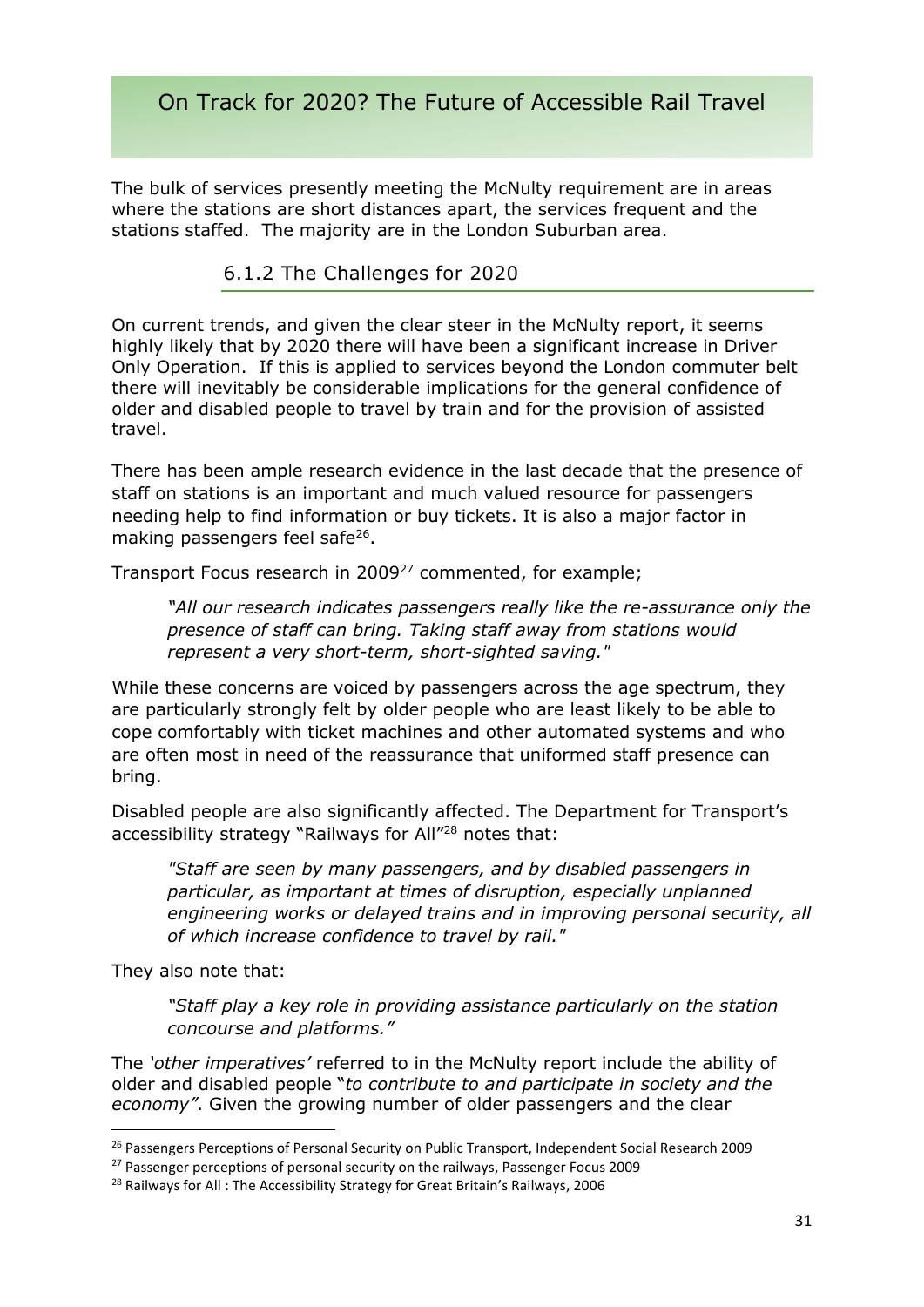The bulk of services presently meeting the McNulty requirement are in areas where the stations are short distances apart, the services frequent and the stations staffed. The majority are in the London Suburban area.

### 6.1.2 The Challenges for 2020

On current trends, and given the clear steer in the McNulty report, it seems highly likely that by 2020 there will have been a significant increase in Driver Only Operation. If this is applied to services beyond the London commuter belt there will inevitably be considerable implications for the general confidence of older and disabled people to travel by train and for the provision of assisted travel.

There has been ample research evidence in the last decade that the presence of staff on stations is an important and much valued resource for passengers needing help to find information or buy tickets. It is also a major factor in making passengers feel safe[26].

Transport Focus research in 2009[27] commented, for example;

> *"All our research indicates passengers really like the re-assurance only the presence of staff can bring. Taking staff away from stations would represent a very short-term, short-sighted saving."*

While these concerns are voiced by passengers across the age spectrum, they are particularly strongly felt by older people who are least likely to be able to cope comfortably with ticket machines and other automated systems and who are often most in need of the reassurance that uniformed staff presence can bring.

Disabled people are also significantly affected. The Department for Transport's accessibility strategy "Railways for All"[28] notes that:

> *"Staff are seen by many passengers, and by disabled passengers in particular, as important at times of disruption, especially unplanned engineering works or delayed trains and in improving personal security, all of which increase confidence to travel by rail."*

They also note that:

> *"Staff play a key role in providing assistance particularly on the station concourse and platforms."*

The *'other imperatives'* referred to in the McNulty report include the ability of older and disabled people "*to contribute to and participate in society and the economy"*. Given the growing number of older passengers and the clear

---

[26] Passengers Perceptions of Personal Security on Public Transport, Independent Social Research 2009

[27] Passenger perceptions of personal security on the railways, Passenger Focus 2009

[28] Railways for All : The Accessibility Strategy for Great Britain's Railways, 2006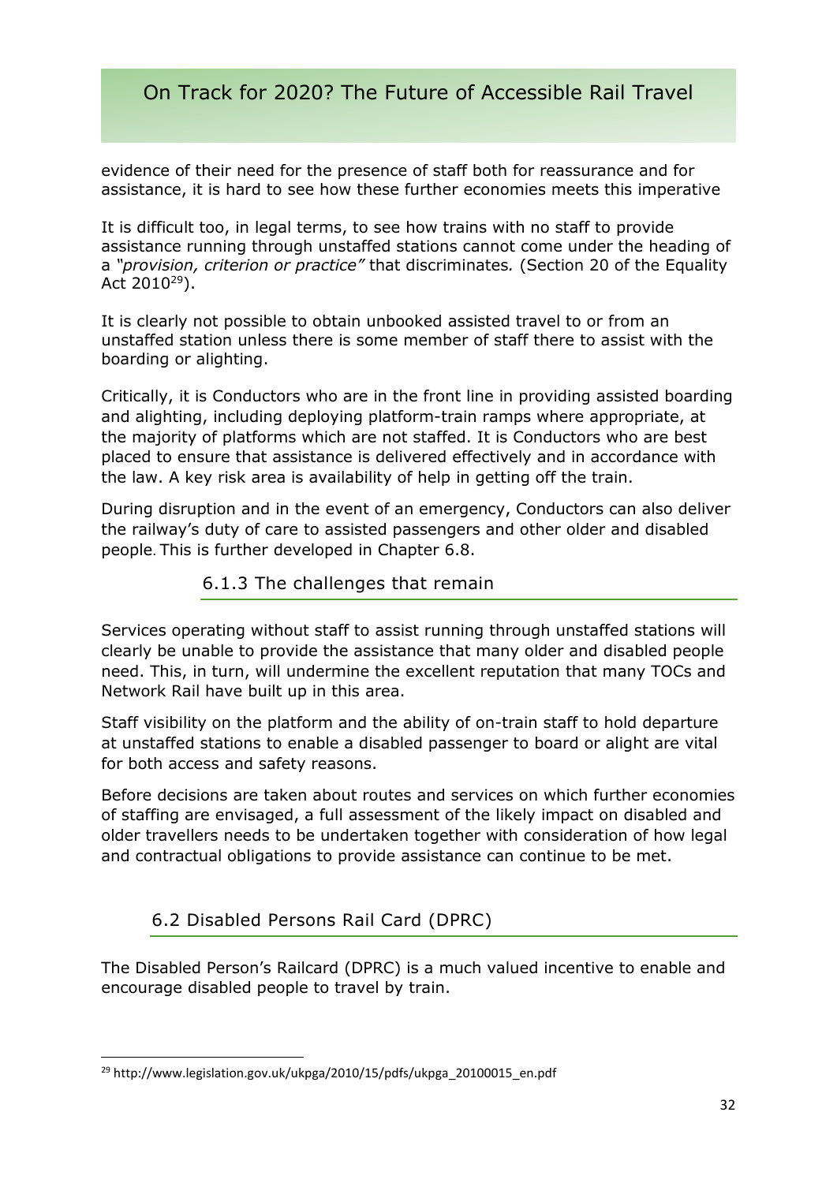evidence of their need for the presence of staff both for reassurance and for assistance, it is hard to see how these further economies meets this imperative

It is difficult too, in legal terms, to see how trains with no staff to provide assistance running through unstaffed stations cannot come under the heading of a *"provision, criterion or practice"* that discriminates. (Section 20 of the Equality Act 2010[29]).

It is clearly not possible to obtain unbooked assisted travel to or from an unstaffed station unless there is some member of staff there to assist with the boarding or alighting.

Critically, it is Conductors who are in the front line in providing assisted boarding and alighting, including deploying platform-train ramps where appropriate, at the majority of platforms which are not staffed. It is Conductors who are best placed to ensure that assistance is delivered effectively and in accordance with the law. A key risk area is availability of help in getting off the train.

During disruption and in the event of an emergency, Conductors can also deliver the railway's duty of care to assisted passengers and other older and disabled people. This is further developed in Chapter 6.8.

### 6.1.3 The challenges that remain

Services operating without staff to assist running through unstaffed stations will clearly be unable to provide the assistance that many older and disabled people need. This, in turn, will undermine the excellent reputation that many TOCs and Network Rail have built up in this area.

Staff visibility on the platform and the ability of on-train staff to hold departure at unstaffed stations to enable a disabled passenger to board or alight are vital for both access and safety reasons.

Before decisions are taken about routes and services on which further economies of staffing are envisaged, a full assessment of the likely impact on disabled and older travellers needs to be undertaken together with consideration of how legal and contractual obligations to provide assistance can continue to be met.

## 6.2 Disabled Persons Rail Card (DPRC)

The Disabled Person's Railcard (DPRC) is a much valued incentive to enable and encourage disabled people to travel by train.

[29] http://www.legislation.gov.uk/ukpga/2010/15/pdfs/ukpga_20100015_en.pdf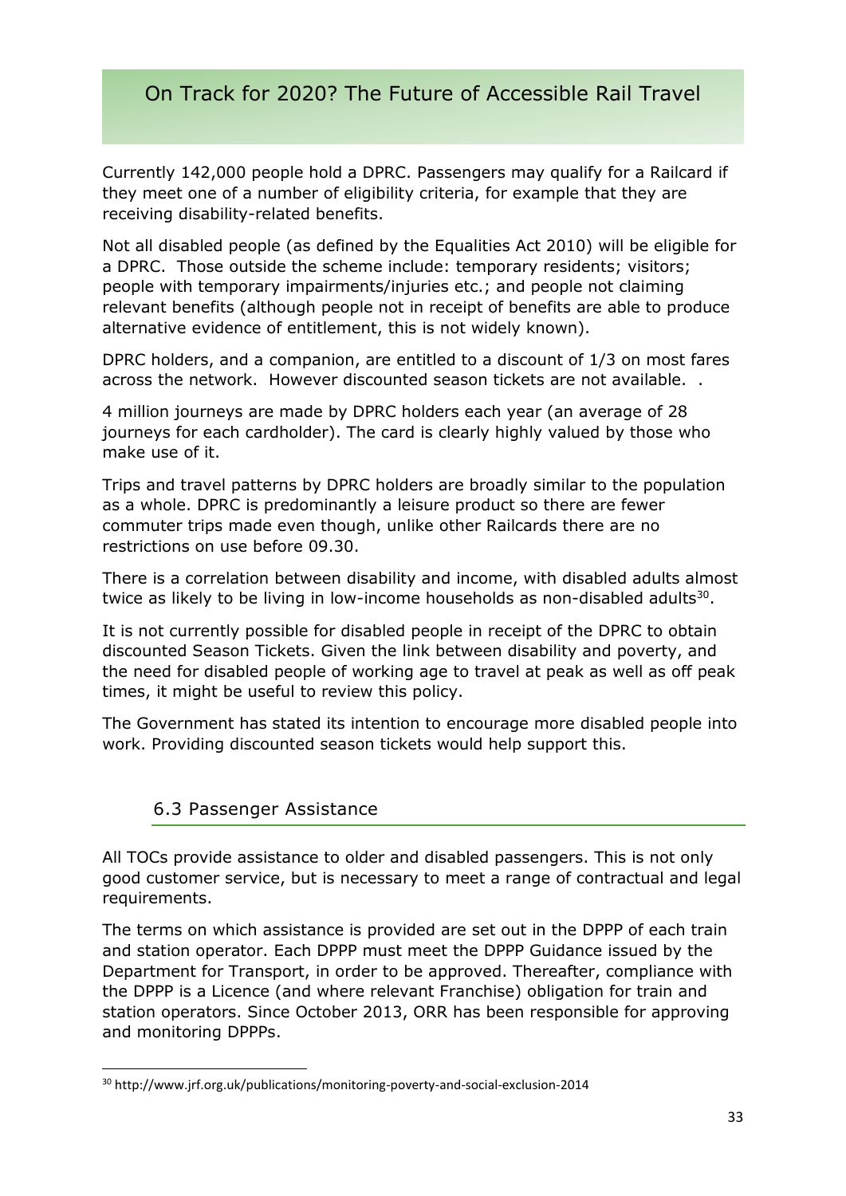Currently 142,000 people hold a DPRC. Passengers may qualify for a Railcard if they meet one of a number of eligibility criteria, for example that they are receiving disability-related benefits.

Not all disabled people (as defined by the Equalities Act 2010) will be eligible for a DPRC. Those outside the scheme include: temporary residents; visitors; people with temporary impairments/injuries etc.; and people not claiming relevant benefits (although people not in receipt of benefits are able to produce alternative evidence of entitlement, this is not widely known).

DPRC holders, and a companion, are entitled to a discount of 1/3 on most fares across the network. However discounted season tickets are not available. .

4 million journeys are made by DPRC holders each year (an average of 28 journeys for each cardholder). The card is clearly highly valued by those who make use of it.

Trips and travel patterns by DPRC holders are broadly similar to the population as a whole. DPRC is predominantly a leisure product so there are fewer commuter trips made even though, unlike other Railcards there are no restrictions on use before 09.30.

There is a correlation between disability and income, with disabled adults almost twice as likely to be living in low-income households as non-disabled adults[30].

It is not currently possible for disabled people in receipt of the DPRC to obtain discounted Season Tickets. Given the link between disability and poverty, and the need for disabled people of working age to travel at peak as well as off peak times, it might be useful to review this policy.

The Government has stated its intention to encourage more disabled people into work. Providing discounted season tickets would help support this.

### 6.3 Passenger Assistance

All TOCs provide assistance to older and disabled passengers. This is not only good customer service, but is necessary to meet a range of contractual and legal requirements.

The terms on which assistance is provided are set out in the DPPP of each train and station operator. Each DPPP must meet the DPPP Guidance issued by the Department for Transport, in order to be approved. Thereafter, compliance with the DPPP is a Licence (and where relevant Franchise) obligation for train and station operators. Since October 2013, ORR has been responsible for approving and monitoring DPPPs.

[30] http://www.jrf.org.uk/publications/monitoring-poverty-and-social-exclusion-2014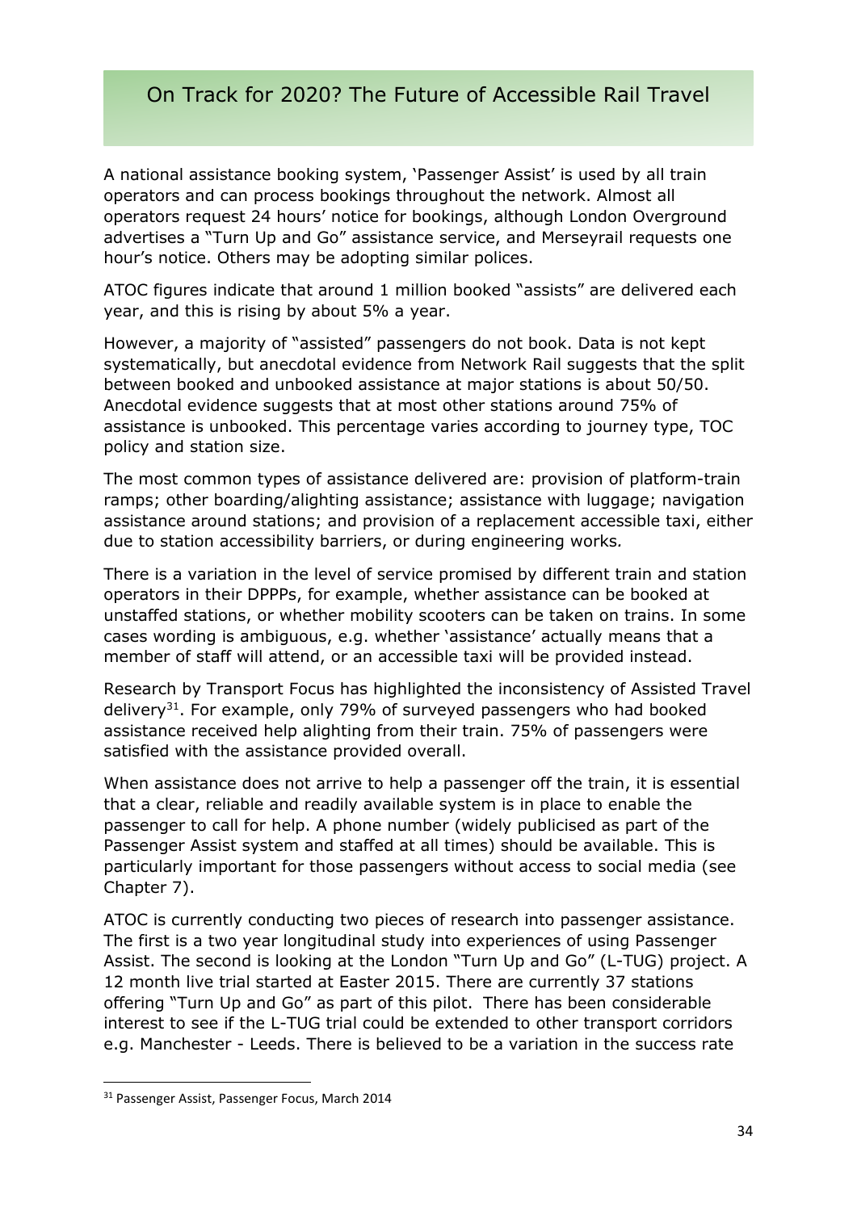A national assistance booking system, 'Passenger Assist' is used by all train operators and can process bookings throughout the network. Almost all operators request 24 hours' notice for bookings, although London Overground advertises a "Turn Up and Go" assistance service, and Merseyrail requests one hour's notice. Others may be adopting similar polices.

ATOC figures indicate that around 1 million booked "assists" are delivered each year, and this is rising by about 5% a year.

However, a majority of "assisted" passengers do not book. Data is not kept systematically, but anecdotal evidence from Network Rail suggests that the split between booked and unbooked assistance at major stations is about 50/50. Anecdotal evidence suggests that at most other stations around 75% of assistance is unbooked. This percentage varies according to journey type, TOC policy and station size.

The most common types of assistance delivered are: provision of platform-train ramps; other boarding/alighting assistance; assistance with luggage; navigation assistance around stations; and provision of a replacement accessible taxi, either due to station accessibility barriers, or during engineering works.

There is a variation in the level of service promised by different train and station operators in their DPPPs, for example, whether assistance can be booked at unstaffed stations, or whether mobility scooters can be taken on trains. In some cases wording is ambiguous, e.g. whether 'assistance' actually means that a member of staff will attend, or an accessible taxi will be provided instead.

Research by Transport Focus has highlighted the inconsistency of Assisted Travel delivery[31]. For example, only 79% of surveyed passengers who had booked assistance received help alighting from their train. 75% of passengers were satisfied with the assistance provided overall.

When assistance does not arrive to help a passenger off the train, it is essential that a clear, reliable and readily available system is in place to enable the passenger to call for help. A phone number (widely publicised as part of the Passenger Assist system and staffed at all times) should be available. This is particularly important for those passengers without access to social media (see Chapter 7).

ATOC is currently conducting two pieces of research into passenger assistance. The first is a two year longitudinal study into experiences of using Passenger Assist. The second is looking at the London "Turn Up and Go" (L-TUG) project. A 12 month live trial started at Easter 2015. There are currently 37 stations offering "Turn Up and Go" as part of this pilot. There has been considerable interest to see if the L-TUG trial could be extended to other transport corridors e.g. Manchester - Leeds. There is believed to be a variation in the success rate

---

[31] Passenger Assist, Passenger Focus, March 2014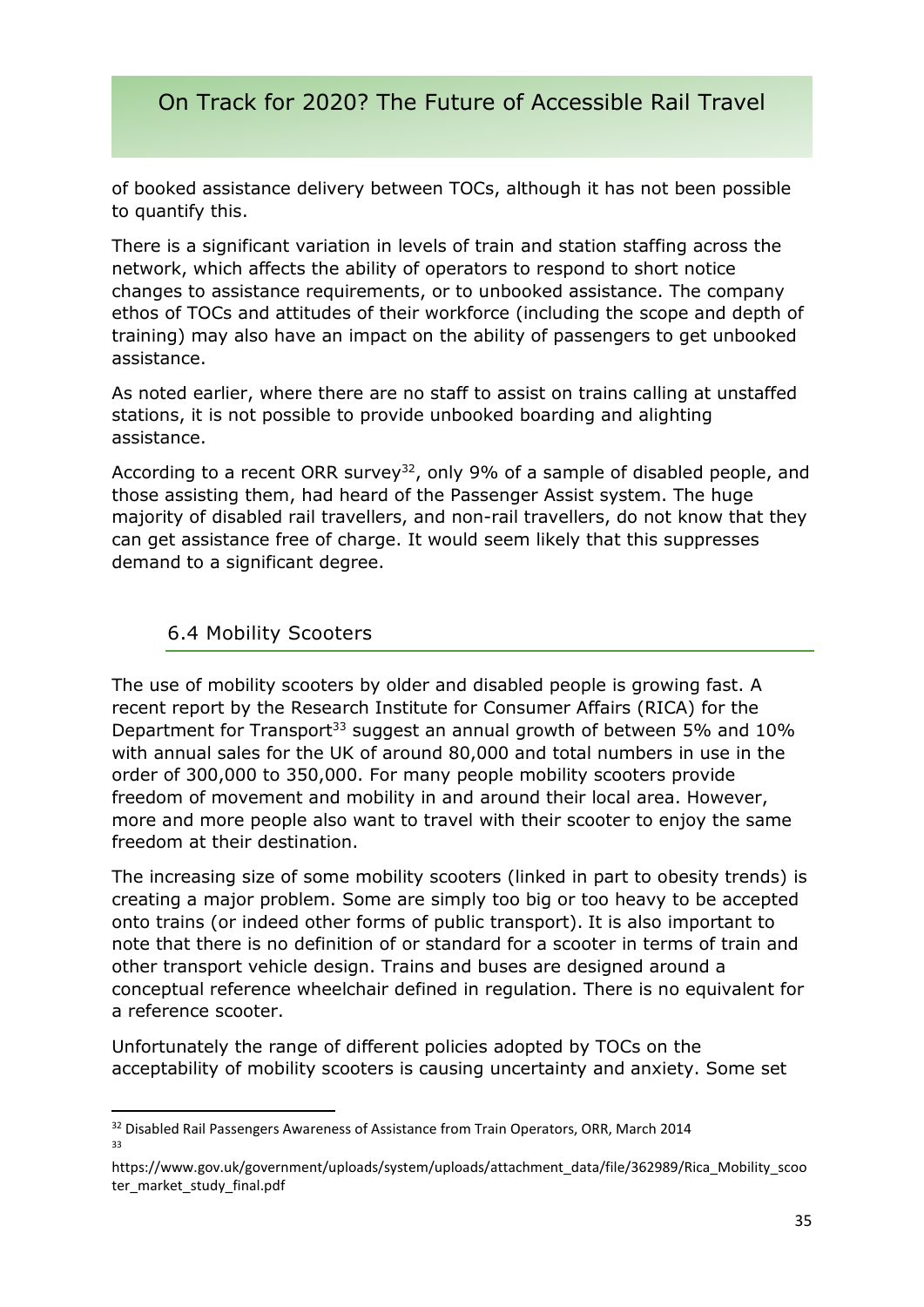of booked assistance delivery between TOCs, although it has not been possible to quantify this.

There is a significant variation in levels of train and station staffing across the network, which affects the ability of operators to respond to short notice changes to assistance requirements, or to unbooked assistance. The company ethos of TOCs and attitudes of their workforce (including the scope and depth of training) may also have an impact on the ability of passengers to get unbooked assistance.

As noted earlier, where there are no staff to assist on trains calling at unstaffed stations, it is not possible to provide unbooked boarding and alighting assistance.

According to a recent ORR survey[32], only 9% of a sample of disabled people, and those assisting them, had heard of the Passenger Assist system. The huge majority of disabled rail travellers, and non-rail travellers, do not know that they can get assistance free of charge. It would seem likely that this suppresses demand to a significant degree.

## 6.4 Mobility Scooters

The use of mobility scooters by older and disabled people is growing fast. A recent report by the Research Institute for Consumer Affairs (RICA) for the Department for Transport[33] suggest an annual growth of between 5% and 10% with annual sales for the UK of around 80,000 and total numbers in use in the order of 300,000 to 350,000. For many people mobility scooters provide freedom of movement and mobility in and around their local area. However, more and more people also want to travel with their scooter to enjoy the same freedom at their destination.

The increasing size of some mobility scooters (linked in part to obesity trends) is creating a major problem. Some are simply too big or too heavy to be accepted onto trains (or indeed other forms of public transport). It is also important to note that there is no definition of or standard for a scooter in terms of train and other transport vehicle design. Trains and buses are designed around a conceptual reference wheelchair defined in regulation. There is no equivalent for a reference scooter.

Unfortunately the range of different policies adopted by TOCs on the acceptability of mobility scooters is causing uncertainty and anxiety. Some set

---

[32] Disabled Rail Passengers Awareness of Assistance from Train Operators, ORR, March 2014

[33] https://www.gov.uk/government/uploads/system/uploads/attachment_data/file/362989/Rica_Mobility_scooter_market_study_final.pdf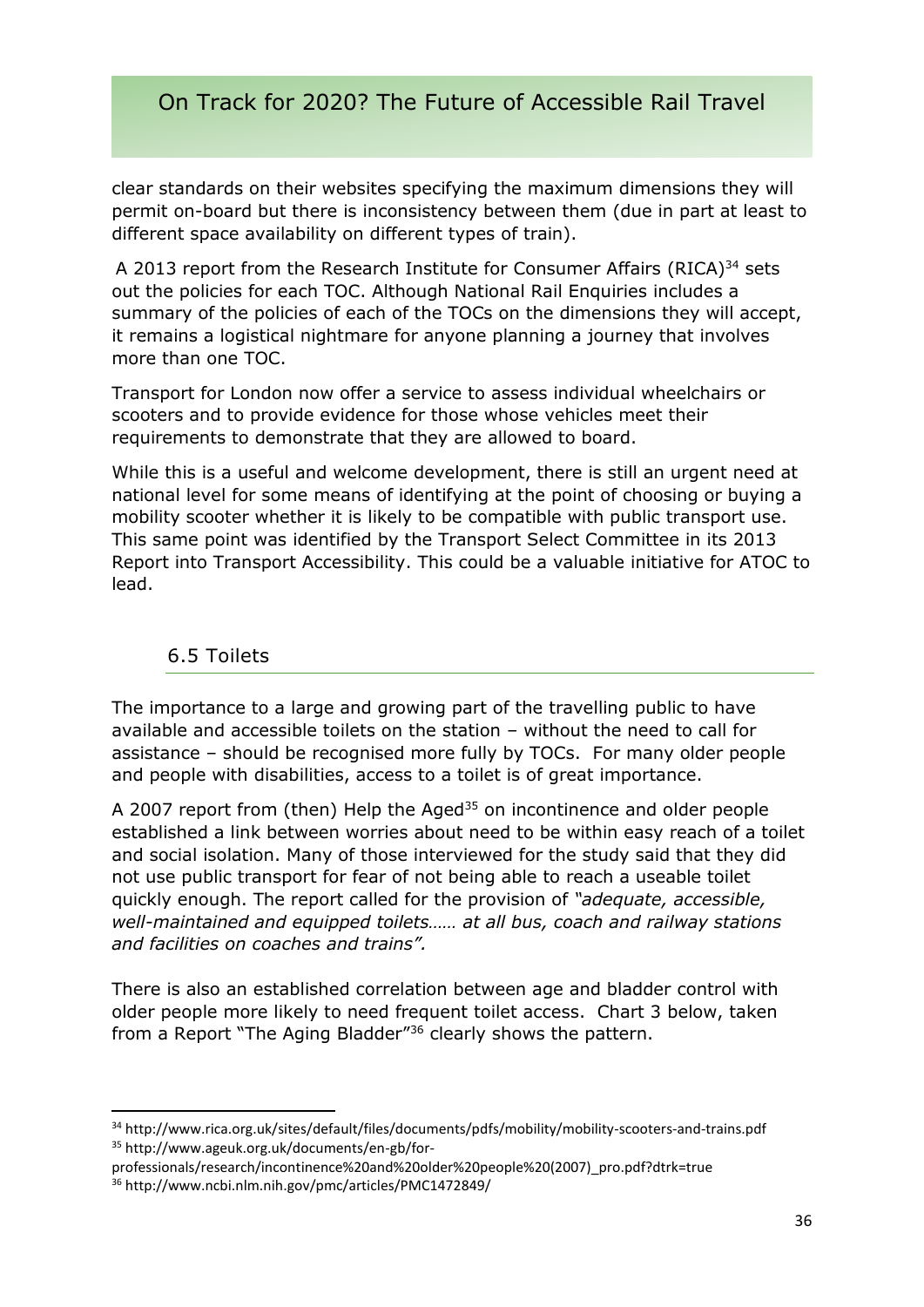clear standards on their websites specifying the maximum dimensions they will permit on-board but there is inconsistency between them (due in part at least to different space availability on different types of train).

A 2013 report from the Research Institute for Consumer Affairs (RICA)[34] sets out the policies for each TOC. Although National Rail Enquiries includes a summary of the policies of each of the TOCs on the dimensions they will accept, it remains a logistical nightmare for anyone planning a journey that involves more than one TOC.

Transport for London now offer a service to assess individual wheelchairs or scooters and to provide evidence for those whose vehicles meet their requirements to demonstrate that they are allowed to board.

While this is a useful and welcome development, there is still an urgent need at national level for some means of identifying at the point of choosing or buying a mobility scooter whether it is likely to be compatible with public transport use. This same point was identified by the Transport Select Committee in its 2013 Report into Transport Accessibility. This could be a valuable initiative for ATOC to lead.

## 6.5 Toilets

The importance to a large and growing part of the travelling public to have available and accessible toilets on the station – without the need to call for assistance – should be recognised more fully by TOCs. For many older people and people with disabilities, access to a toilet is of great importance.

A 2007 report from (then) Help the Aged[35] on incontinence and older people established a link between worries about need to be within easy reach of a toilet and social isolation. Many of those interviewed for the study said that they did not use public transport for fear of not being able to reach a useable toilet quickly enough. The report called for the provision of *"adequate, accessible, well-maintained and equipped toilets…… at all bus, coach and railway stations and facilities on coaches and trains".*

There is also an established correlation between age and bladder control with older people more likely to need frequent toilet access. Chart 3 below, taken from a Report "The Aging Bladder"[36] clearly shows the pattern.

---

[34] http://www.rica.org.uk/sites/default/files/documents/pdfs/mobility/mobility-scooters-and-trains.pdf

[35] http://www.ageuk.org.uk/documents/en-gb/for-professionals/research/incontinence%20and%20older%20people%20(2007)_pro.pdf?dtrk=true

[36] http://www.ncbi.nlm.nih.gov/pmc/articles/PMC1472849/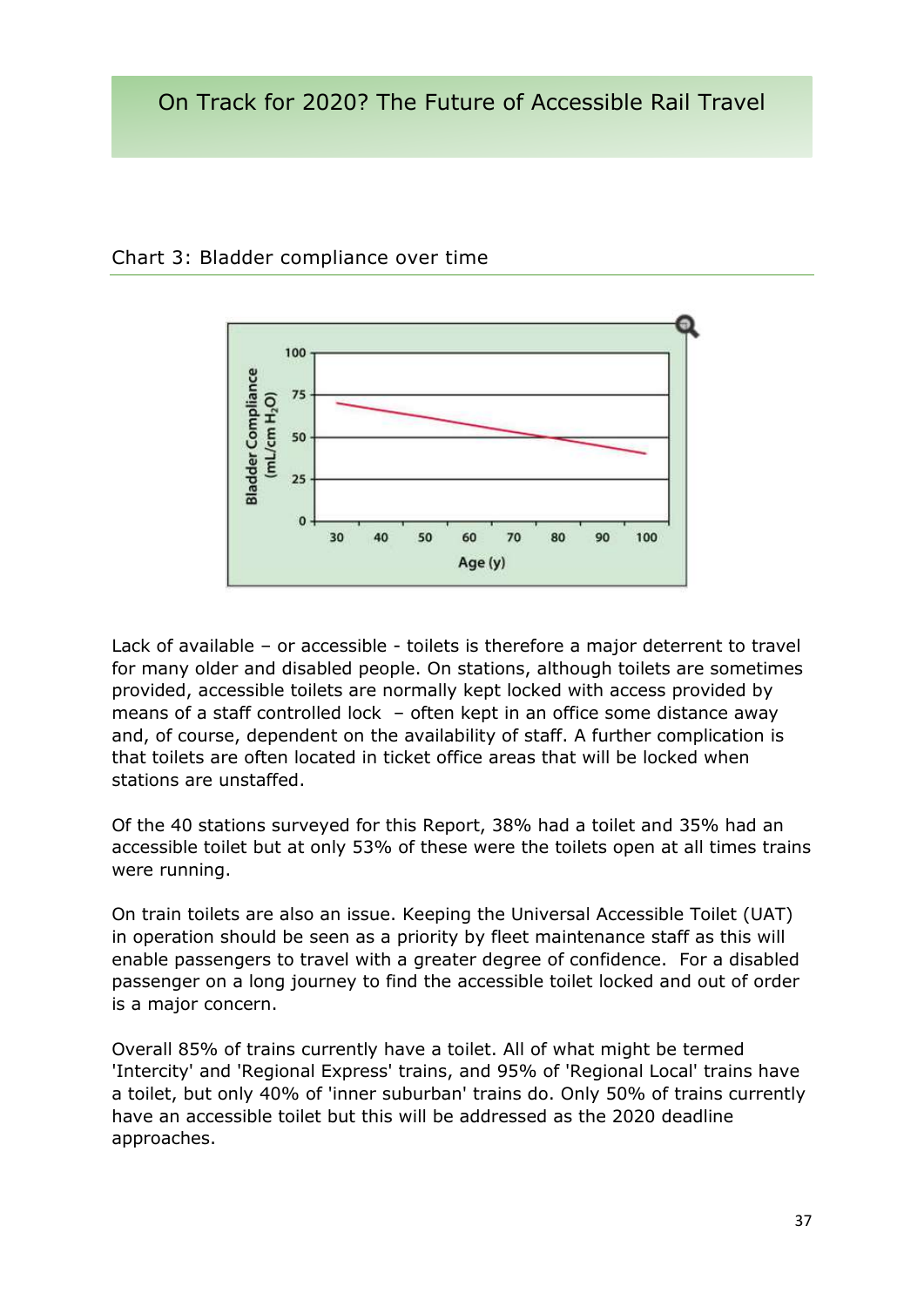Chart 3: Bladder compliance over time

Lack of available – or accessible - toilets is therefore a major deterrent to travel for many older and disabled people. On stations, although toilets are sometimes provided, accessible toilets are normally kept locked with access provided by means of a staff controlled lock – often kept in an office some distance away and, of course, dependent on the availability of staff. A further complication is that toilets are often located in ticket office areas that will be locked when stations are unstaffed.

Of the 40 stations surveyed for this Report, 38% had a toilet and 35% had an accessible toilet but at only 53% of these were the toilets open at all times trains were running.

On train toilets are also an issue. Keeping the Universal Accessible Toilet (UAT) in operation should be seen as a priority by fleet maintenance staff as this will enable passengers to travel with a greater degree of confidence. For a disabled passenger on a long journey to find the accessible toilet locked and out of order is a major concern.

Overall 85% of trains currently have a toilet. All of what might be termed 'Intercity' and 'Regional Express' trains, and 95% of 'Regional Local' trains have a toilet, but only 40% of 'inner suburban' trains do. Only 50% of trains currently have an accessible toilet but this will be addressed as the 2020 deadline approaches.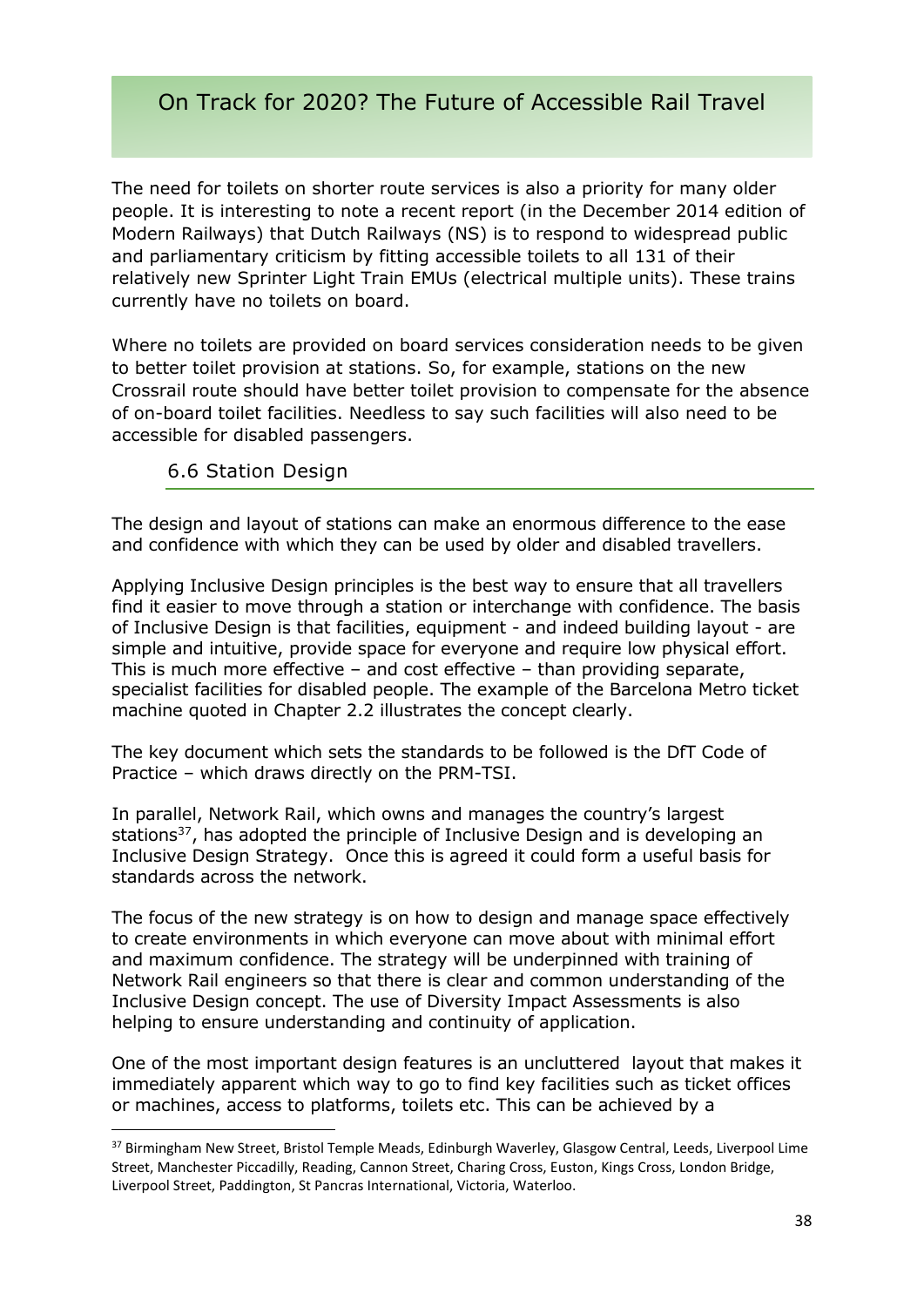The need for toilets on shorter route services is also a priority for many older people. It is interesting to note a recent report (in the December 2014 edition of Modern Railways) that Dutch Railways (NS) is to respond to widespread public and parliamentary criticism by fitting accessible toilets to all 131 of their relatively new Sprinter Light Train EMUs (electrical multiple units). These trains currently have no toilets on board.

Where no toilets are provided on board services consideration needs to be given to better toilet provision at stations. So, for example, stations on the new Crossrail route should have better toilet provision to compensate for the absence of on-board toilet facilities. Needless to say such facilities will also need to be accessible for disabled passengers.

## 6.6 Station Design

The design and layout of stations can make an enormous difference to the ease and confidence with which they can be used by older and disabled travellers.

Applying Inclusive Design principles is the best way to ensure that all travellers find it easier to move through a station or interchange with confidence. The basis of Inclusive Design is that facilities, equipment - and indeed building layout - are simple and intuitive, provide space for everyone and require low physical effort. This is much more effective – and cost effective – than providing separate, specialist facilities for disabled people. The example of the Barcelona Metro ticket machine quoted in Chapter 2.2 illustrates the concept clearly.

The key document which sets the standards to be followed is the DfT Code of Practice – which draws directly on the PRM-TSI.

In parallel, Network Rail, which owns and manages the country's largest stations[37], has adopted the principle of Inclusive Design and is developing an Inclusive Design Strategy. Once this is agreed it could form a useful basis for standards across the network.

The focus of the new strategy is on how to design and manage space effectively to create environments in which everyone can move about with minimal effort and maximum confidence. The strategy will be underpinned with training of Network Rail engineers so that there is clear and common understanding of the Inclusive Design concept. The use of Diversity Impact Assessments is also helping to ensure understanding and continuity of application.

One of the most important design features is an uncluttered layout that makes it immediately apparent which way to go to find key facilities such as ticket offices or machines, access to platforms, toilets etc. This can be achieved by a

[37] Birmingham New Street, Bristol Temple Meads, Edinburgh Waverley, Glasgow Central, Leeds, Liverpool Lime Street, Manchester Piccadilly, Reading, Cannon Street, Charing Cross, Euston, Kings Cross, London Bridge, Liverpool Street, Paddington, St Pancras International, Victoria, Waterloo.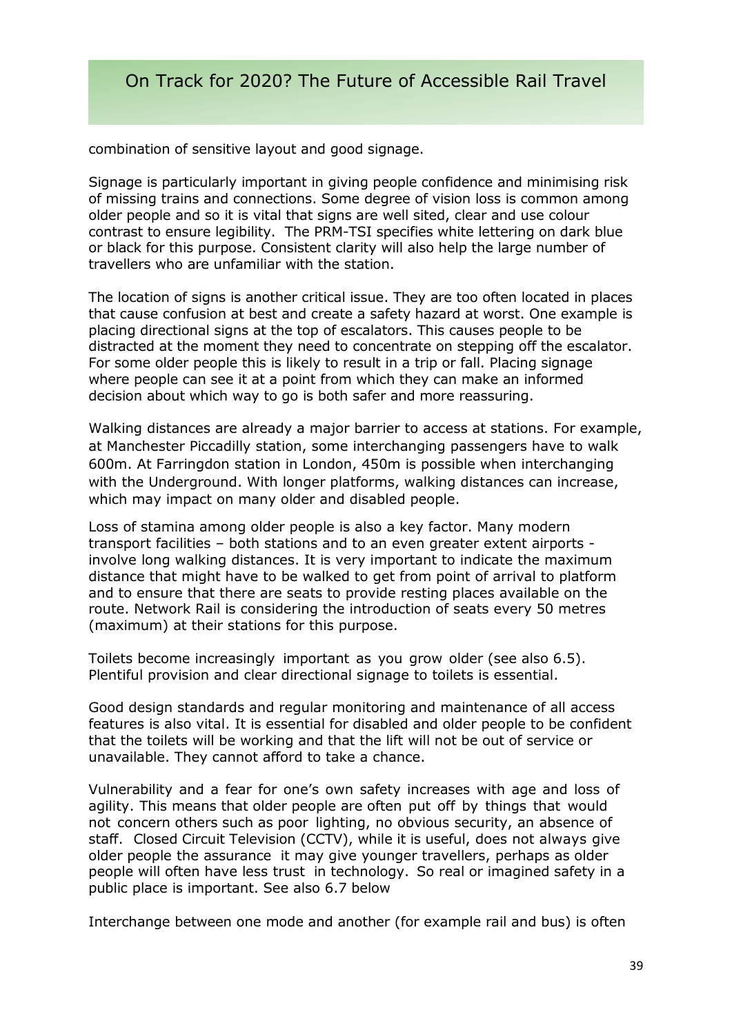combination of sensitive layout and good signage.

Signage is particularly important in giving people confidence and minimising risk of missing trains and connections. Some degree of vision loss is common among older people and so it is vital that signs are well sited, clear and use colour contrast to ensure legibility. The PRM-TSI specifies white lettering on dark blue or black for this purpose. Consistent clarity will also help the large number of travellers who are unfamiliar with the station.

The location of signs is another critical issue. They are too often located in places that cause confusion at best and create a safety hazard at worst. One example is placing directional signs at the top of escalators. This causes people to be distracted at the moment they need to concentrate on stepping off the escalator. For some older people this is likely to result in a trip or fall. Placing signage where people can see it at a point from which they can make an informed decision about which way to go is both safer and more reassuring.

Walking distances are already a major barrier to access at stations. For example, at Manchester Piccadilly station, some interchanging passengers have to walk 600m. At Farringdon station in London, 450m is possible when interchanging with the Underground. With longer platforms, walking distances can increase, which may impact on many older and disabled people.

Loss of stamina among older people is also a key factor. Many modern transport facilities – both stations and to an even greater extent airports - involve long walking distances. It is very important to indicate the maximum distance that might have to be walked to get from point of arrival to platform and to ensure that there are seats to provide resting places available on the route. Network Rail is considering the introduction of seats every 50 metres (maximum) at their stations for this purpose.

Toilets become increasingly important as you grow older (see also 6.5). Plentiful provision and clear directional signage to toilets is essential.

Good design standards and regular monitoring and maintenance of all access features is also vital. It is essential for disabled and older people to be confident that the toilets will be working and that the lift will not be out of service or unavailable. They cannot afford to take a chance.

Vulnerability and a fear for one's own safety increases with age and loss of agility. This means that older people are often put off by things that would not concern others such as poor lighting, no obvious security, an absence of staff. Closed Circuit Television (CCTV), while it is useful, does not always give older people the assurance it may give younger travellers, perhaps as older people will often have less trust in technology. So real or imagined safety in a public place is important. See also 6.7 below

Interchange between one mode and another (for example rail and bus) is often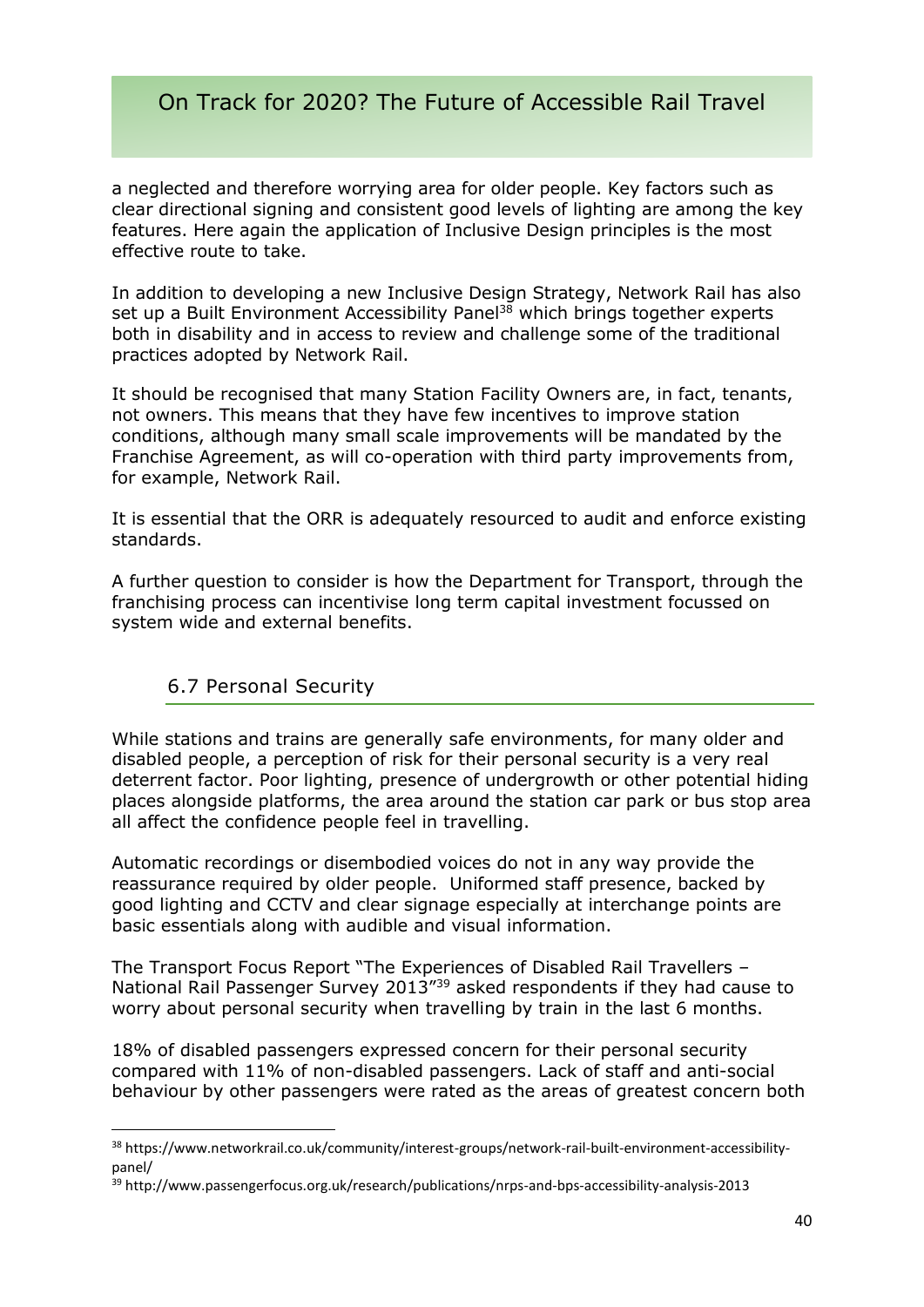a neglected and therefore worrying area for older people. Key factors such as clear directional signing and consistent good levels of lighting are among the key features. Here again the application of Inclusive Design principles is the most effective route to take.

In addition to developing a new Inclusive Design Strategy, Network Rail has also set up a Built Environment Accessibility Panel[38] which brings together experts both in disability and in access to review and challenge some of the traditional practices adopted by Network Rail.

It should be recognised that many Station Facility Owners are, in fact, tenants, not owners. This means that they have few incentives to improve station conditions, although many small scale improvements will be mandated by the Franchise Agreement, as will co-operation with third party improvements from, for example, Network Rail.

It is essential that the ORR is adequately resourced to audit and enforce existing standards.

A further question to consider is how the Department for Transport, through the franchising process can incentivise long term capital investment focussed on system wide and external benefits.

## 6.7 Personal Security

While stations and trains are generally safe environments, for many older and disabled people, a perception of risk for their personal security is a very real deterrent factor. Poor lighting, presence of undergrowth or other potential hiding places alongside platforms, the area around the station car park or bus stop area all affect the confidence people feel in travelling.

Automatic recordings or disembodied voices do not in any way provide the reassurance required by older people. Uniformed staff presence, backed by good lighting and CCTV and clear signage especially at interchange points are basic essentials along with audible and visual information.

The Transport Focus Report "The Experiences of Disabled Rail Travellers – National Rail Passenger Survey 2013"[39] asked respondents if they had cause to worry about personal security when travelling by train in the last 6 months.

18% of disabled passengers expressed concern for their personal security compared with 11% of non-disabled passengers. Lack of staff and anti-social behaviour by other passengers were rated as the areas of greatest concern both

[38] https://www.networkrail.co.uk/community/interest-groups/network-rail-built-environment-accessibility-panel/

[39] http://www.passengerfocus.org.uk/research/publications/nrps-and-bps-accessibility-analysis-2013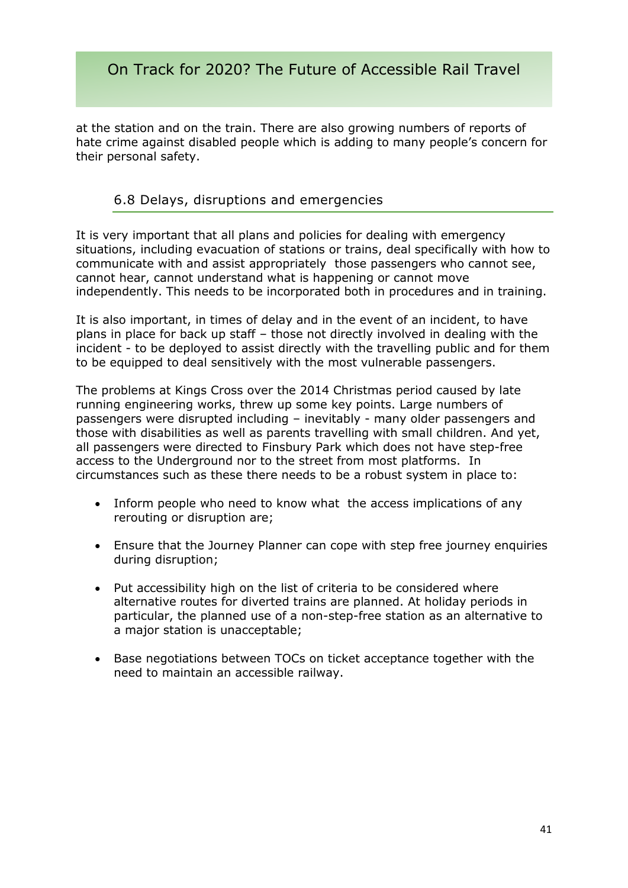at the station and on the train. There are also growing numbers of reports of hate crime against disabled people which is adding to many people's concern for their personal safety.

### 6.8 Delays, disruptions and emergencies

It is very important that all plans and policies for dealing with emergency situations, including evacuation of stations or trains, deal specifically with how to communicate with and assist appropriately those passengers who cannot see, cannot hear, cannot understand what is happening or cannot move independently. This needs to be incorporated both in procedures and in training.

It is also important, in times of delay and in the event of an incident, to have plans in place for back up staff – those not directly involved in dealing with the incident - to be deployed to assist directly with the travelling public and for them to be equipped to deal sensitively with the most vulnerable passengers.

The problems at Kings Cross over the 2014 Christmas period caused by late running engineering works, threw up some key points. Large numbers of passengers were disrupted including – inevitably - many older passengers and those with disabilities as well as parents travelling with small children. And yet, all passengers were directed to Finsbury Park which does not have step-free access to the Underground nor to the street from most platforms. In circumstances such as these there needs to be a robust system in place to:

- Inform people who need to know what the access implications of any rerouting or disruption are;
- Ensure that the Journey Planner can cope with step free journey enquiries during disruption;
- Put accessibility high on the list of criteria to be considered where alternative routes for diverted trains are planned. At holiday periods in particular, the planned use of a non-step-free station as an alternative to a major station is unacceptable;
- Base negotiations between TOCs on ticket acceptance together with the need to maintain an accessible railway.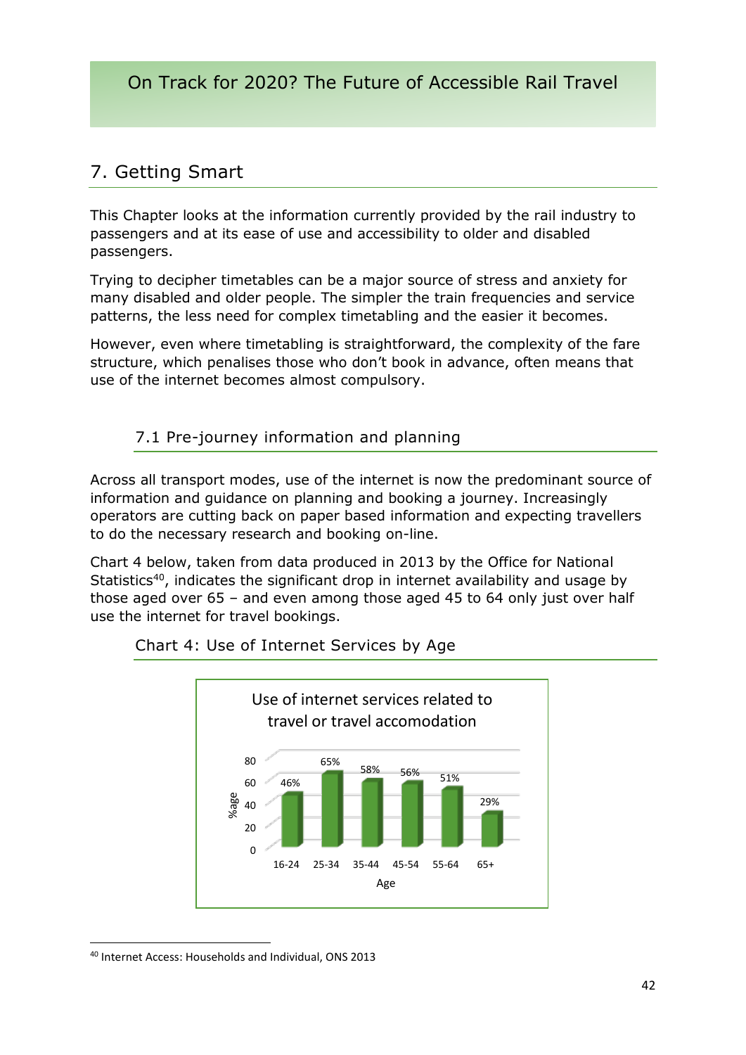## 7. Getting Smart

This Chapter looks at the information currently provided by the rail industry to passengers and at its ease of use and accessibility to older and disabled passengers.

Trying to decipher timetables can be a major source of stress and anxiety for many disabled and older people. The simpler the train frequencies and service patterns, the less need for complex timetabling and the easier it becomes.

However, even where timetabling is straightforward, the complexity of the fare structure, which penalises those who don't book in advance, often means that use of the internet becomes almost compulsory.

### 7.1 Pre-journey information and planning

Across all transport modes, use of the internet is now the predominant source of information and guidance on planning and booking a journey. Increasingly operators are cutting back on paper based information and expecting travellers to do the necessary research and booking on-line.

Chart 4 below, taken from data produced in 2013 by the Office for National Statistics[40], indicates the significant drop in internet availability and usage by those aged over 65 – and even among those aged 45 to 64 only just over half use the internet for travel bookings.

Chart 4: Use of Internet Services by Age

Use of internet services related to travel or travel accomodation

| Age | %age |
|---|---|
| 16-24 | 46% |
| 25-34 | 65% |
| 35-44 | 58% |
| 45-54 | 56% |
| 55-64 | 51% |
| 65+ | 29% |

[40] Internet Access: Households and Individual, ONS 2013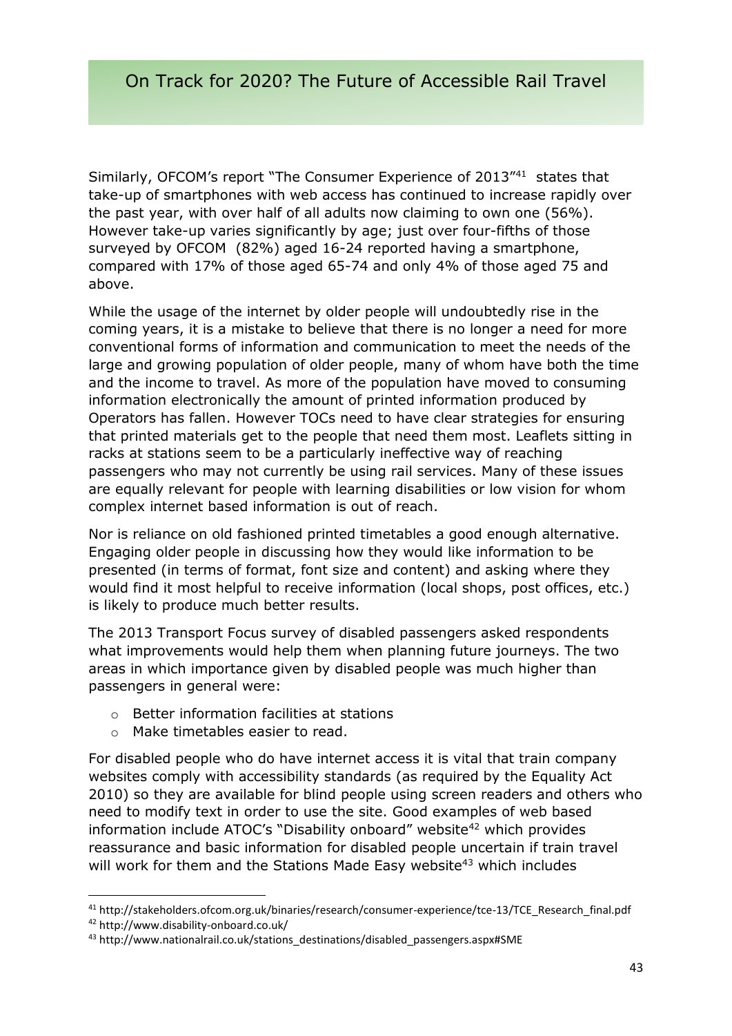Similarly, OFCOM's report "The Consumer Experience of 2013"[41] states that take-up of smartphones with web access has continued to increase rapidly over the past year, with over half of all adults now claiming to own one (56%). However take-up varies significantly by age; just over four-fifths of those surveyed by OFCOM (82%) aged 16-24 reported having a smartphone, compared with 17% of those aged 65-74 and only 4% of those aged 75 and above.

While the usage of the internet by older people will undoubtedly rise in the coming years, it is a mistake to believe that there is no longer a need for more conventional forms of information and communication to meet the needs of the large and growing population of older people, many of whom have both the time and the income to travel. As more of the population have moved to consuming information electronically the amount of printed information produced by Operators has fallen. However TOCs need to have clear strategies for ensuring that printed materials get to the people that need them most. Leaflets sitting in racks at stations seem to be a particularly ineffective way of reaching passengers who may not currently be using rail services. Many of these issues are equally relevant for people with learning disabilities or low vision for whom complex internet based information is out of reach.

Nor is reliance on old fashioned printed timetables a good enough alternative. Engaging older people in discussing how they would like information to be presented (in terms of format, font size and content) and asking where they would find it most helpful to receive information (local shops, post offices, etc.) is likely to produce much better results.

The 2013 Transport Focus survey of disabled passengers asked respondents what improvements would help them when planning future journeys. The two areas in which importance given by disabled people was much higher than passengers in general were:

- Better information facilities at stations
- Make timetables easier to read.

For disabled people who do have internet access it is vital that train company websites comply with accessibility standards (as required by the Equality Act 2010) so they are available for blind people using screen readers and others who need to modify text in order to use the site. Good examples of web based information include ATOC's "Disability onboard" website[42] which provides reassurance and basic information for disabled people uncertain if train travel will work for them and the Stations Made Easy website[43] which includes

[41] http://stakeholders.ofcom.org.uk/binaries/research/consumer-experience/tce-13/TCE_Research_final.pdf
[42] http://www.disability-onboard.co.uk/
[43] http://www.nationalrail.co.uk/stations_destinations/disabled_passengers.aspx#SME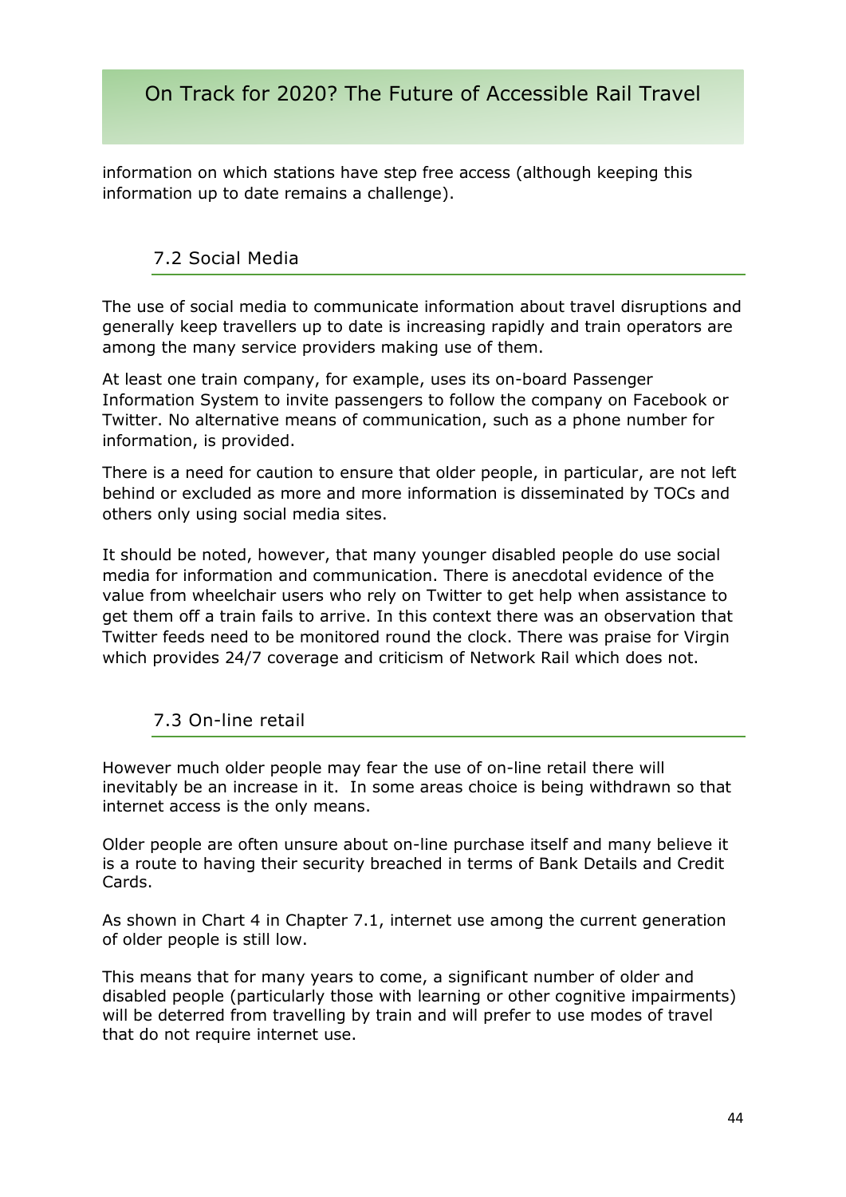information on which stations have step free access (although keeping this information up to date remains a challenge).

## 7.2 Social Media

The use of social media to communicate information about travel disruptions and generally keep travellers up to date is increasing rapidly and train operators are among the many service providers making use of them.

At least one train company, for example, uses its on-board Passenger Information System to invite passengers to follow the company on Facebook or Twitter. No alternative means of communication, such as a phone number for information, is provided.

There is a need for caution to ensure that older people, in particular, are not left behind or excluded as more and more information is disseminated by TOCs and others only using social media sites.

It should be noted, however, that many younger disabled people do use social media for information and communication. There is anecdotal evidence of the value from wheelchair users who rely on Twitter to get help when assistance to get them off a train fails to arrive. In this context there was an observation that Twitter feeds need to be monitored round the clock. There was praise for Virgin which provides 24/7 coverage and criticism of Network Rail which does not.

## 7.3 On-line retail

However much older people may fear the use of on-line retail there will inevitably be an increase in it. In some areas choice is being withdrawn so that internet access is the only means.

Older people are often unsure about on-line purchase itself and many believe it is a route to having their security breached in terms of Bank Details and Credit Cards.

As shown in Chart 4 in Chapter 7.1, internet use among the current generation of older people is still low.

This means that for many years to come, a significant number of older and disabled people (particularly those with learning or other cognitive impairments) will be deterred from travelling by train and will prefer to use modes of travel that do not require internet use.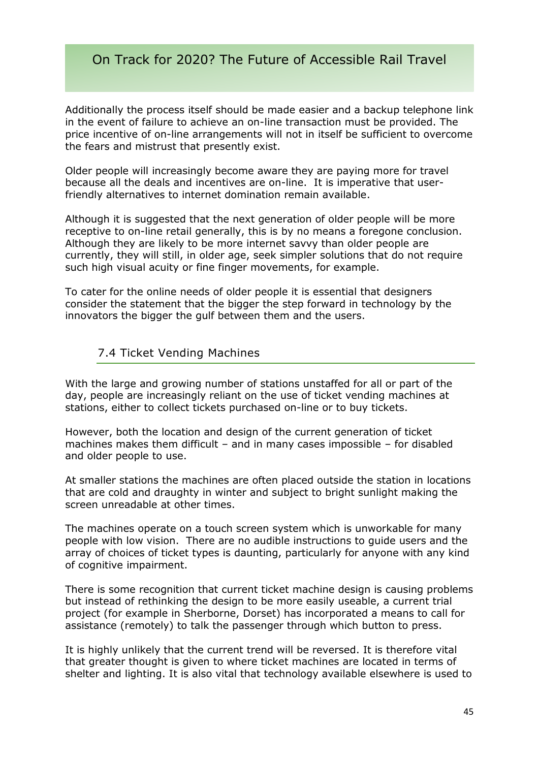Additionally the process itself should be made easier and a backup telephone link in the event of failure to achieve an on-line transaction must be provided. The price incentive of on-line arrangements will not in itself be sufficient to overcome the fears and mistrust that presently exist.

Older people will increasingly become aware they are paying more for travel because all the deals and incentives are on-line. It is imperative that user-friendly alternatives to internet domination remain available.

Although it is suggested that the next generation of older people will be more receptive to on-line retail generally, this is by no means a foregone conclusion. Although they are likely to be more internet savvy than older people are currently, they will still, in older age, seek simpler solutions that do not require such high visual acuity or fine finger movements, for example.

To cater for the online needs of older people it is essential that designers consider the statement that the bigger the step forward in technology by the innovators the bigger the gulf between them and the users.

## 7.4 Ticket Vending Machines

With the large and growing number of stations unstaffed for all or part of the day, people are increasingly reliant on the use of ticket vending machines at stations, either to collect tickets purchased on-line or to buy tickets.

However, both the location and design of the current generation of ticket machines makes them difficult – and in many cases impossible – for disabled and older people to use.

At smaller stations the machines are often placed outside the station in locations that are cold and draughty in winter and subject to bright sunlight making the screen unreadable at other times.

The machines operate on a touch screen system which is unworkable for many people with low vision. There are no audible instructions to guide users and the array of choices of ticket types is daunting, particularly for anyone with any kind of cognitive impairment.

There is some recognition that current ticket machine design is causing problems but instead of rethinking the design to be more easily useable, a current trial project (for example in Sherborne, Dorset) has incorporated a means to call for assistance (remotely) to talk the passenger through which button to press.

It is highly unlikely that the current trend will be reversed. It is therefore vital that greater thought is given to where ticket machines are located in terms of shelter and lighting. It is also vital that technology available elsewhere is used to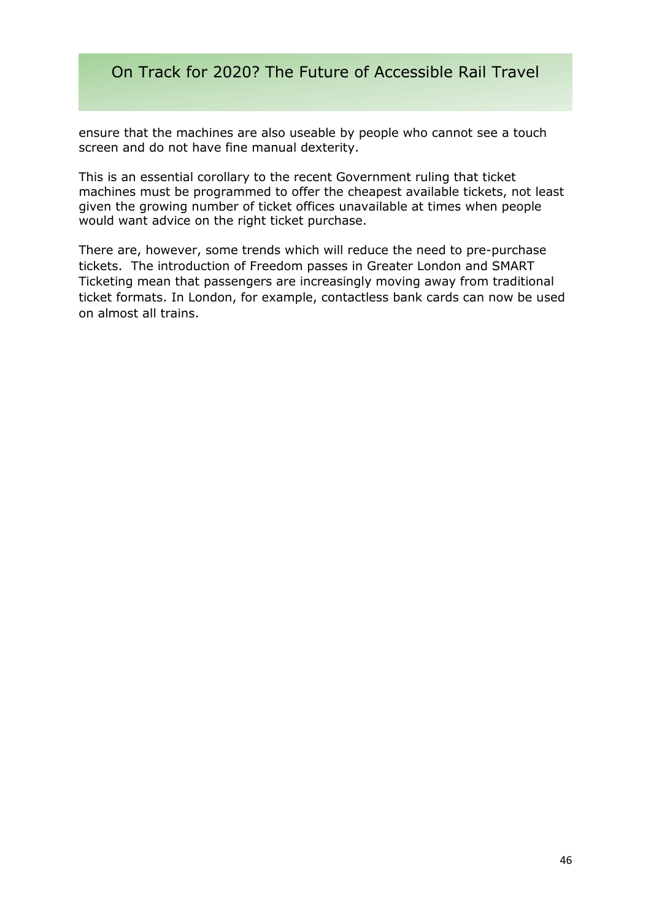ensure that the machines are also useable by people who cannot see a touch screen and do not have fine manual dexterity.

This is an essential corollary to the recent Government ruling that ticket machines must be programmed to offer the cheapest available tickets, not least given the growing number of ticket offices unavailable at times when people would want advice on the right ticket purchase.

There are, however, some trends which will reduce the need to pre-purchase tickets. The introduction of Freedom passes in Greater London and SMART Ticketing mean that passengers are increasingly moving away from traditional ticket formats. In London, for example, contactless bank cards can now be used on almost all trains.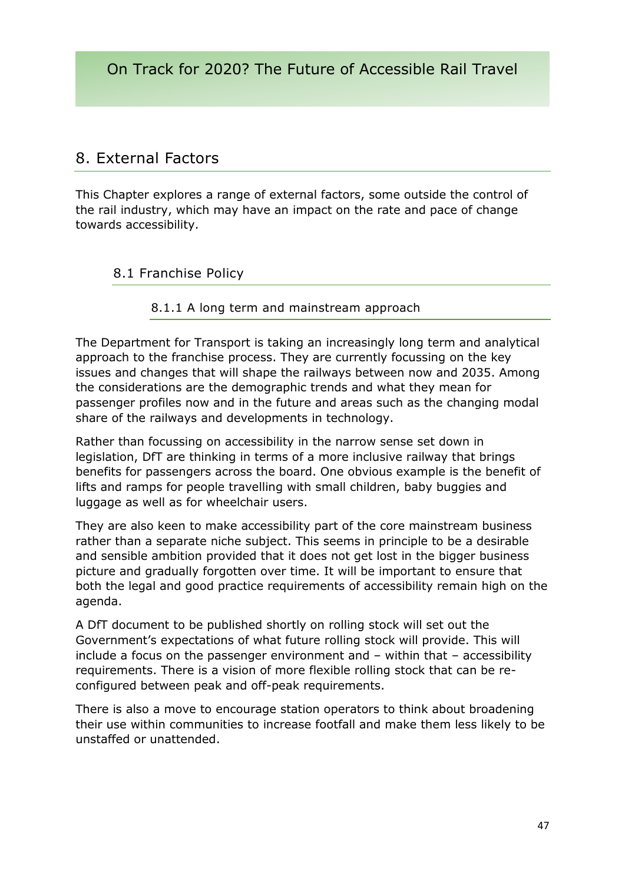## 8. External Factors

This Chapter explores a range of external factors, some outside the control of the rail industry, which may have an impact on the rate and pace of change towards accessibility.

### 8.1 Franchise Policy

#### 8.1.1 A long term and mainstream approach

The Department for Transport is taking an increasingly long term and analytical approach to the franchise process. They are currently focussing on the key issues and changes that will shape the railways between now and 2035. Among the considerations are the demographic trends and what they mean for passenger profiles now and in the future and areas such as the changing modal share of the railways and developments in technology.

Rather than focussing on accessibility in the narrow sense set down in legislation, DfT are thinking in terms of a more inclusive railway that brings benefits for passengers across the board. One obvious example is the benefit of lifts and ramps for people travelling with small children, baby buggies and luggage as well as for wheelchair users.

They are also keen to make accessibility part of the core mainstream business rather than a separate niche subject. This seems in principle to be a desirable and sensible ambition provided that it does not get lost in the bigger business picture and gradually forgotten over time. It will be important to ensure that both the legal and good practice requirements of accessibility remain high on the agenda.

A DfT document to be published shortly on rolling stock will set out the Government's expectations of what future rolling stock will provide. This will include a focus on the passenger environment and – within that – accessibility requirements. There is a vision of more flexible rolling stock that can be re-configured between peak and off-peak requirements.

There is also a move to encourage station operators to think about broadening their use within communities to increase footfall and make them less likely to be unstaffed or unattended.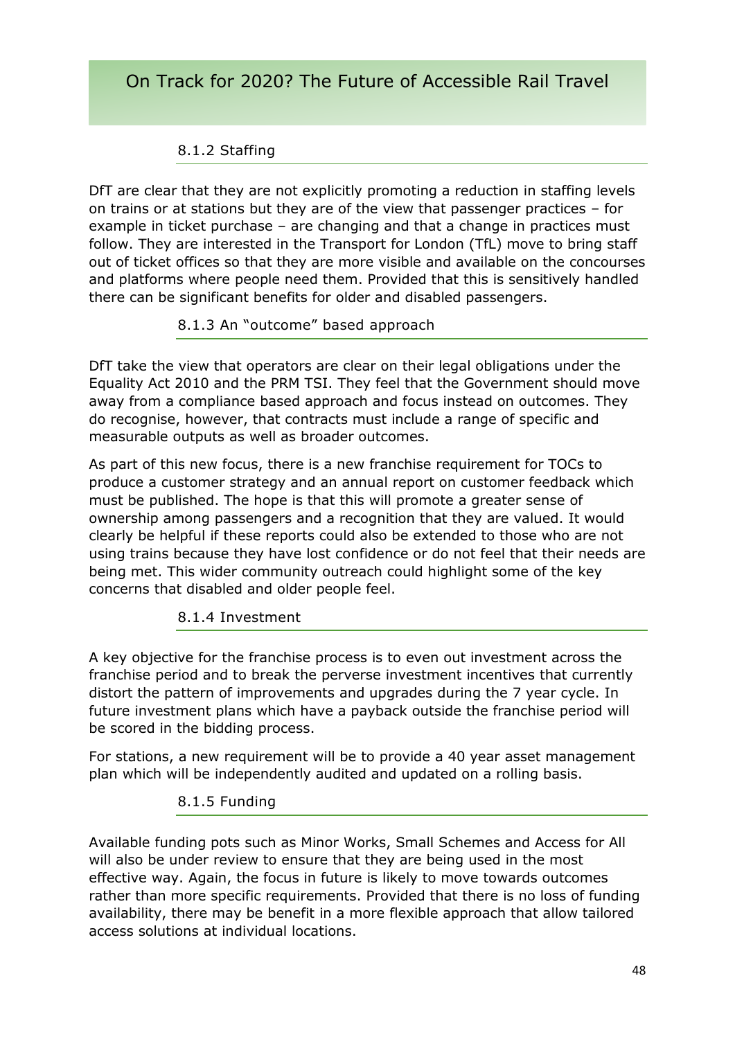### 8.1.2 Staffing

DfT are clear that they are not explicitly promoting a reduction in staffing levels on trains or at stations but they are of the view that passenger practices – for example in ticket purchase – are changing and that a change in practices must follow. They are interested in the Transport for London (TfL) move to bring staff out of ticket offices so that they are more visible and available on the concourses and platforms where people need them. Provided that this is sensitively handled there can be significant benefits for older and disabled passengers.

### 8.1.3 An "outcome" based approach

DfT take the view that operators are clear on their legal obligations under the Equality Act 2010 and the PRM TSI. They feel that the Government should move away from a compliance based approach and focus instead on outcomes. They do recognise, however, that contracts must include a range of specific and measurable outputs as well as broader outcomes.

As part of this new focus, there is a new franchise requirement for TOCs to produce a customer strategy and an annual report on customer feedback which must be published. The hope is that this will promote a greater sense of ownership among passengers and a recognition that they are valued. It would clearly be helpful if these reports could also be extended to those who are not using trains because they have lost confidence or do not feel that their needs are being met. This wider community outreach could highlight some of the key concerns that disabled and older people feel.

### 8.1.4 Investment

A key objective for the franchise process is to even out investment across the franchise period and to break the perverse investment incentives that currently distort the pattern of improvements and upgrades during the 7 year cycle. In future investment plans which have a payback outside the franchise period will be scored in the bidding process.

For stations, a new requirement will be to provide a 40 year asset management plan which will be independently audited and updated on a rolling basis.

### 8.1.5 Funding

Available funding pots such as Minor Works, Small Schemes and Access for All will also be under review to ensure that they are being used in the most effective way. Again, the focus in future is likely to move towards outcomes rather than more specific requirements. Provided that there is no loss of funding availability, there may be benefit in a more flexible approach that allow tailored access solutions at individual locations.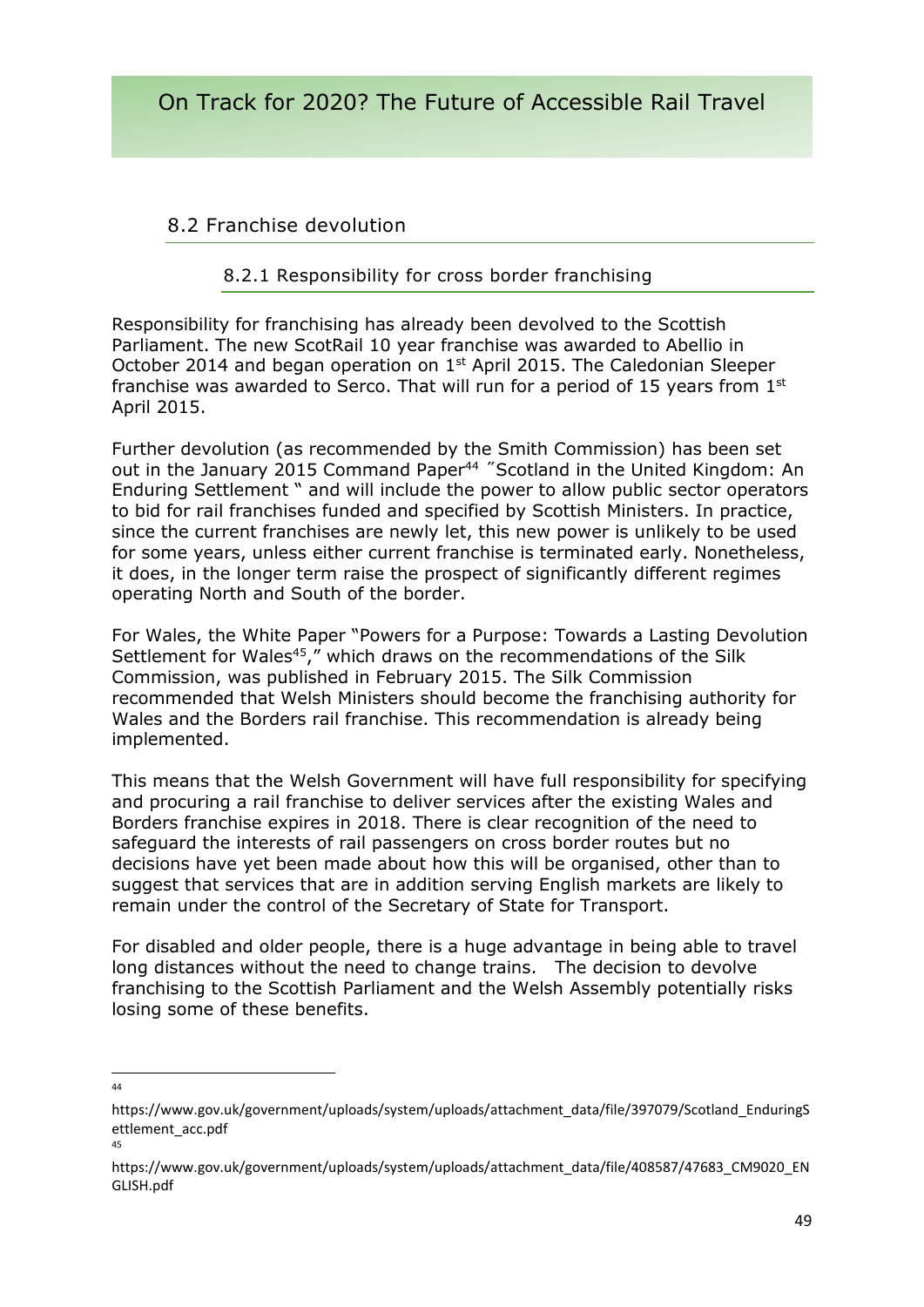## 8.2 Franchise devolution

### 8.2.1 Responsibility for cross border franchising

Responsibility for franchising has already been devolved to the Scottish Parliament. The new ScotRail 10 year franchise was awarded to Abellio in October 2014 and began operation on 1st April 2015. The Caledonian Sleeper franchise was awarded to Serco. That will run for a period of 15 years from 1st April 2015.

Further devolution (as recommended by the Smith Commission) has been set out in the January 2015 Command Paper[44] "Scotland in the United Kingdom: An Enduring Settlement " and will include the power to allow public sector operators to bid for rail franchises funded and specified by Scottish Ministers. In practice, since the current franchises are newly let, this new power is unlikely to be used for some years, unless either current franchise is terminated early. Nonetheless, it does, in the longer term raise the prospect of significantly different regimes operating North and South of the border.

For Wales, the White Paper "Powers for a Purpose: Towards a Lasting Devolution Settlement for Wales[45]," which draws on the recommendations of the Silk Commission, was published in February 2015. The Silk Commission recommended that Welsh Ministers should become the franchising authority for Wales and the Borders rail franchise. This recommendation is already being implemented.

This means that the Welsh Government will have full responsibility for specifying and procuring a rail franchise to deliver services after the existing Wales and Borders franchise expires in 2018. There is clear recognition of the need to safeguard the interests of rail passengers on cross border routes but no decisions have yet been made about how this will be organised, other than to suggest that services that are in addition serving English markets are likely to remain under the control of the Secretary of State for Transport.

For disabled and older people, there is a huge advantage in being able to travel long distances without the need to change trains. The decision to devolve franchising to the Scottish Parliament and the Welsh Assembly potentially risks losing some of these benefits.

---

[44] https://www.gov.uk/government/uploads/system/uploads/attachment_data/file/397079/Scotland_EnduringSettlement_acc.pdf

[45] https://www.gov.uk/government/uploads/system/uploads/attachment_data/file/408587/47683_CM9020_ENGLISH.pdf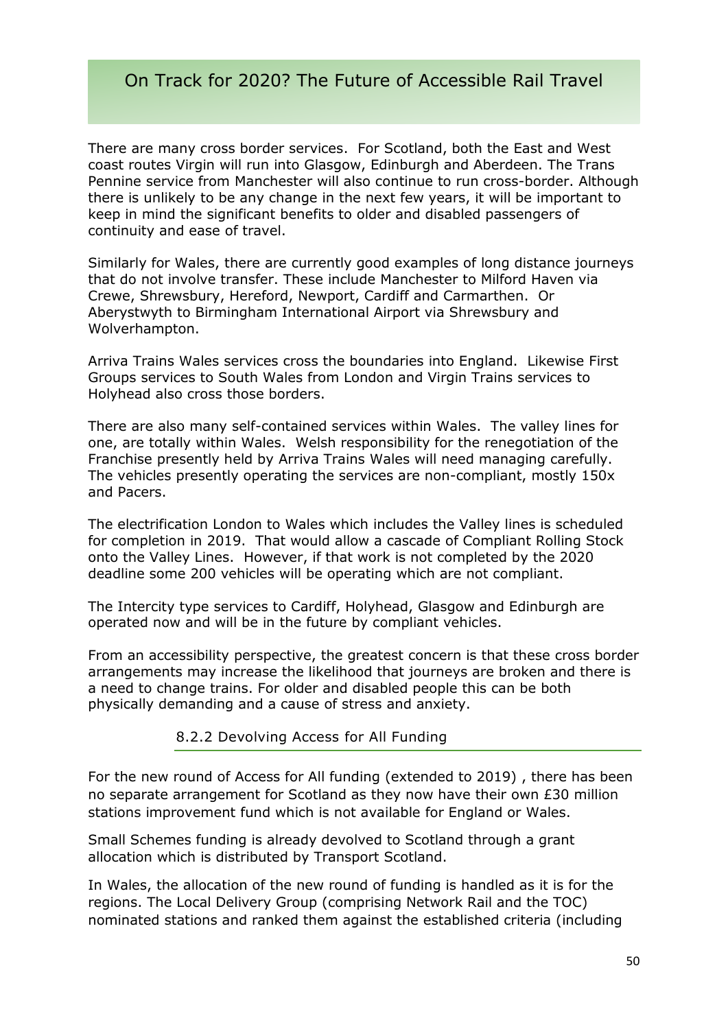There are many cross border services. For Scotland, both the East and West coast routes Virgin will run into Glasgow, Edinburgh and Aberdeen. The Trans Pennine service from Manchester will also continue to run cross-border. Although there is unlikely to be any change in the next few years, it will be important to keep in mind the significant benefits to older and disabled passengers of continuity and ease of travel.

Similarly for Wales, there are currently good examples of long distance journeys that do not involve transfer. These include Manchester to Milford Haven via Crewe, Shrewsbury, Hereford, Newport, Cardiff and Carmarthen. Or Aberystwyth to Birmingham International Airport via Shrewsbury and Wolverhampton.

Arriva Trains Wales services cross the boundaries into England. Likewise First Groups services to South Wales from London and Virgin Trains services to Holyhead also cross those borders.

There are also many self-contained services within Wales. The valley lines for one, are totally within Wales. Welsh responsibility for the renegotiation of the Franchise presently held by Arriva Trains Wales will need managing carefully. The vehicles presently operating the services are non-compliant, mostly 150x and Pacers.

The electrification London to Wales which includes the Valley lines is scheduled for completion in 2019. That would allow a cascade of Compliant Rolling Stock onto the Valley Lines. However, if that work is not completed by the 2020 deadline some 200 vehicles will be operating which are not compliant.

The Intercity type services to Cardiff, Holyhead, Glasgow and Edinburgh are operated now and will be in the future by compliant vehicles.

From an accessibility perspective, the greatest concern is that these cross border arrangements may increase the likelihood that journeys are broken and there is a need to change trains. For older and disabled people this can be both physically demanding and a cause of stress and anxiety.

#### 8.2.2 Devolving Access for All Funding

For the new round of Access for All funding (extended to 2019) , there has been no separate arrangement for Scotland as they now have their own £30 million stations improvement fund which is not available for England or Wales.

Small Schemes funding is already devolved to Scotland through a grant allocation which is distributed by Transport Scotland.

In Wales, the allocation of the new round of funding is handled as it is for the regions. The Local Delivery Group (comprising Network Rail and the TOC) nominated stations and ranked them against the established criteria (including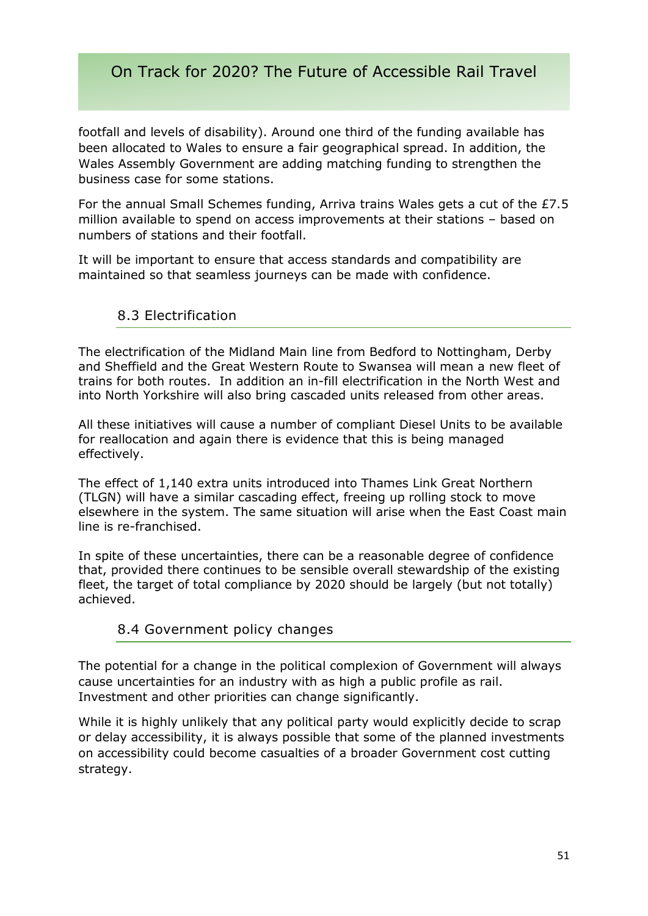footfall and levels of disability). Around one third of the funding available has been allocated to Wales to ensure a fair geographical spread. In addition, the Wales Assembly Government are adding matching funding to strengthen the business case for some stations.

For the annual Small Schemes funding, Arriva trains Wales gets a cut of the £7.5 million available to spend on access improvements at their stations – based on numbers of stations and their footfall.

It will be important to ensure that access standards and compatibility are maintained so that seamless journeys can be made with confidence.

## 8.3 Electrification

The electrification of the Midland Main line from Bedford to Nottingham, Derby and Sheffield and the Great Western Route to Swansea will mean a new fleet of trains for both routes. In addition an in-fill electrification in the North West and into North Yorkshire will also bring cascaded units released from other areas.

All these initiatives will cause a number of compliant Diesel Units to be available for reallocation and again there is evidence that this is being managed effectively.

The effect of 1,140 extra units introduced into Thames Link Great Northern (TLGN) will have a similar cascading effect, freeing up rolling stock to move elsewhere in the system. The same situation will arise when the East Coast main line is re-franchised.

In spite of these uncertainties, there can be a reasonable degree of confidence that, provided there continues to be sensible overall stewardship of the existing fleet, the target of total compliance by 2020 should be largely (but not totally) achieved.

## 8.4 Government policy changes

The potential for a change in the political complexion of Government will always cause uncertainties for an industry with as high a public profile as rail. Investment and other priorities can change significantly.

While it is highly unlikely that any political party would explicitly decide to scrap or delay accessibility, it is always possible that some of the planned investments on accessibility could become casualties of a broader Government cost cutting strategy.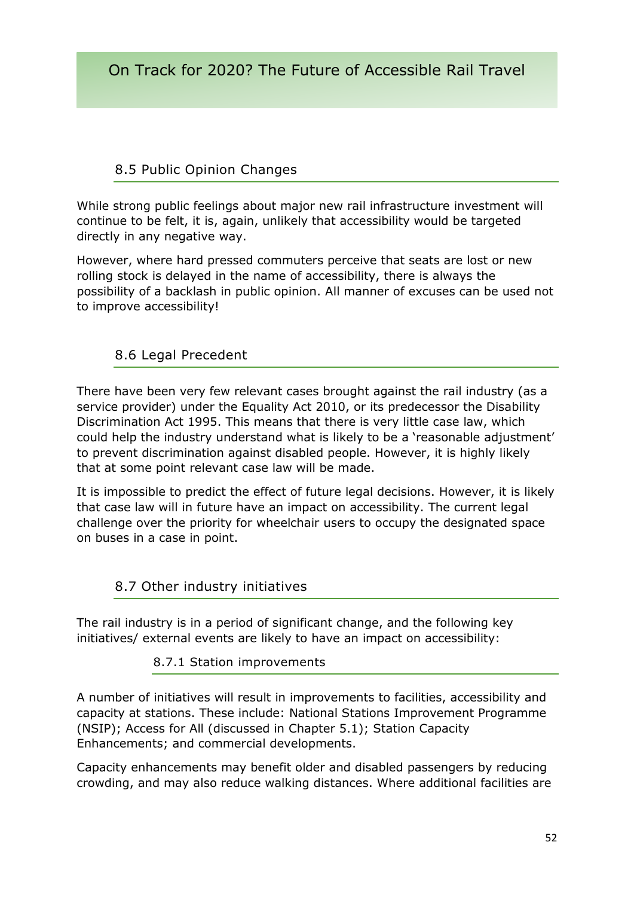## 8.5 Public Opinion Changes

While strong public feelings about major new rail infrastructure investment will continue to be felt, it is, again, unlikely that accessibility would be targeted directly in any negative way.

However, where hard pressed commuters perceive that seats are lost or new rolling stock is delayed in the name of accessibility, there is always the possibility of a backlash in public opinion. All manner of excuses can be used not to improve accessibility!

## 8.6 Legal Precedent

There have been very few relevant cases brought against the rail industry (as a service provider) under the Equality Act 2010, or its predecessor the Disability Discrimination Act 1995. This means that there is very little case law, which could help the industry understand what is likely to be a 'reasonable adjustment' to prevent discrimination against disabled people. However, it is highly likely that at some point relevant case law will be made.

It is impossible to predict the effect of future legal decisions. However, it is likely that case law will in future have an impact on accessibility. The current legal challenge over the priority for wheelchair users to occupy the designated space on buses in a case in point.

## 8.7 Other industry initiatives

The rail industry is in a period of significant change, and the following key initiatives/ external events are likely to have an impact on accessibility:

### 8.7.1 Station improvements

A number of initiatives will result in improvements to facilities, accessibility and capacity at stations. These include: National Stations Improvement Programme (NSIP); Access for All (discussed in Chapter 5.1); Station Capacity Enhancements; and commercial developments.

Capacity enhancements may benefit older and disabled passengers by reducing crowding, and may also reduce walking distances. Where additional facilities are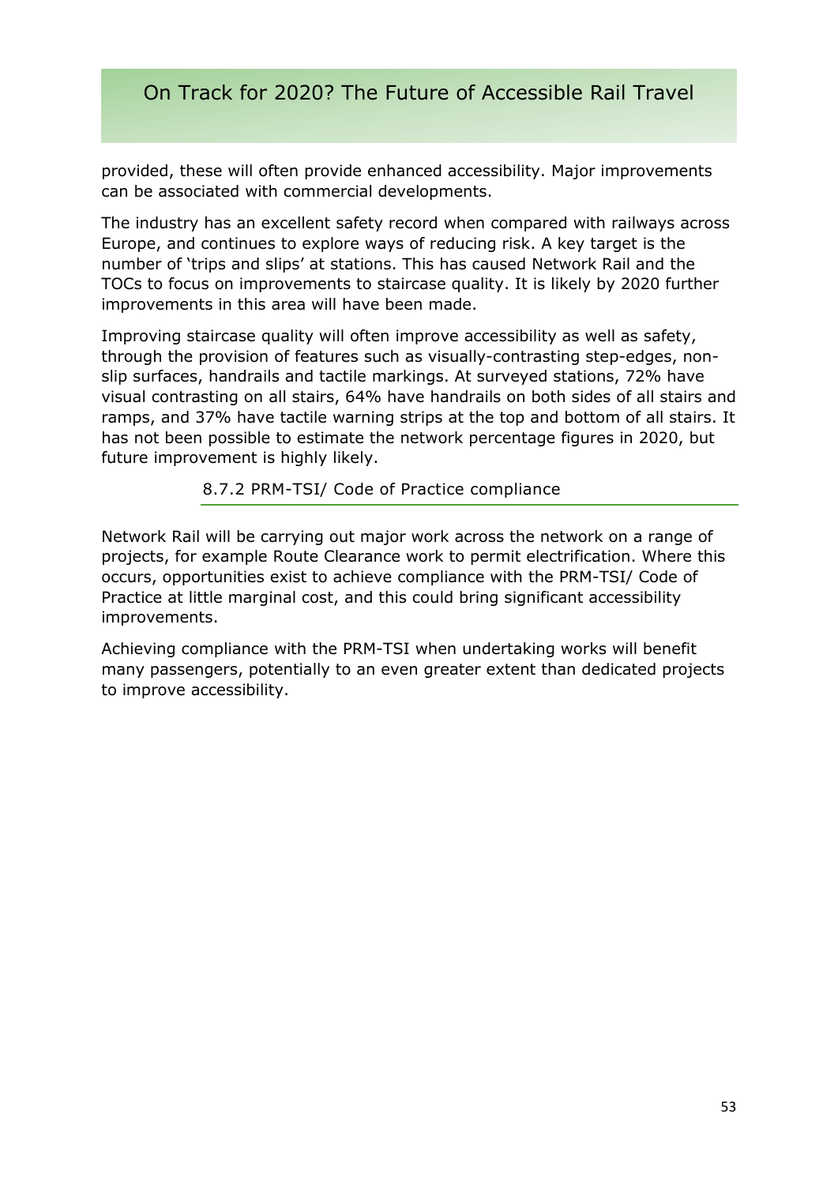provided, these will often provide enhanced accessibility. Major improvements can be associated with commercial developments.

The industry has an excellent safety record when compared with railways across Europe, and continues to explore ways of reducing risk. A key target is the number of 'trips and slips' at stations. This has caused Network Rail and the TOCs to focus on improvements to staircase quality. It is likely by 2020 further improvements in this area will have been made.

Improving staircase quality will often improve accessibility as well as safety, through the provision of features such as visually-contrasting step-edges, non-slip surfaces, handrails and tactile markings. At surveyed stations, 72% have visual contrasting on all stairs, 64% have handrails on both sides of all stairs and ramps, and 37% have tactile warning strips at the top and bottom of all stairs. It has not been possible to estimate the network percentage figures in 2020, but future improvement is highly likely.

### 8.7.2 PRM-TSI/ Code of Practice compliance

Network Rail will be carrying out major work across the network on a range of projects, for example Route Clearance work to permit electrification. Where this occurs, opportunities exist to achieve compliance with the PRM-TSI/ Code of Practice at little marginal cost, and this could bring significant accessibility improvements.

Achieving compliance with the PRM-TSI when undertaking works will benefit many passengers, potentially to an even greater extent than dedicated projects to improve accessibility.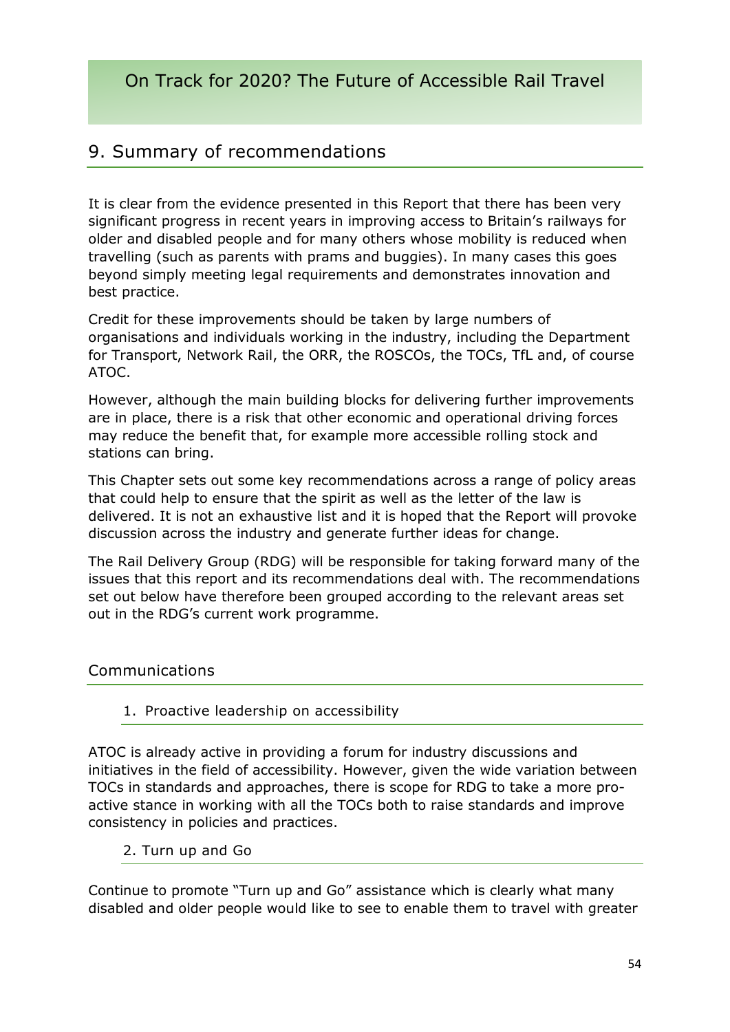## 9. Summary of recommendations

It is clear from the evidence presented in this Report that there has been very significant progress in recent years in improving access to Britain's railways for older and disabled people and for many others whose mobility is reduced when travelling (such as parents with prams and buggies). In many cases this goes beyond simply meeting legal requirements and demonstrates innovation and best practice.

Credit for these improvements should be taken by large numbers of organisations and individuals working in the industry, including the Department for Transport, Network Rail, the ORR, the ROSCOs, the TOCs, TfL and, of course ATOC.

However, although the main building blocks for delivering further improvements are in place, there is a risk that other economic and operational driving forces may reduce the benefit that, for example more accessible rolling stock and stations can bring.

This Chapter sets out some key recommendations across a range of policy areas that could help to ensure that the spirit as well as the letter of the law is delivered. It is not an exhaustive list and it is hoped that the Report will provoke discussion across the industry and generate further ideas for change.

The Rail Delivery Group (RDG) will be responsible for taking forward many of the issues that this report and its recommendations deal with. The recommendations set out below have therefore been grouped according to the relevant areas set out in the RDG's current work programme.

### Communications

#### 1. Proactive leadership on accessibility

ATOC is already active in providing a forum for industry discussions and initiatives in the field of accessibility. However, given the wide variation between TOCs in standards and approaches, there is scope for RDG to take a more pro-active stance in working with all the TOCs both to raise standards and improve consistency in policies and practices.

#### 2. Turn up and Go

Continue to promote "Turn up and Go" assistance which is clearly what many disabled and older people would like to see to enable them to travel with greater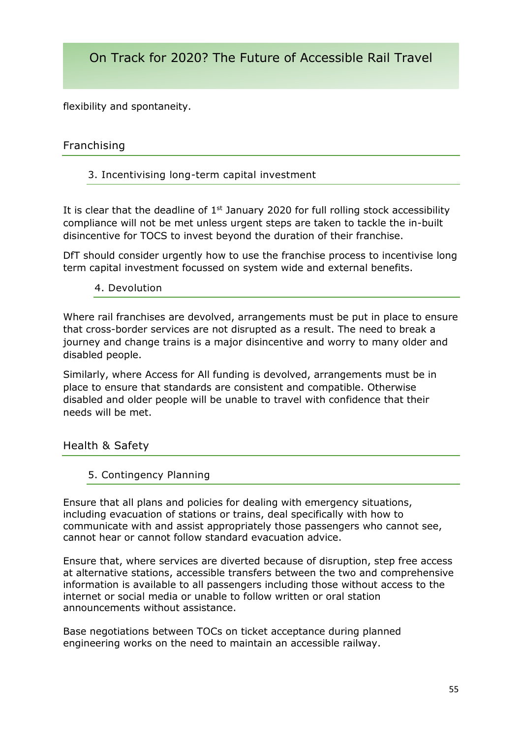flexibility and spontaneity.

## Franchising

### 3. Incentivising long-term capital investment

It is clear that the deadline of 1st January 2020 for full rolling stock accessibility compliance will not be met unless urgent steps are taken to tackle the in-built disincentive for TOCS to invest beyond the duration of their franchise.

DfT should consider urgently how to use the franchise process to incentivise long term capital investment focussed on system wide and external benefits.

### 4. Devolution

Where rail franchises are devolved, arrangements must be put in place to ensure that cross-border services are not disrupted as a result. The need to break a journey and change trains is a major disincentive and worry to many older and disabled people.

Similarly, where Access for All funding is devolved, arrangements must be in place to ensure that standards are consistent and compatible. Otherwise disabled and older people will be unable to travel with confidence that their needs will be met.

## Health & Safety

### 5. Contingency Planning

Ensure that all plans and policies for dealing with emergency situations, including evacuation of stations or trains, deal specifically with how to communicate with and assist appropriately those passengers who cannot see, cannot hear or cannot follow standard evacuation advice.

Ensure that, where services are diverted because of disruption, step free access at alternative stations, accessible transfers between the two and comprehensive information is available to all passengers including those without access to the internet or social media or unable to follow written or oral station announcements without assistance.

Base negotiations between TOCs on ticket acceptance during planned engineering works on the need to maintain an accessible railway.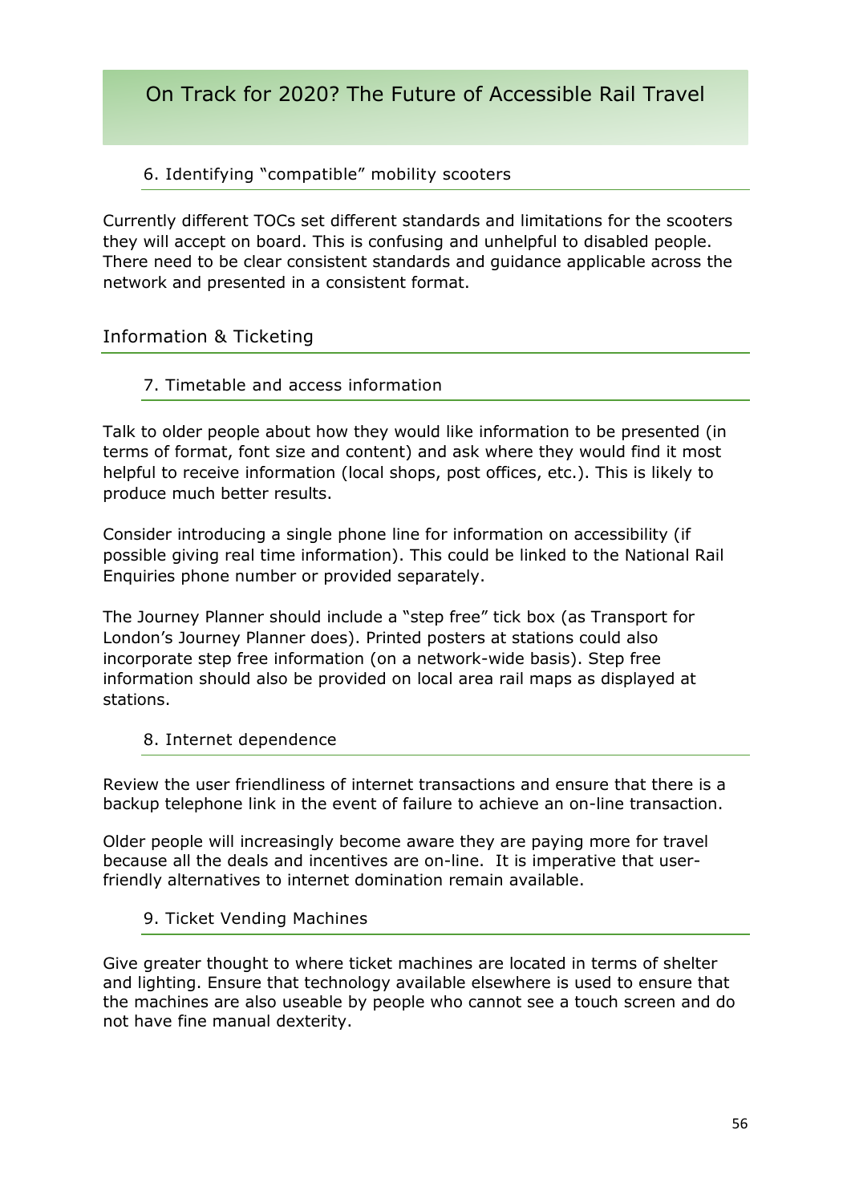### 6. Identifying "compatible" mobility scooters

Currently different TOCs set different standards and limitations for the scooters they will accept on board. This is confusing and unhelpful to disabled people. There need to be clear consistent standards and guidance applicable across the network and presented in a consistent format.

## Information & Ticketing

### 7. Timetable and access information

Talk to older people about how they would like information to be presented (in terms of format, font size and content) and ask where they would find it most helpful to receive information (local shops, post offices, etc.). This is likely to produce much better results.

Consider introducing a single phone line for information on accessibility (if possible giving real time information). This could be linked to the National Rail Enquiries phone number or provided separately.

The Journey Planner should include a "step free" tick box (as Transport for London's Journey Planner does). Printed posters at stations could also incorporate step free information (on a network-wide basis). Step free information should also be provided on local area rail maps as displayed at stations.

### 8. Internet dependence

Review the user friendliness of internet transactions and ensure that there is a backup telephone link in the event of failure to achieve an on-line transaction.

Older people will increasingly become aware they are paying more for travel because all the deals and incentives are on-line. It is imperative that user-friendly alternatives to internet domination remain available.

### 9. Ticket Vending Machines

Give greater thought to where ticket machines are located in terms of shelter and lighting. Ensure that technology available elsewhere is used to ensure that the machines are also useable by people who cannot see a touch screen and do not have fine manual dexterity.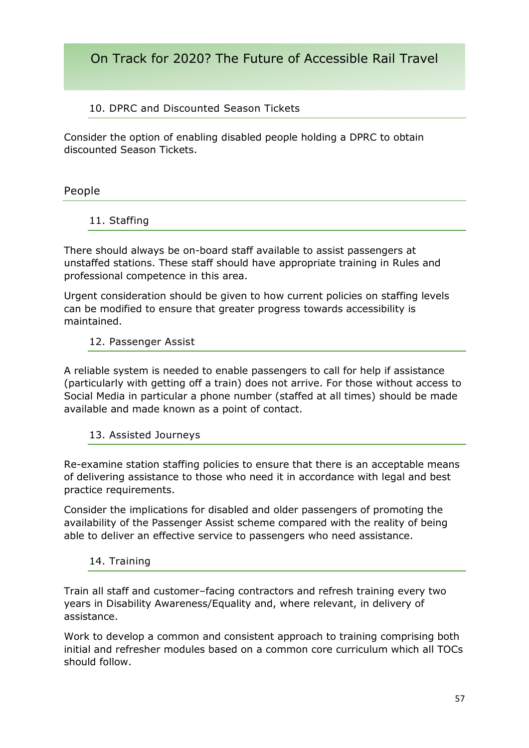### 10. DPRC and Discounted Season Tickets

Consider the option of enabling disabled people holding a DPRC to obtain discounted Season Tickets.

## People

### 11. Staffing

There should always be on-board staff available to assist passengers at unstaffed stations. These staff should have appropriate training in Rules and professional competence in this area.

Urgent consideration should be given to how current policies on staffing levels can be modified to ensure that greater progress towards accessibility is maintained.

### 12. Passenger Assist

A reliable system is needed to enable passengers to call for help if assistance (particularly with getting off a train) does not arrive. For those without access to Social Media in particular a phone number (staffed at all times) should be made available and made known as a point of contact.

### 13. Assisted Journeys

Re-examine station staffing policies to ensure that there is an acceptable means of delivering assistance to those who need it in accordance with legal and best practice requirements.

Consider the implications for disabled and older passengers of promoting the availability of the Passenger Assist scheme compared with the reality of being able to deliver an effective service to passengers who need assistance.

### 14. Training

Train all staff and customer–facing contractors and refresh training every two years in Disability Awareness/Equality and, where relevant, in delivery of assistance.

Work to develop a common and consistent approach to training comprising both initial and refresher modules based on a common core curriculum which all TOCs should follow.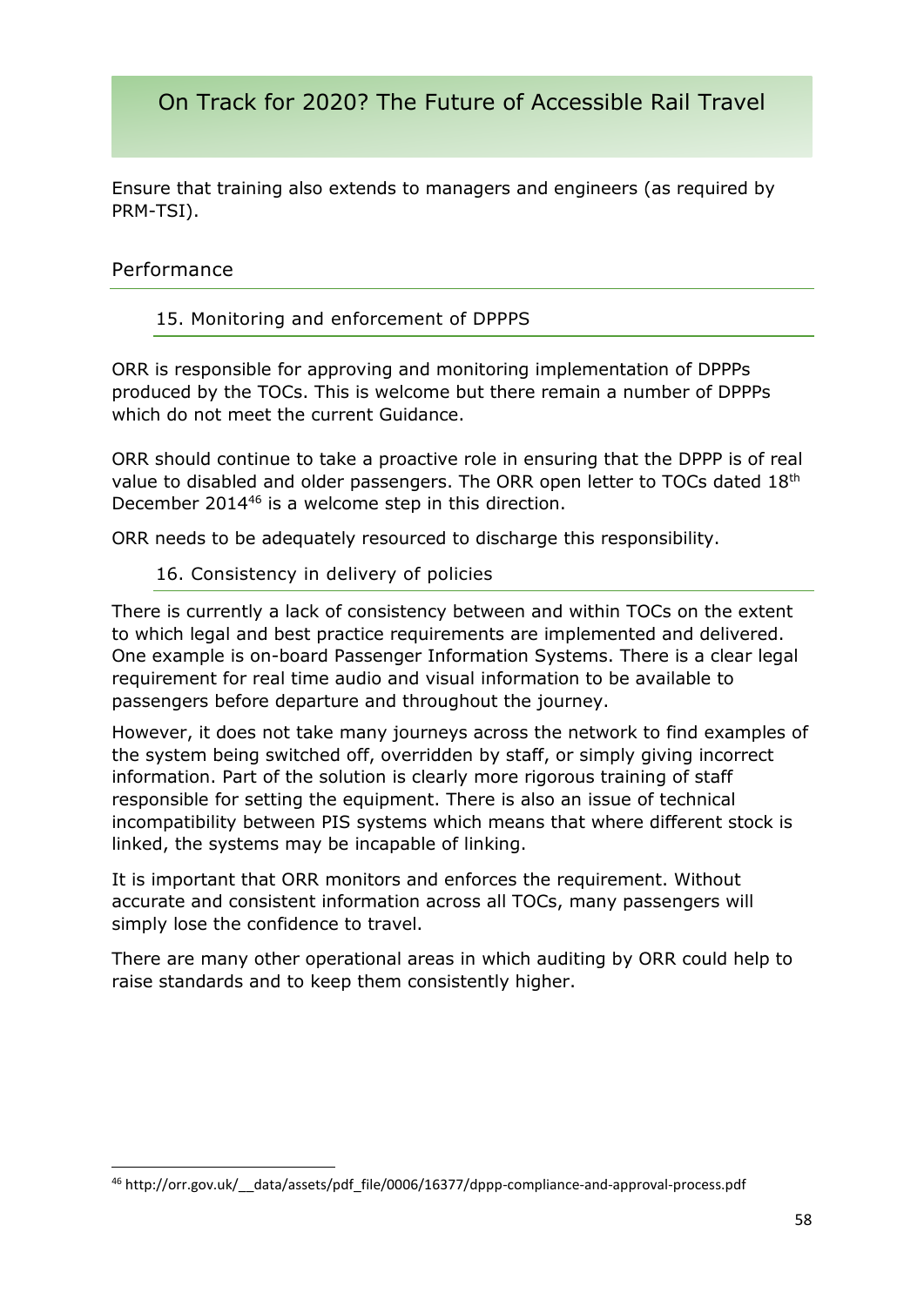Ensure that training also extends to managers and engineers (as required by PRM-TSI).

## Performance

### 15. Monitoring and enforcement of DPPPS

ORR is responsible for approving and monitoring implementation of DPPPs produced by the TOCs. This is welcome but there remain a number of DPPPs which do not meet the current Guidance.

ORR should continue to take a proactive role in ensuring that the DPPP is of real value to disabled and older passengers. The ORR open letter to TOCs dated 18th December 2014[46] is a welcome step in this direction.

ORR needs to be adequately resourced to discharge this responsibility.

### 16. Consistency in delivery of policies

There is currently a lack of consistency between and within TOCs on the extent to which legal and best practice requirements are implemented and delivered. One example is on-board Passenger Information Systems. There is a clear legal requirement for real time audio and visual information to be available to passengers before departure and throughout the journey.

However, it does not take many journeys across the network to find examples of the system being switched off, overridden by staff, or simply giving incorrect information. Part of the solution is clearly more rigorous training of staff responsible for setting the equipment. There is also an issue of technical incompatibility between PIS systems which means that where different stock is linked, the systems may be incapable of linking.

It is important that ORR monitors and enforces the requirement. Without accurate and consistent information across all TOCs, many passengers will simply lose the confidence to travel.

There are many other operational areas in which auditing by ORR could help to raise standards and to keep them consistently higher.

[46] http://orr.gov.uk/__data/assets/pdf_file/0006/16377/dppp-compliance-and-approval-process.pdf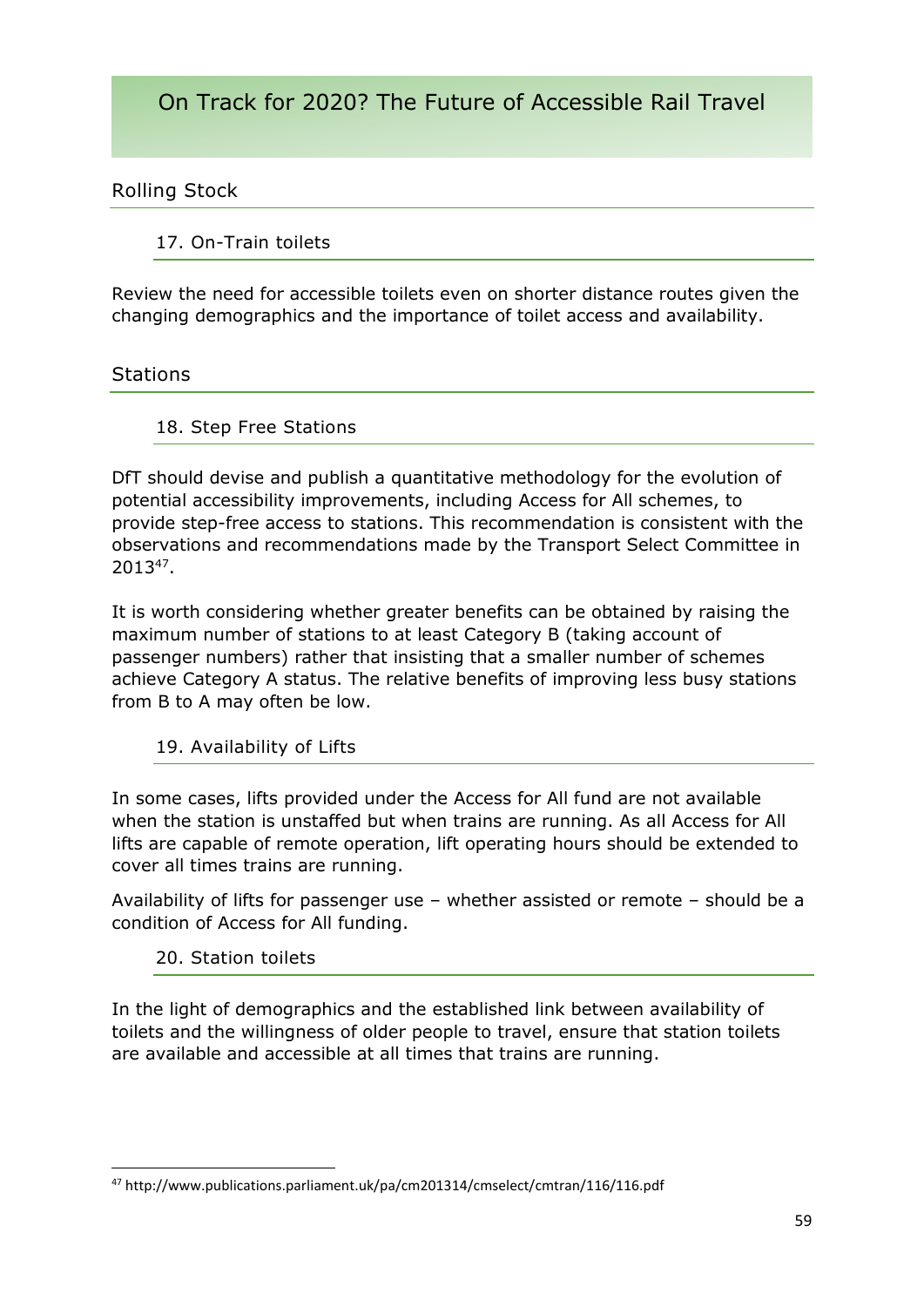## Rolling Stock

### 17. On-Train toilets

Review the need for accessible toilets even on shorter distance routes given the changing demographics and the importance of toilet access and availability.

## Stations

### 18. Step Free Stations

DfT should devise and publish a quantitative methodology for the evolution of potential accessibility improvements, including Access for All schemes, to provide step-free access to stations. This recommendation is consistent with the observations and recommendations made by the Transport Select Committee in 2013[47].

It is worth considering whether greater benefits can be obtained by raising the maximum number of stations to at least Category B (taking account of passenger numbers) rather that insisting that a smaller number of schemes achieve Category A status. The relative benefits of improving less busy stations from B to A may often be low.

### 19. Availability of Lifts

In some cases, lifts provided under the Access for All fund are not available when the station is unstaffed but when trains are running. As all Access for All lifts are capable of remote operation, lift operating hours should be extended to cover all times trains are running.

Availability of lifts for passenger use – whether assisted or remote – should be a condition of Access for All funding.

### 20. Station toilets

In the light of demographics and the established link between availability of toilets and the willingness of older people to travel, ensure that station toilets are available and accessible at all times that trains are running.

---

[47] http://www.publications.parliament.uk/pa/cm201314/cmselect/cmtran/116/116.pdf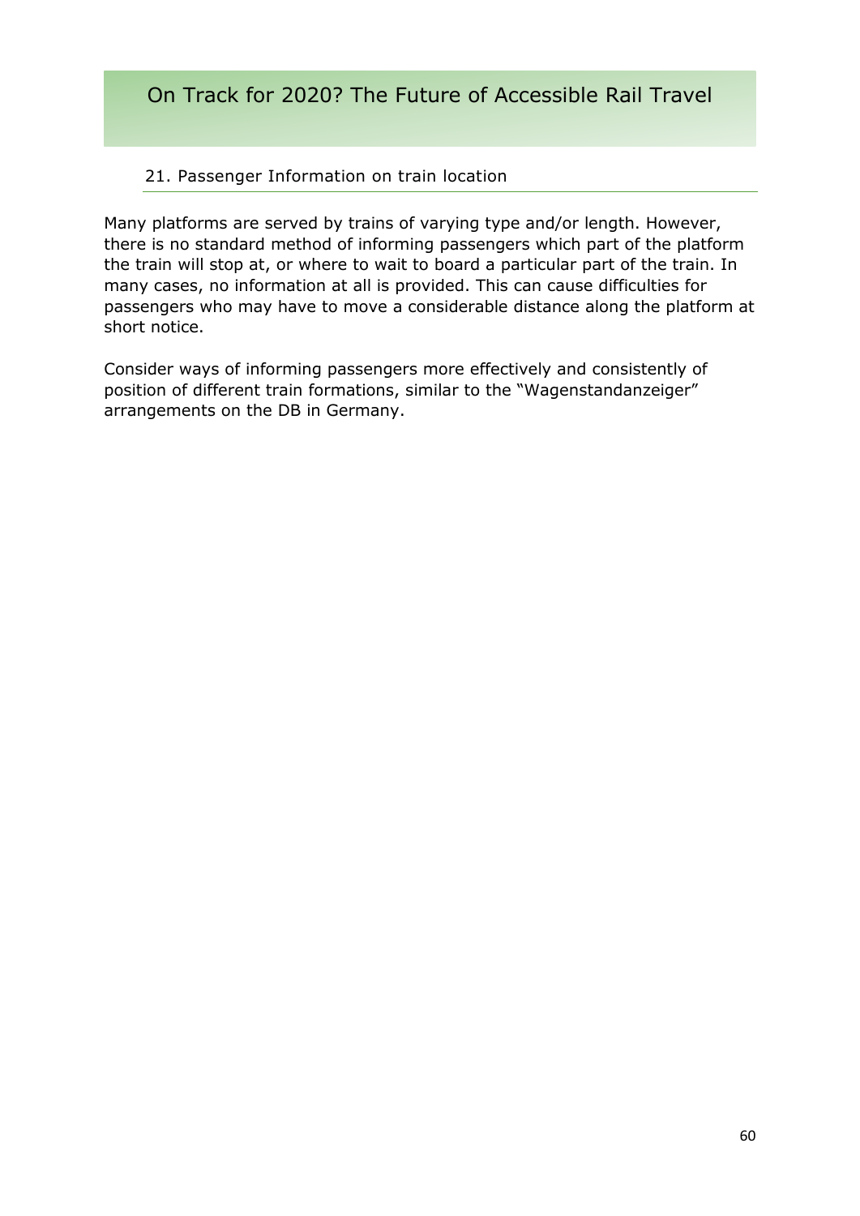## 21. Passenger Information on train location

Many platforms are served by trains of varying type and/or length. However, there is no standard method of informing passengers which part of the platform the train will stop at, or where to wait to board a particular part of the train. In many cases, no information at all is provided. This can cause difficulties for passengers who may have to move a considerable distance along the platform at short notice.

Consider ways of informing passengers more effectively and consistently of position of different train formations, similar to the "Wagenstandanzeiger" arrangements on the DB in Germany.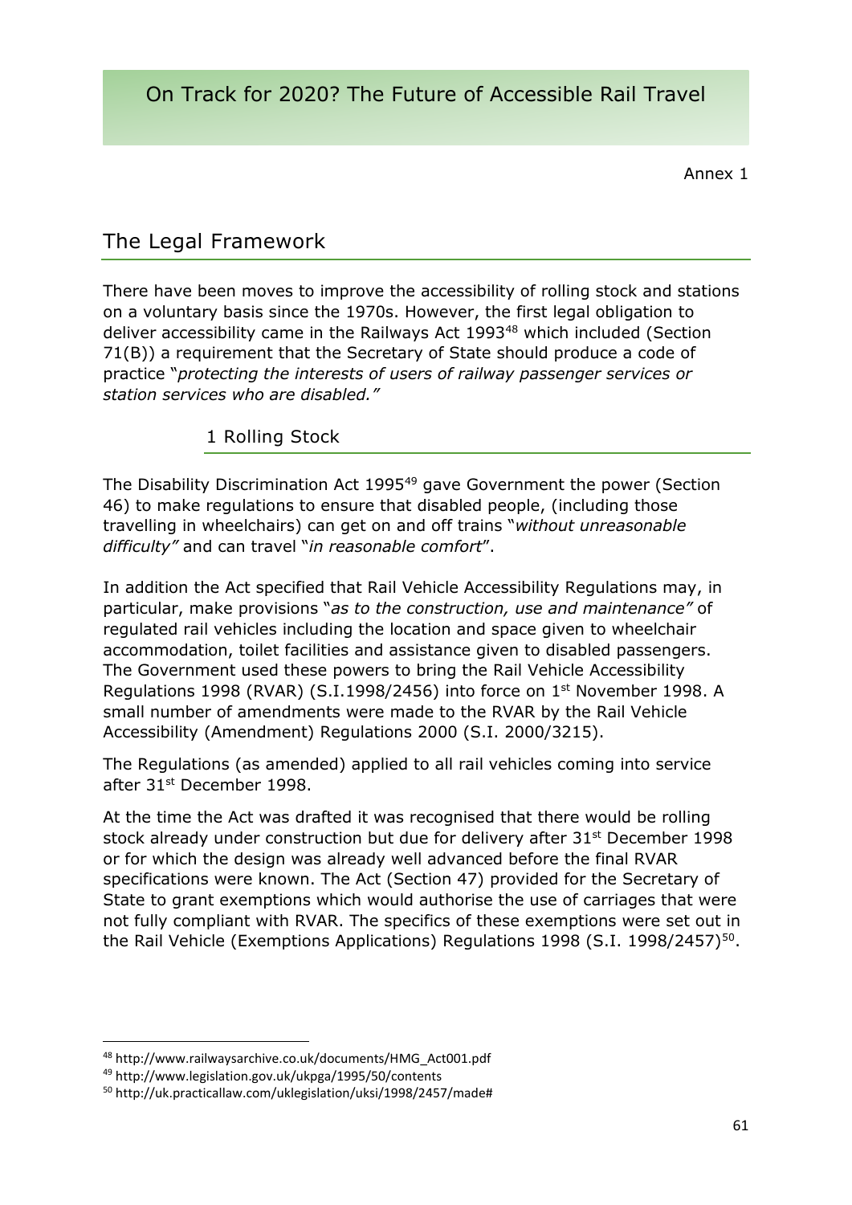Annex 1

## The Legal Framework

There have been moves to improve the accessibility of rolling stock and stations on a voluntary basis since the 1970s. However, the first legal obligation to deliver accessibility came in the Railways Act 1993[48] which included (Section 71(B)) a requirement that the Secretary of State should produce a code of practice "*protecting the interests of users of railway passenger services or station services who are disabled.*"

### 1 Rolling Stock

The Disability Discrimination Act 1995[49] gave Government the power (Section 46) to make regulations to ensure that disabled people, (including those travelling in wheelchairs) can get on and off trains "*without unreasonable difficulty*" and can travel "*in reasonable comfort*".

In addition the Act specified that Rail Vehicle Accessibility Regulations may, in particular, make provisions "*as to the construction, use and maintenance*" of regulated rail vehicles including the location and space given to wheelchair accommodation, toilet facilities and assistance given to disabled passengers. The Government used these powers to bring the Rail Vehicle Accessibility Regulations 1998 (RVAR) (S.I.1998/2456) into force on 1st November 1998. A small number of amendments were made to the RVAR by the Rail Vehicle Accessibility (Amendment) Regulations 2000 (S.I. 2000/3215).

The Regulations (as amended) applied to all rail vehicles coming into service after 31st December 1998.

At the time the Act was drafted it was recognised that there would be rolling stock already under construction but due for delivery after 31st December 1998 or for which the design was already well advanced before the final RVAR specifications were known. The Act (Section 47) provided for the Secretary of State to grant exemptions which would authorise the use of carriages that were not fully compliant with RVAR. The specifics of these exemptions were set out in the Rail Vehicle (Exemptions Applications) Regulations 1998 (S.I. 1998/2457)[50].

---

[48] http://www.railwaysarchive.co.uk/documents/HMG_Act001.pdf

[49] http://www.legislation.gov.uk/ukpga/1995/50/contents

[50] http://uk.practicallaw.com/uklegislation/uksi/1998/2457/made#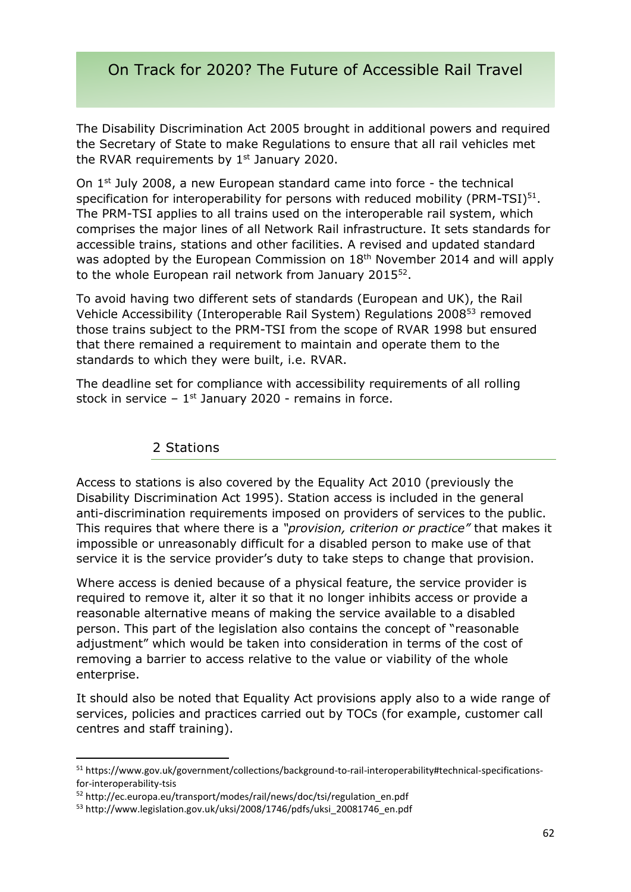The Disability Discrimination Act 2005 brought in additional powers and required the Secretary of State to make Regulations to ensure that all rail vehicles met the RVAR requirements by 1st January 2020.

On 1st July 2008, a new European standard came into force - the technical specification for interoperability for persons with reduced mobility (PRM-TSI)[51]. The PRM-TSI applies to all trains used on the interoperable rail system, which comprises the major lines of all Network Rail infrastructure. It sets standards for accessible trains, stations and other facilities. A revised and updated standard was adopted by the European Commission on 18th November 2014 and will apply to the whole European rail network from January 2015[52].

To avoid having two different sets of standards (European and UK), the Rail Vehicle Accessibility (Interoperable Rail System) Regulations 2008[53] removed those trains subject to the PRM-TSI from the scope of RVAR 1998 but ensured that there remained a requirement to maintain and operate them to the standards to which they were built, i.e. RVAR.

The deadline set for compliance with accessibility requirements of all rolling stock in service – 1st January 2020 - remains in force.

## 2 Stations

Access to stations is also covered by the Equality Act 2010 (previously the Disability Discrimination Act 1995). Station access is included in the general anti-discrimination requirements imposed on providers of services to the public. This requires that where there is a *"provision, criterion or practice"* that makes it impossible or unreasonably difficult for a disabled person to make use of that service it is the service provider's duty to take steps to change that provision.

Where access is denied because of a physical feature, the service provider is required to remove it, alter it so that it no longer inhibits access or provide a reasonable alternative means of making the service available to a disabled person. This part of the legislation also contains the concept of "reasonable adjustment" which would be taken into consideration in terms of the cost of removing a barrier to access relative to the value or viability of the whole enterprise.

It should also be noted that Equality Act provisions apply also to a wide range of services, policies and practices carried out by TOCs (for example, customer call centres and staff training).

---

[51] https://www.gov.uk/government/collections/background-to-rail-interoperability#technical-specifications-for-interoperability-tsis

[52] http://ec.europa.eu/transport/modes/rail/news/doc/tsi/regulation_en.pdf

[53] http://www.legislation.gov.uk/uksi/2008/1746/pdfs/uksi_20081746_en.pdf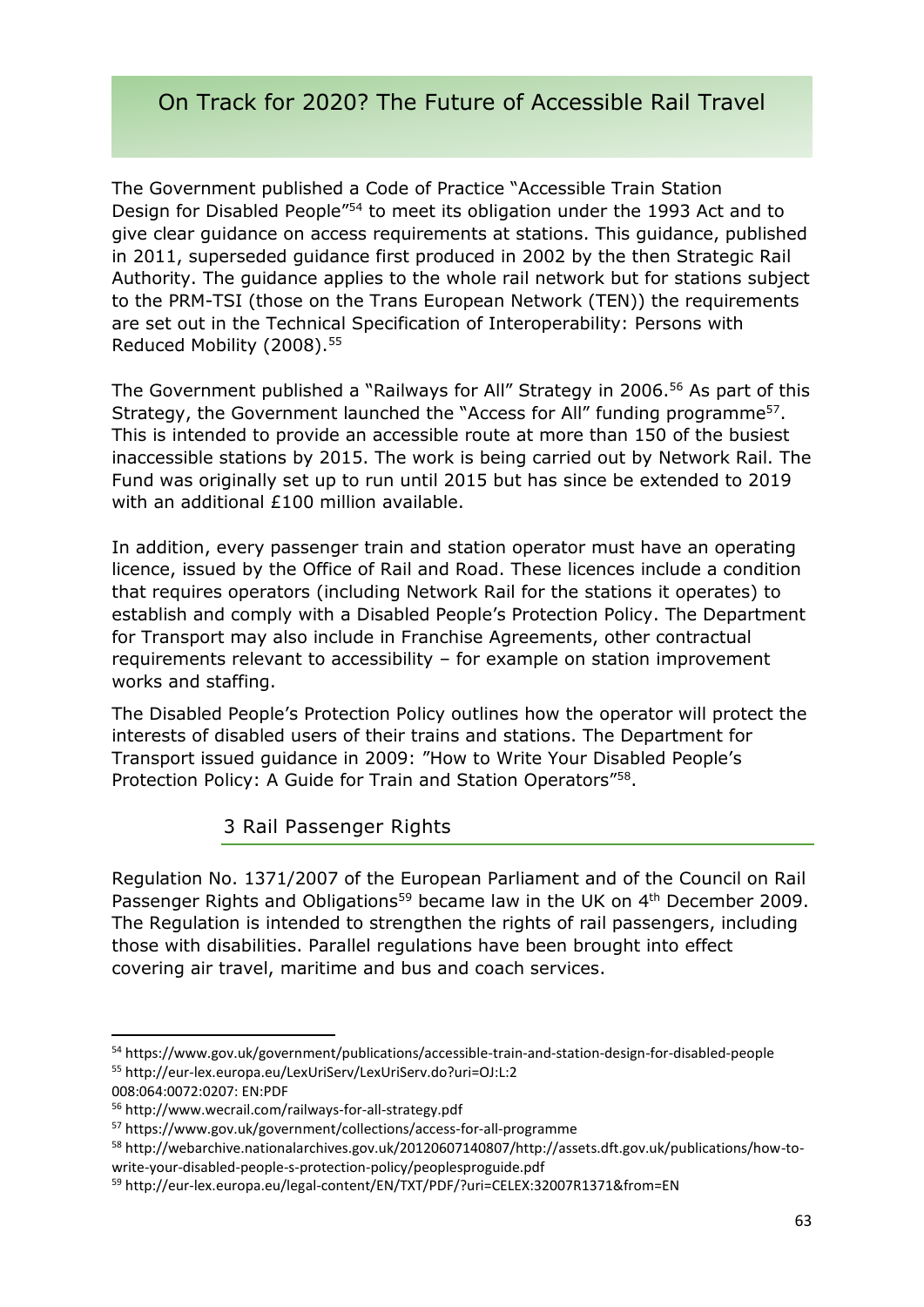The Government published a Code of Practice "Accessible Train Station Design for Disabled People"[54] to meet its obligation under the 1993 Act and to give clear guidance on access requirements at stations. This guidance, published in 2011, superseded guidance first produced in 2002 by the then Strategic Rail Authority. The guidance applies to the whole rail network but for stations subject to the PRM-TSI (those on the Trans European Network (TEN)) the requirements are set out in the Technical Specification of Interoperability: Persons with Reduced Mobility (2008).[55]

The Government published a "Railways for All" Strategy in 2006.[56] As part of this Strategy, the Government launched the "Access for All" funding programme[57]. This is intended to provide an accessible route at more than 150 of the busiest inaccessible stations by 2015. The work is being carried out by Network Rail. The Fund was originally set up to run until 2015 but has since be extended to 2019 with an additional £100 million available.

In addition, every passenger train and station operator must have an operating licence, issued by the Office of Rail and Road. These licences include a condition that requires operators (including Network Rail for the stations it operates) to establish and comply with a Disabled People's Protection Policy. The Department for Transport may also include in Franchise Agreements, other contractual requirements relevant to accessibility – for example on station improvement works and staffing.

The Disabled People's Protection Policy outlines how the operator will protect the interests of disabled users of their trains and stations. The Department for Transport issued guidance in 2009: "How to Write Your Disabled People's Protection Policy: A Guide for Train and Station Operators"[58].

## 3 Rail Passenger Rights

Regulation No. 1371/2007 of the European Parliament and of the Council on Rail Passenger Rights and Obligations[59] became law in the UK on 4th December 2009. The Regulation is intended to strengthen the rights of rail passengers, including those with disabilities. Parallel regulations have been brought into effect covering air travel, maritime and bus and coach services.

---

[54] https://www.gov.uk/government/publications/accessible-train-and-station-design-for-disabled-people

[55] http://eur-lex.europa.eu/LexUriServ/LexUriServ.do?uri=OJ:L:2008:064:0072:0207: EN:PDF

[56] http://www.wecrail.com/railways-for-all-strategy.pdf

[57] https://www.gov.uk/government/collections/access-for-all-programme

[58] http://webarchive.nationalarchives.gov.uk/20120607140807/http://assets.dft.gov.uk/publications/how-to-write-your-disabled-people-s-protection-policy/peoplesproguide.pdf

[59] http://eur-lex.europa.eu/legal-content/EN/TXT/PDF/?uri=CELEX:32007R1371&from=EN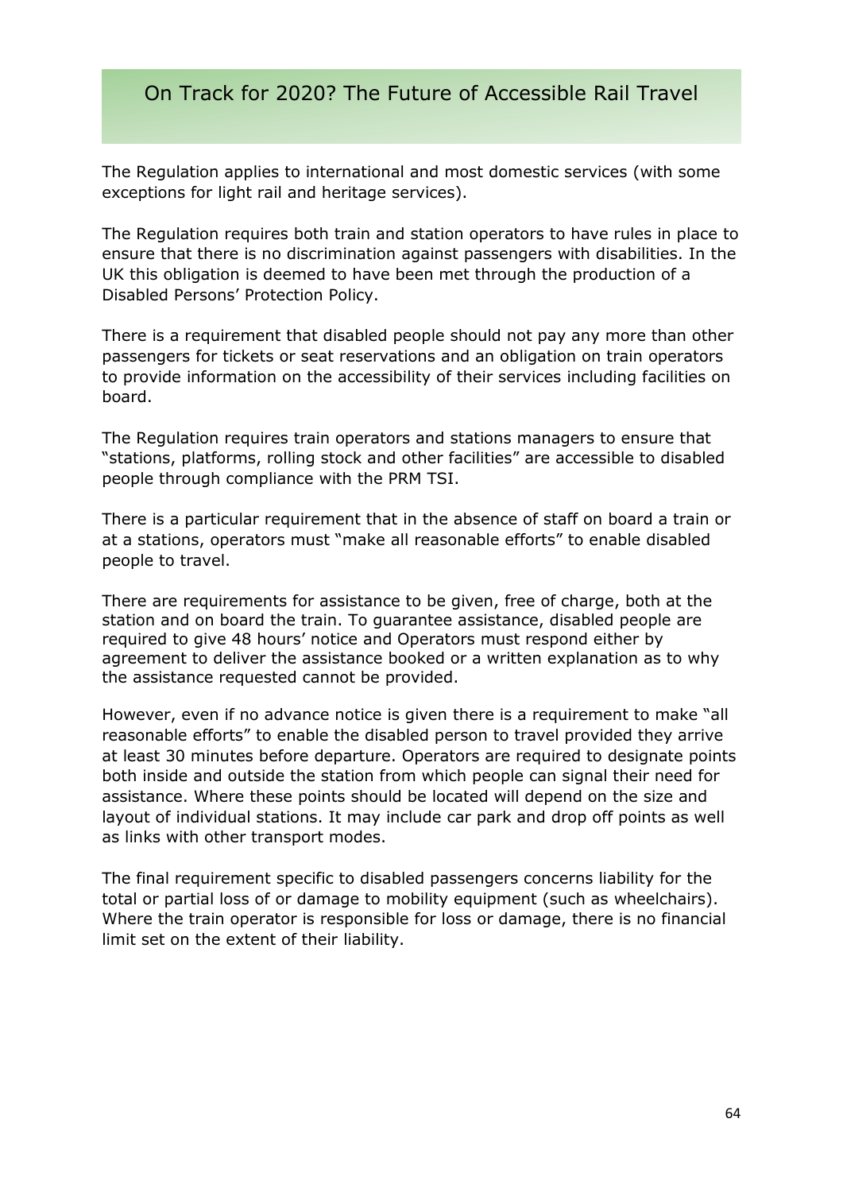The Regulation applies to international and most domestic services (with some exceptions for light rail and heritage services).

The Regulation requires both train and station operators to have rules in place to ensure that there is no discrimination against passengers with disabilities. In the UK this obligation is deemed to have been met through the production of a Disabled Persons' Protection Policy.

There is a requirement that disabled people should not pay any more than other passengers for tickets or seat reservations and an obligation on train operators to provide information on the accessibility of their services including facilities on board.

The Regulation requires train operators and stations managers to ensure that "stations, platforms, rolling stock and other facilities" are accessible to disabled people through compliance with the PRM TSI.

There is a particular requirement that in the absence of staff on board a train or at a stations, operators must "make all reasonable efforts" to enable disabled people to travel.

There are requirements for assistance to be given, free of charge, both at the station and on board the train. To guarantee assistance, disabled people are required to give 48 hours' notice and Operators must respond either by agreement to deliver the assistance booked or a written explanation as to why the assistance requested cannot be provided.

However, even if no advance notice is given there is a requirement to make "all reasonable efforts" to enable the disabled person to travel provided they arrive at least 30 minutes before departure. Operators are required to designate points both inside and outside the station from which people can signal their need for assistance. Where these points should be located will depend on the size and layout of individual stations. It may include car park and drop off points as well as links with other transport modes.

The final requirement specific to disabled passengers concerns liability for the total or partial loss of or damage to mobility equipment (such as wheelchairs). Where the train operator is responsible for loss or damage, there is no financial limit set on the extent of their liability.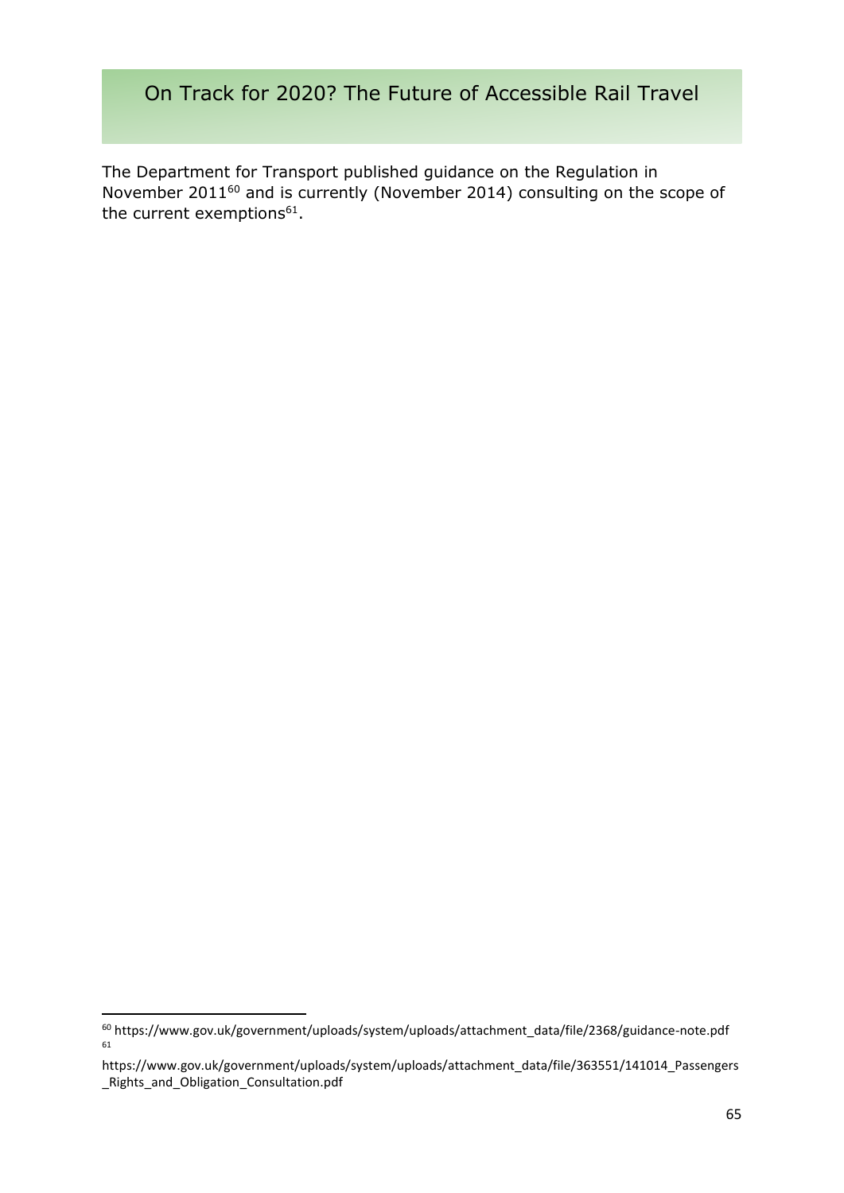The Department for Transport published guidance on the Regulation in November 2011[60] and is currently (November 2014) consulting on the scope of the current exemptions[61].

---

[60] https://www.gov.uk/government/uploads/system/uploads/attachment_data/file/2368/guidance-note.pdf

[61] https://www.gov.uk/government/uploads/system/uploads/attachment_data/file/363551/141014_Passengers_Rights_and_Obligation_Consultation.pdf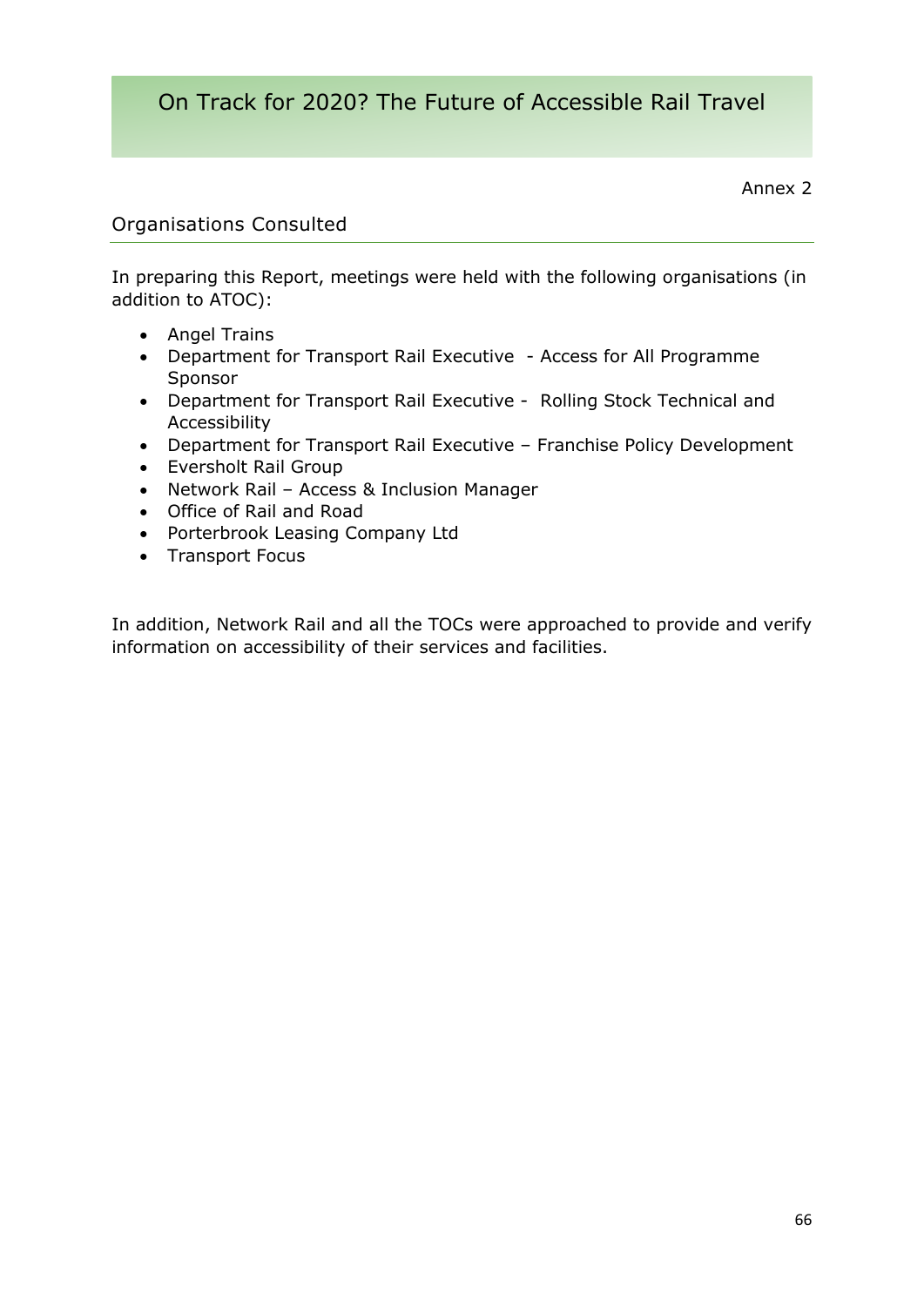Annex 2

## Organisations Consulted

In preparing this Report, meetings were held with the following organisations (in addition to ATOC):

- Angel Trains
- Department for Transport Rail Executive - Access for All Programme Sponsor
- Department for Transport Rail Executive - Rolling Stock Technical and Accessibility
- Department for Transport Rail Executive – Franchise Policy Development
- Eversholt Rail Group
- Network Rail – Access & Inclusion Manager
- Office of Rail and Road
- Porterbrook Leasing Company Ltd
- Transport Focus

In addition, Network Rail and all the TOCs were approached to provide and verify information on accessibility of their services and facilities.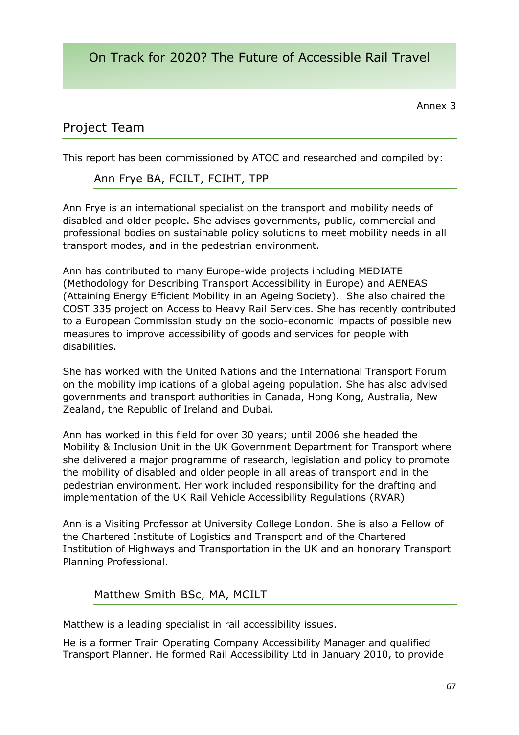Annex 3

## Project Team

This report has been commissioned by ATOC and researched and compiled by:

### Ann Frye BA, FCILT, FCIHT, TPP

Ann Frye is an international specialist on the transport and mobility needs of disabled and older people. She advises governments, public, commercial and professional bodies on sustainable policy solutions to meet mobility needs in all transport modes, and in the pedestrian environment.

Ann has contributed to many Europe-wide projects including MEDIATE (Methodology for Describing Transport Accessibility in Europe) and AENEAS (Attaining Energy Efficient Mobility in an Ageing Society). She also chaired the COST 335 project on Access to Heavy Rail Services. She has recently contributed to a European Commission study on the socio-economic impacts of possible new measures to improve accessibility of goods and services for people with disabilities.

She has worked with the United Nations and the International Transport Forum on the mobility implications of a global ageing population. She has also advised governments and transport authorities in Canada, Hong Kong, Australia, New Zealand, the Republic of Ireland and Dubai.

Ann has worked in this field for over 30 years; until 2006 she headed the Mobility & Inclusion Unit in the UK Government Department for Transport where she delivered a major programme of research, legislation and policy to promote the mobility of disabled and older people in all areas of transport and in the pedestrian environment. Her work included responsibility for the drafting and implementation of the UK Rail Vehicle Accessibility Regulations (RVAR)

Ann is a Visiting Professor at University College London. She is also a Fellow of the Chartered Institute of Logistics and Transport and of the Chartered Institution of Highways and Transportation in the UK and an honorary Transport Planning Professional.

### Matthew Smith BSc, MA, MCILT

Matthew is a leading specialist in rail accessibility issues.

He is a former Train Operating Company Accessibility Manager and qualified Transport Planner. He formed Rail Accessibility Ltd in January 2010, to provide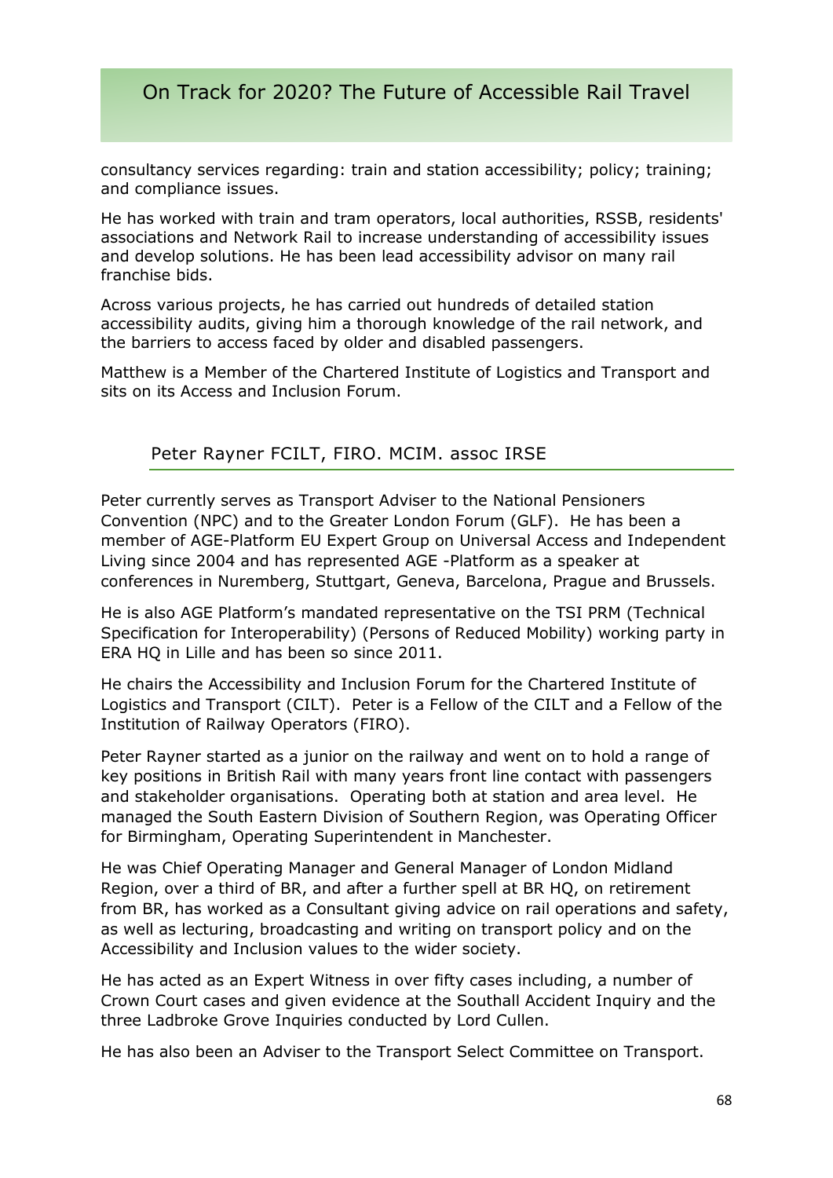consultancy services regarding: train and station accessibility; policy; training; and compliance issues.

He has worked with train and tram operators, local authorities, RSSB, residents' associations and Network Rail to increase understanding of accessibility issues and develop solutions. He has been lead accessibility advisor on many rail franchise bids.

Across various projects, he has carried out hundreds of detailed station accessibility audits, giving him a thorough knowledge of the rail network, and the barriers to access faced by older and disabled passengers.

Matthew is a Member of the Chartered Institute of Logistics and Transport and sits on its Access and Inclusion Forum.

### Peter Rayner FCILT, FIRO. MCIM. assoc IRSE

Peter currently serves as Transport Adviser to the National Pensioners Convention (NPC) and to the Greater London Forum (GLF). He has been a member of AGE-Platform EU Expert Group on Universal Access and Independent Living since 2004 and has represented AGE -Platform as a speaker at conferences in Nuremberg, Stuttgart, Geneva, Barcelona, Prague and Brussels.

He is also AGE Platform's mandated representative on the TSI PRM (Technical Specification for Interoperability) (Persons of Reduced Mobility) working party in ERA HQ in Lille and has been so since 2011.

He chairs the Accessibility and Inclusion Forum for the Chartered Institute of Logistics and Transport (CILT). Peter is a Fellow of the CILT and a Fellow of the Institution of Railway Operators (FIRO).

Peter Rayner started as a junior on the railway and went on to hold a range of key positions in British Rail with many years front line contact with passengers and stakeholder organisations. Operating both at station and area level. He managed the South Eastern Division of Southern Region, was Operating Officer for Birmingham, Operating Superintendent in Manchester.

He was Chief Operating Manager and General Manager of London Midland Region, over a third of BR, and after a further spell at BR HQ, on retirement from BR, has worked as a Consultant giving advice on rail operations and safety, as well as lecturing, broadcasting and writing on transport policy and on the Accessibility and Inclusion values to the wider society.

He has acted as an Expert Witness in over fifty cases including, a number of Crown Court cases and given evidence at the Southall Accident Inquiry and the three Ladbroke Grove Inquiries conducted by Lord Cullen.

He has also been an Adviser to the Transport Select Committee on Transport.